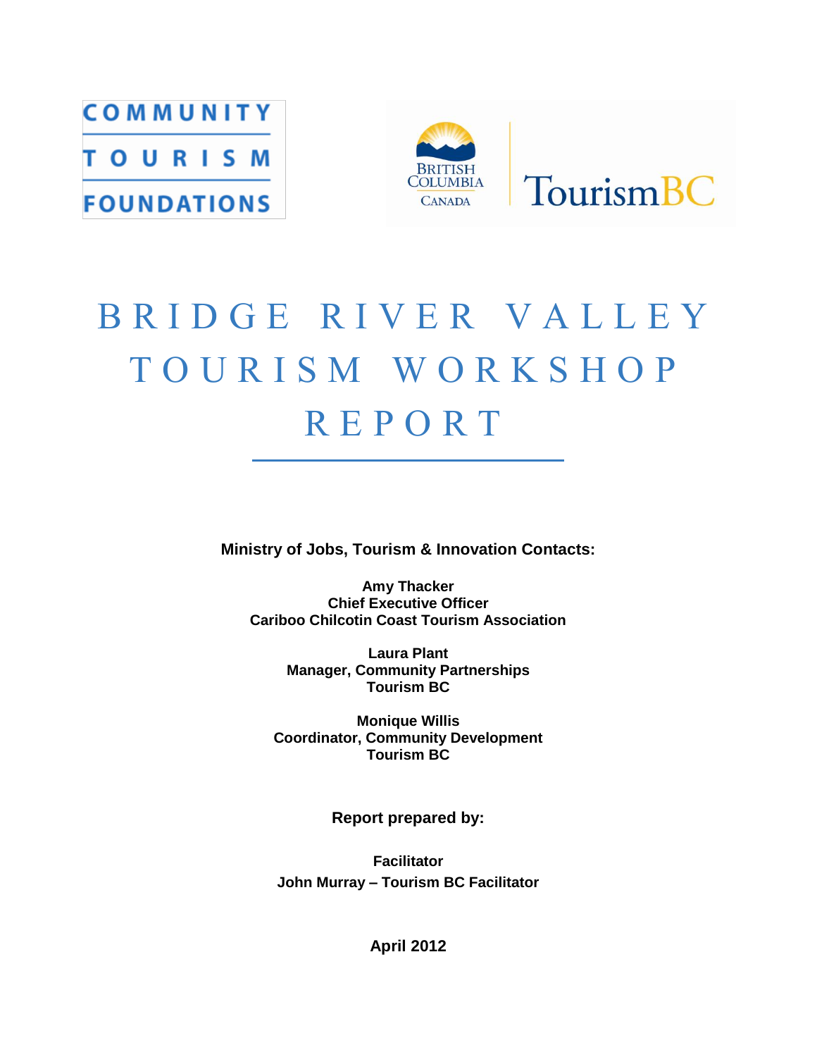COMMUNITY TOURISM FOUNDATIONS

British Columbia Canada | TourismBC

# BRIDGE RIVER VALLEY TOURISM WORKSHOP REPORT

**Ministry of Jobs, Tourism & Innovation Contacts:**

**Amy Thacker**
**Chief Executive Officer**
**Cariboo Chilcotin Coast Tourism Association**

**Laura Plant**
**Manager, Community Partnerships**
**Tourism BC**

**Monique Willis**
**Coordinator, Community Development**
**Tourism BC**

**Report prepared by:**

**Facilitator**
**John Murray – Tourism BC Facilitator**

**April 2012**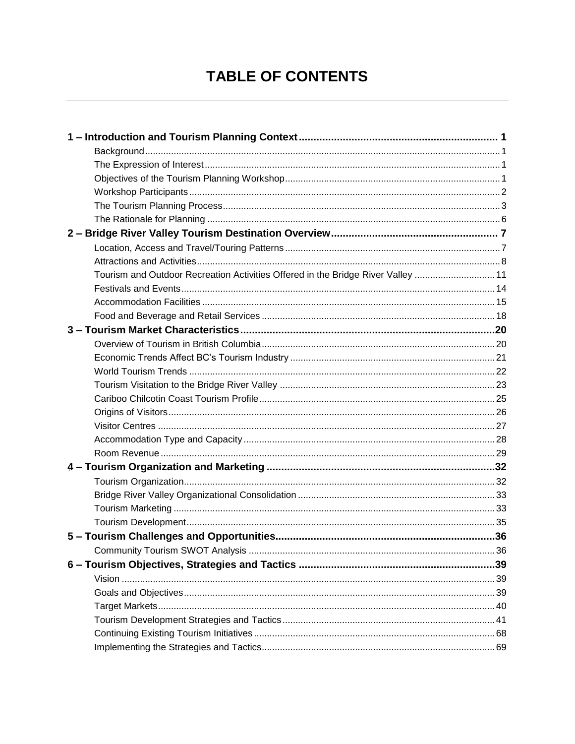# TABLE OF CONTENTS

**1 – Introduction and Tourism Planning Context .......... 1**

- Background .......... 1
- The Expression of Interest .......... 1
- Objectives of the Tourism Planning Workshop .......... 1
- Workshop Participants .......... 2
- The Tourism Planning Process .......... 3
- The Rationale for Planning .......... 6

**2 – Bridge River Valley Tourism Destination Overview .......... 7**

- Location, Access and Travel/Touring Patterns .......... 7
- Attractions and Activities .......... 8
- Tourism and Outdoor Recreation Activities Offered in the Bridge River Valley .......... 11
- Festivals and Events .......... 14
- Accommodation Facilities .......... 15
- Food and Beverage and Retail Services .......... 18

**3 – Tourism Market Characteristics .......... 20**

- Overview of Tourism in British Columbia .......... 20
- Economic Trends Affect BC's Tourism Industry .......... 21
- World Tourism Trends .......... 22
- Tourism Visitation to the Bridge River Valley .......... 23
- Cariboo Chilcotin Coast Tourism Profile .......... 25
- Origins of Visitors .......... 26
- Visitor Centres .......... 27
- Accommodation Type and Capacity .......... 28
- Room Revenue .......... 29

**4 – Tourism Organization and Marketing .......... 32**

- Tourism Organization .......... 32
- Bridge River Valley Organizational Consolidation .......... 33
- Tourism Marketing .......... 33
- Tourism Development .......... 35

**5 – Tourism Challenges and Opportunities .......... 36**

- Community Tourism SWOT Analysis .......... 36

**6 – Tourism Objectives, Strategies and Tactics .......... 39**

- Vision .......... 39
- Goals and Objectives .......... 39
- Target Markets .......... 40
- Tourism Development Strategies and Tactics .......... 41
- Continuing Existing Tourism Initiatives .......... 68
- Implementing the Strategies and Tactics .......... 69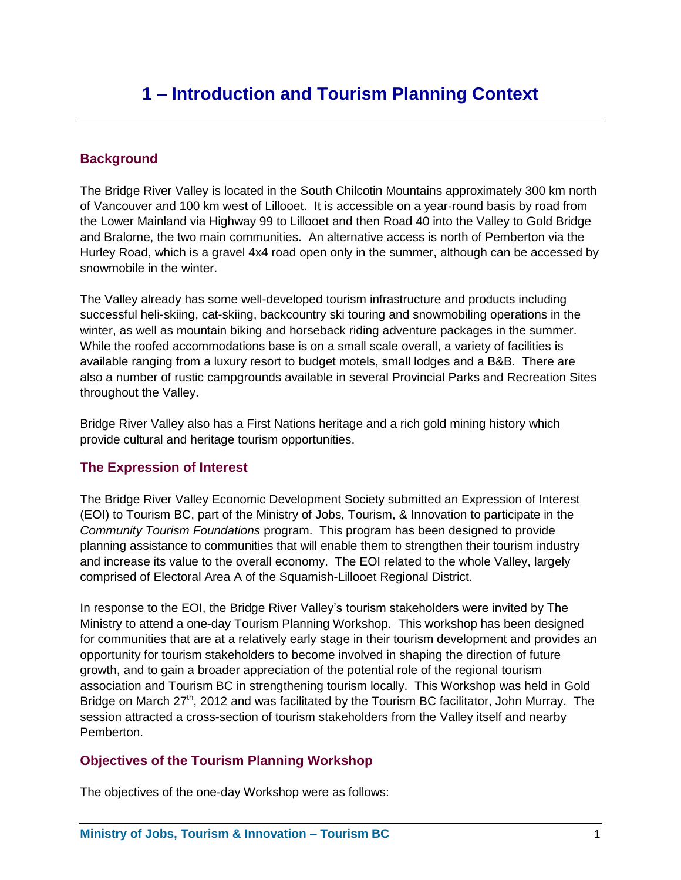# 1 – Introduction and Tourism Planning Context

## Background

The Bridge River Valley is located in the South Chilcotin Mountains approximately 300 km north of Vancouver and 100 km west of Lillooet. It is accessible on a year-round basis by road from the Lower Mainland via Highway 99 to Lillooet and then Road 40 into the Valley to Gold Bridge and Bralorne, the two main communities. An alternative access is north of Pemberton via the Hurley Road, which is a gravel 4x4 road open only in the summer, although can be accessed by snowmobile in the winter.

The Valley already has some well-developed tourism infrastructure and products including successful heli-skiing, cat-skiing, backcountry ski touring and snowmobiling operations in the winter, as well as mountain biking and horseback riding adventure packages in the summer. While the roofed accommodations base is on a small scale overall, a variety of facilities is available ranging from a luxury resort to budget motels, small lodges and a B&B. There are also a number of rustic campgrounds available in several Provincial Parks and Recreation Sites throughout the Valley.

Bridge River Valley also has a First Nations heritage and a rich gold mining history which provide cultural and heritage tourism opportunities.

## The Expression of Interest

The Bridge River Valley Economic Development Society submitted an Expression of Interest (EOI) to Tourism BC, part of the Ministry of Jobs, Tourism, & Innovation to participate in the *Community Tourism Foundations* program. This program has been designed to provide planning assistance to communities that will enable them to strengthen their tourism industry and increase its value to the overall economy. The EOI related to the whole Valley, largely comprised of Electoral Area A of the Squamish-Lillooet Regional District.

In response to the EOI, the Bridge River Valley's tourism stakeholders were invited by The Ministry to attend a one-day Tourism Planning Workshop. This workshop has been designed for communities that are at a relatively early stage in their tourism development and provides an opportunity for tourism stakeholders to become involved in shaping the direction of future growth, and to gain a broader appreciation of the potential role of the regional tourism association and Tourism BC in strengthening tourism locally. This Workshop was held in Gold Bridge on March 27th, 2012 and was facilitated by the Tourism BC facilitator, John Murray. The session attracted a cross-section of tourism stakeholders from the Valley itself and nearby Pemberton.

## Objectives of the Tourism Planning Workshop

The objectives of the one-day Workshop were as follows: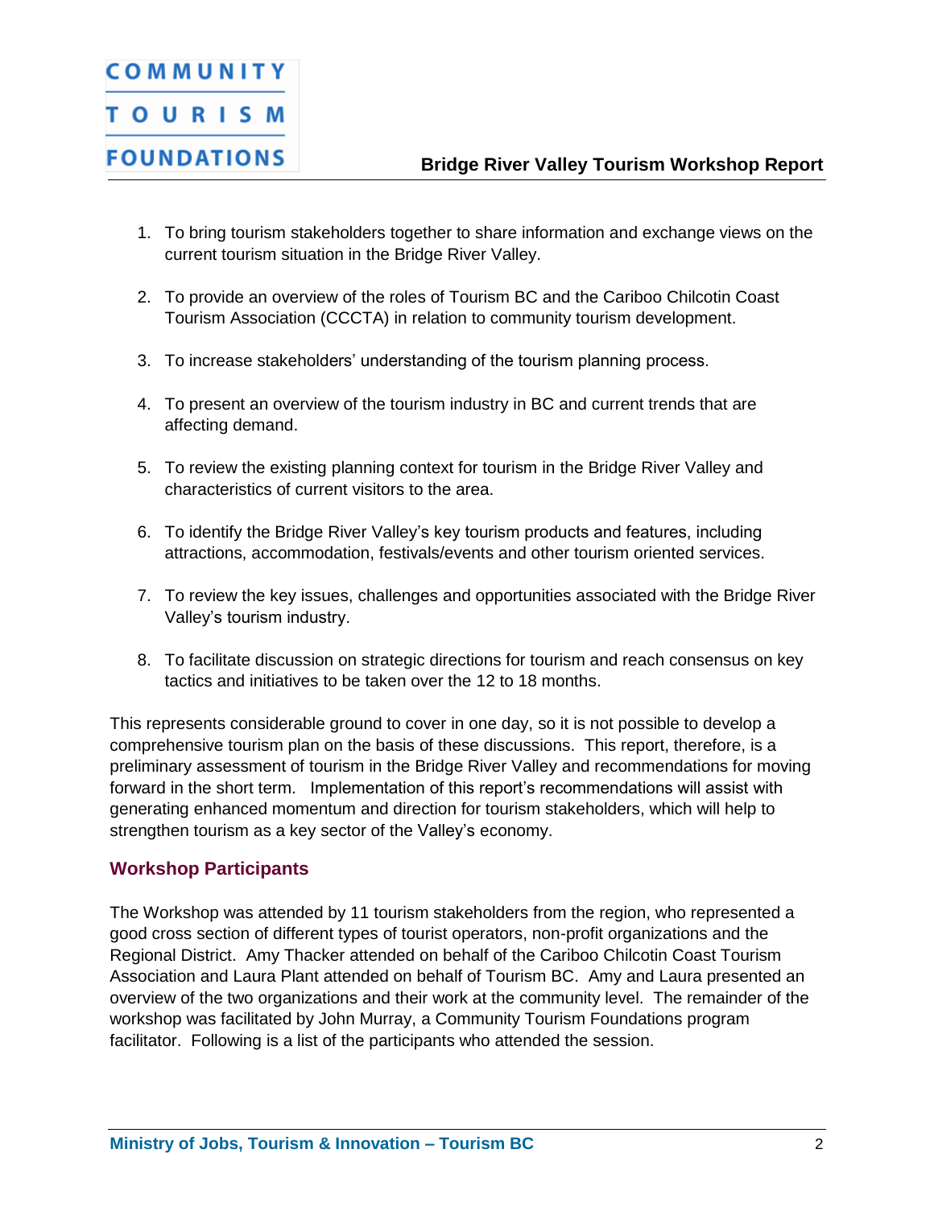1. To bring tourism stakeholders together to share information and exchange views on the current tourism situation in the Bridge River Valley.

2. To provide an overview of the roles of Tourism BC and the Cariboo Chilcotin Coast Tourism Association (CCCTA) in relation to community tourism development.

3. To increase stakeholders' understanding of the tourism planning process.

4. To present an overview of the tourism industry in BC and current trends that are affecting demand.

5. To review the existing planning context for tourism in the Bridge River Valley and characteristics of current visitors to the area.

6. To identify the Bridge River Valley's key tourism products and features, including attractions, accommodation, festivals/events and other tourism oriented services.

7. To review the key issues, challenges and opportunities associated with the Bridge River Valley's tourism industry.

8. To facilitate discussion on strategic directions for tourism and reach consensus on key tactics and initiatives to be taken over the 12 to 18 months.

This represents considerable ground to cover in one day, so it is not possible to develop a comprehensive tourism plan on the basis of these discussions. This report, therefore, is a preliminary assessment of tourism in the Bridge River Valley and recommendations for moving forward in the short term. Implementation of this report's recommendations will assist with generating enhanced momentum and direction for tourism stakeholders, which will help to strengthen tourism as a key sector of the Valley's economy.

## Workshop Participants

The Workshop was attended by 11 tourism stakeholders from the region, who represented a good cross section of different types of tourist operators, non-profit organizations and the Regional District. Amy Thacker attended on behalf of the Cariboo Chilcotin Coast Tourism Association and Laura Plant attended on behalf of Tourism BC. Amy and Laura presented an overview of the two organizations and their work at the community level. The remainder of the workshop was facilitated by John Murray, a Community Tourism Foundations program facilitator. Following is a list of the participants who attended the session.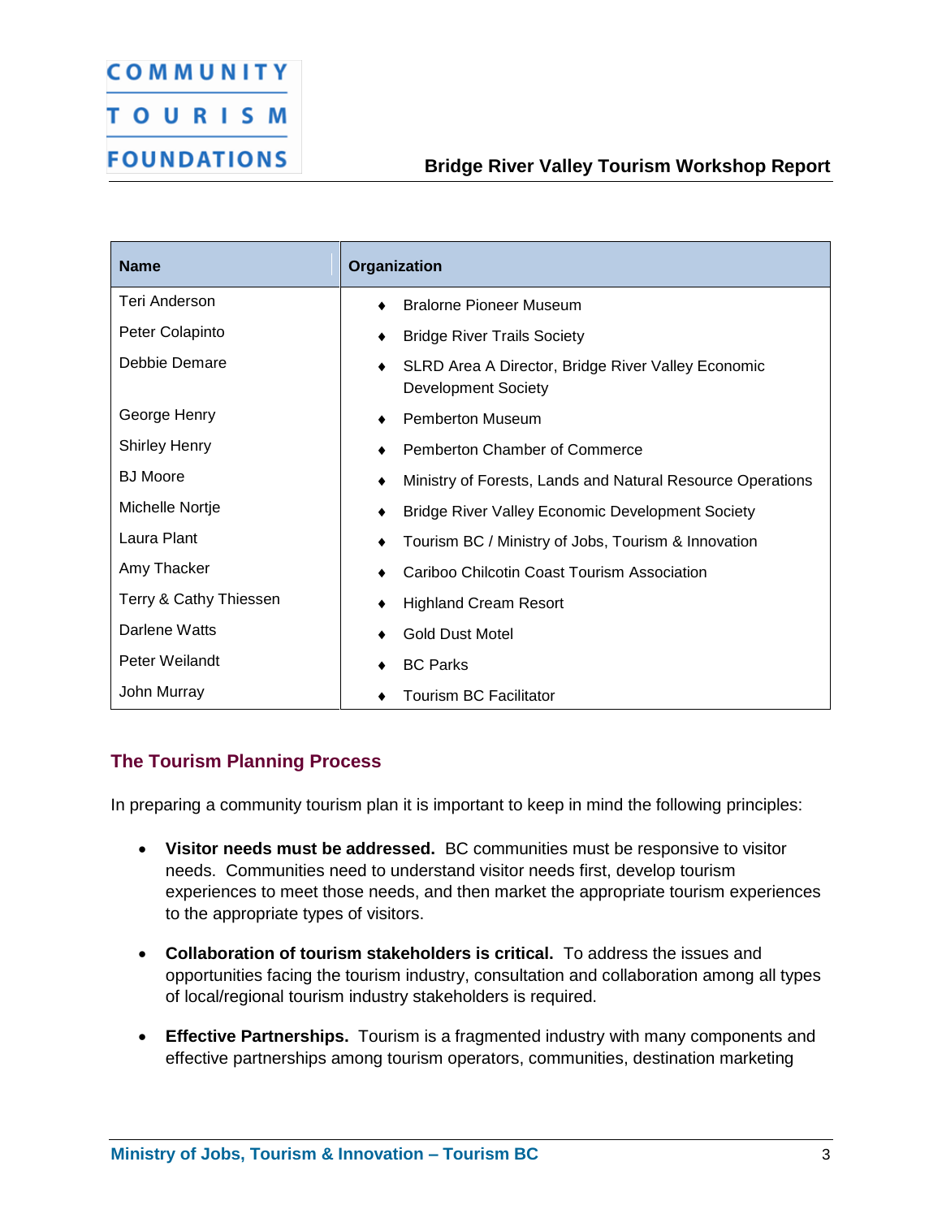| Name | Organization |
| --- | --- |
| Teri Anderson | Bralorne Pioneer Museum |
| Peter Colapinto | Bridge River Trails Society |
| Debbie Demare | SLRD Area A Director, Bridge River Valley Economic Development Society |
| George Henry | Pemberton Museum |
| Shirley Henry | Pemberton Chamber of Commerce |
| BJ Moore | Ministry of Forests, Lands and Natural Resource Operations |
| Michelle Nortje | Bridge River Valley Economic Development Society |
| Laura Plant | Tourism BC / Ministry of Jobs, Tourism & Innovation |
| Amy Thacker | Cariboo Chilcotin Coast Tourism Association |
| Terry & Cathy Thiessen | Highland Cream Resort |
| Darlene Watts | Gold Dust Motel |
| Peter Weilandt | BC Parks |
| John Murray | Tourism BC Facilitator |

## The Tourism Planning Process

In preparing a community tourism plan it is important to keep in mind the following principles:

- **Visitor needs must be addressed.** BC communities must be responsive to visitor needs. Communities need to understand visitor needs first, develop tourism experiences to meet those needs, and then market the appropriate tourism experiences to the appropriate types of visitors.
- **Collaboration of tourism stakeholders is critical.** To address the issues and opportunities facing the tourism industry, consultation and collaboration among all types of local/regional tourism industry stakeholders is required.
- **Effective Partnerships.** Tourism is a fragmented industry with many components and effective partnerships among tourism operators, communities, destination marketing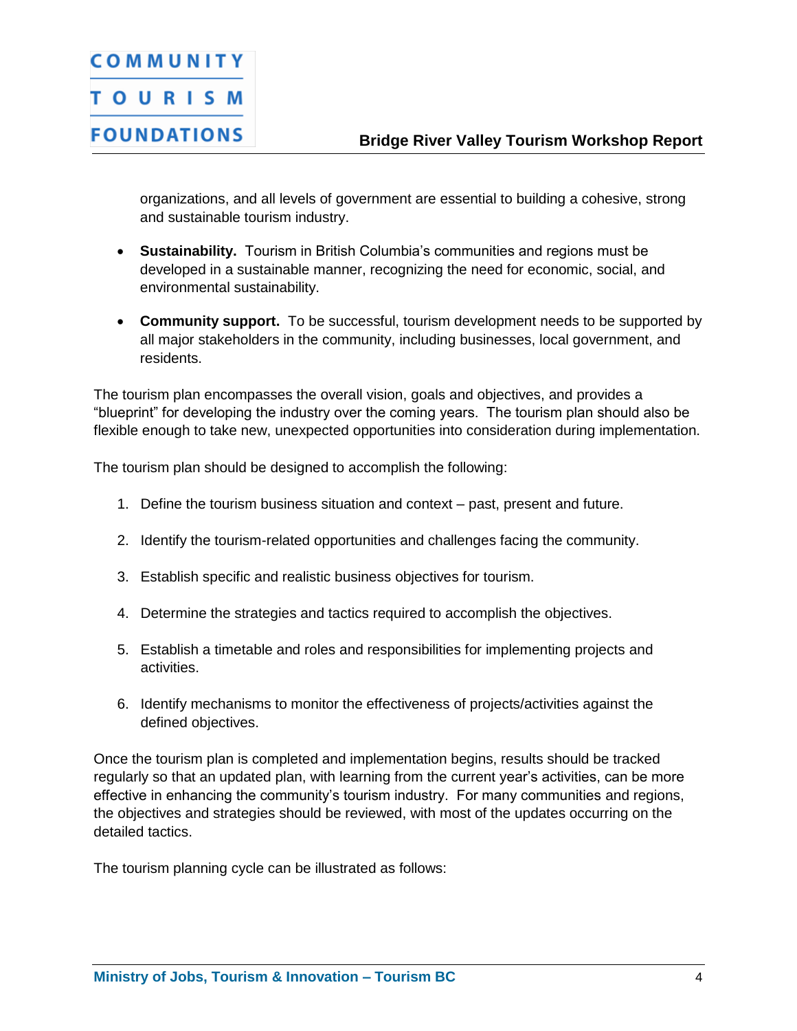organizations, and all levels of government are essential to building a cohesive, strong and sustainable tourism industry.

- **Sustainability.** Tourism in British Columbia's communities and regions must be developed in a sustainable manner, recognizing the need for economic, social, and environmental sustainability.

- **Community support.** To be successful, tourism development needs to be supported by all major stakeholders in the community, including businesses, local government, and residents.

The tourism plan encompasses the overall vision, goals and objectives, and provides a "blueprint" for developing the industry over the coming years. The tourism plan should also be flexible enough to take new, unexpected opportunities into consideration during implementation.

The tourism plan should be designed to accomplish the following:

1. Define the tourism business situation and context – past, present and future.

2. Identify the tourism-related opportunities and challenges facing the community.

3. Establish specific and realistic business objectives for tourism.

4. Determine the strategies and tactics required to accomplish the objectives.

5. Establish a timetable and roles and responsibilities for implementing projects and activities.

6. Identify mechanisms to monitor the effectiveness of projects/activities against the defined objectives.

Once the tourism plan is completed and implementation begins, results should be tracked regularly so that an updated plan, with learning from the current year's activities, can be more effective in enhancing the community's tourism industry. For many communities and regions, the objectives and strategies should be reviewed, with most of the updates occurring on the detailed tactics.

The tourism planning cycle can be illustrated as follows: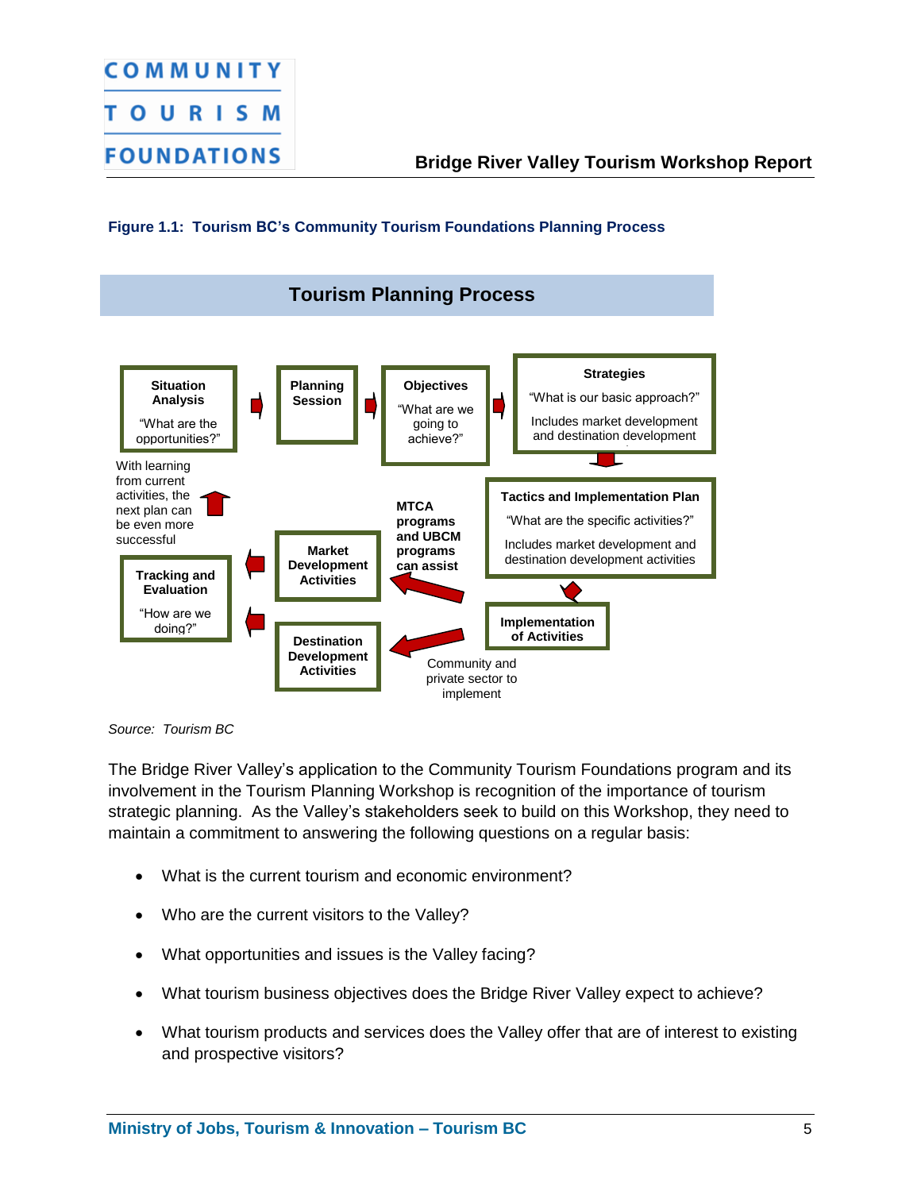**Figure 1.1: Tourism BC's Community Tourism Foundations Planning Process**

**Tourism Planning Process**

**Situation Analysis**
"What are the opportunities?"

**Planning Session**

**Objectives**
"What are we going to achieve?"

**Strategies**
"What is our basic approach?"
Includes market development and destination development

**Tactics and Implementation Plan**
"What are the specific activities?"
Includes market development and destination development activities

**Implementation of Activities**

Community and private sector to implement

**MTCA programs and UBCM programs can assist**

**Market Development Activities**

**Destination Development Activities**

**Tracking and Evaluation**
"How are we doing?"

With learning from current activities, the next plan can be even more successful

*Source: Tourism BC*

The Bridge River Valley's application to the Community Tourism Foundations program and its involvement in the Tourism Planning Workshop is recognition of the importance of tourism strategic planning. As the Valley's stakeholders seek to build on this Workshop, they need to maintain a commitment to answering the following questions on a regular basis:

- What is the current tourism and economic environment?
- Who are the current visitors to the Valley?
- What opportunities and issues is the Valley facing?
- What tourism business objectives does the Bridge River Valley expect to achieve?
- What tourism products and services does the Valley offer that are of interest to existing and prospective visitors?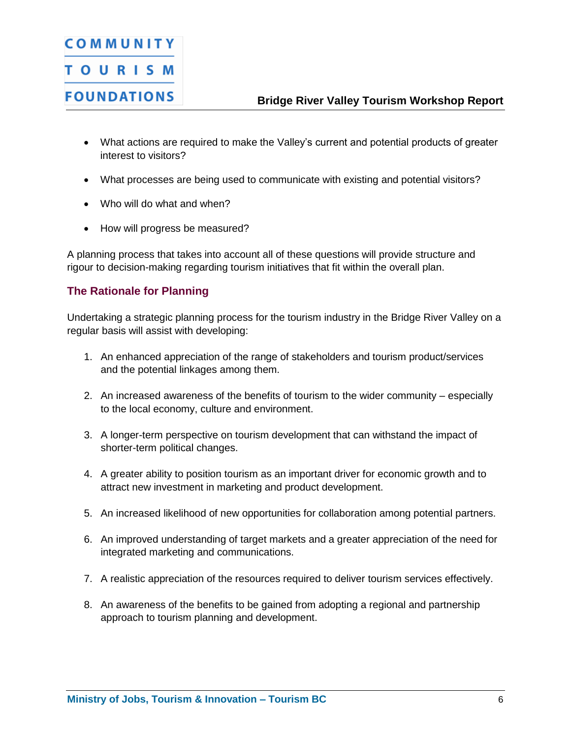- What actions are required to make the Valley's current and potential products of greater interest to visitors?
- What processes are being used to communicate with existing and potential visitors?
- Who will do what and when?
- How will progress be measured?

A planning process that takes into account all of these questions will provide structure and rigour to decision-making regarding tourism initiatives that fit within the overall plan.

## The Rationale for Planning

Undertaking a strategic planning process for the tourism industry in the Bridge River Valley on a regular basis will assist with developing:

1. An enhanced appreciation of the range of stakeholders and tourism product/services and the potential linkages among them.
2. An increased awareness of the benefits of tourism to the wider community – especially to the local economy, culture and environment.
3. A longer-term perspective on tourism development that can withstand the impact of shorter-term political changes.
4. A greater ability to position tourism as an important driver for economic growth and to attract new investment in marketing and product development.
5. An increased likelihood of new opportunities for collaboration among potential partners.
6. An improved understanding of target markets and a greater appreciation of the need for integrated marketing and communications.
7. A realistic appreciation of the resources required to deliver tourism services effectively.
8. An awareness of the benefits to be gained from adopting a regional and partnership approach to tourism planning and development.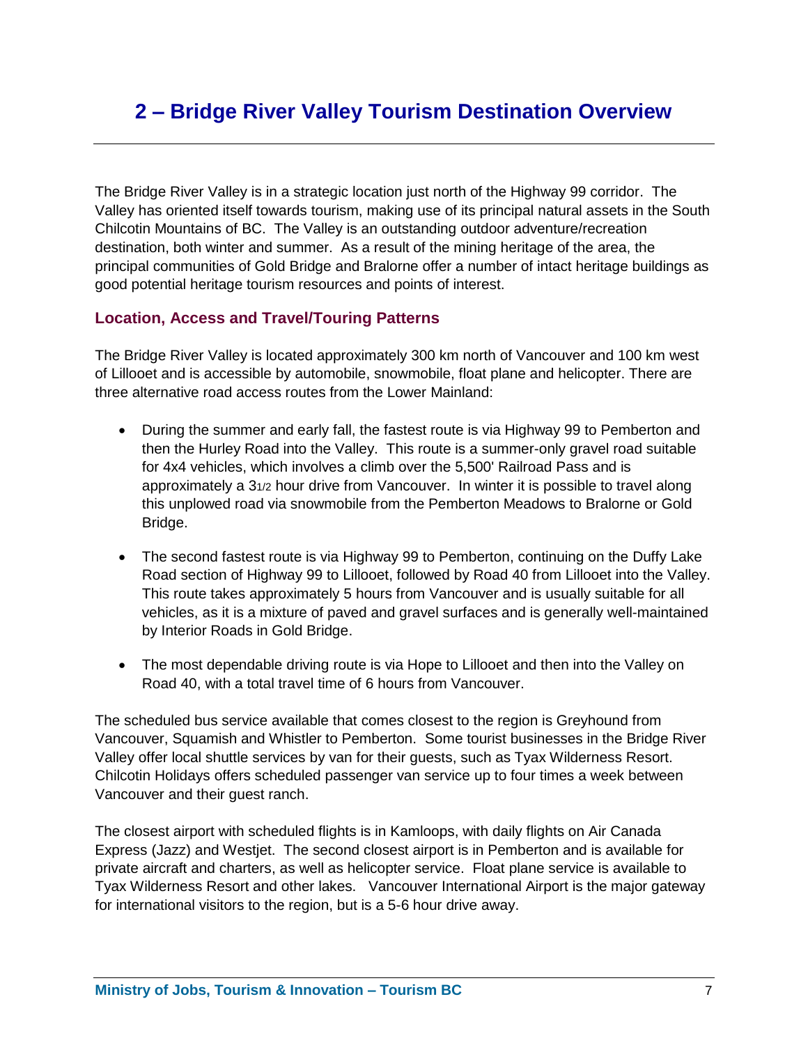# 2 – Bridge River Valley Tourism Destination Overview

The Bridge River Valley is in a strategic location just north of the Highway 99 corridor. The Valley has oriented itself towards tourism, making use of its principal natural assets in the South Chilcotin Mountains of BC. The Valley is an outstanding outdoor adventure/recreation destination, both winter and summer. As a result of the mining heritage of the area, the principal communities of Gold Bridge and Bralorne offer a number of intact heritage buildings as good potential heritage tourism resources and points of interest.

## Location, Access and Travel/Touring Patterns

The Bridge River Valley is located approximately 300 km north of Vancouver and 100 km west of Lillooet and is accessible by automobile, snowmobile, float plane and helicopter. There are three alternative road access routes from the Lower Mainland:

- During the summer and early fall, the fastest route is via Highway 99 to Pemberton and then the Hurley Road into the Valley. This route is a summer-only gravel road suitable for 4x4 vehicles, which involves a climb over the 5,500' Railroad Pass and is approximately a 3 1/2 hour drive from Vancouver. In winter it is possible to travel along this unplowed road via snowmobile from the Pemberton Meadows to Bralorne or Gold Bridge.
- The second fastest route is via Highway 99 to Pemberton, continuing on the Duffy Lake Road section of Highway 99 to Lillooet, followed by Road 40 from Lillooet into the Valley. This route takes approximately 5 hours from Vancouver and is usually suitable for all vehicles, as it is a mixture of paved and gravel surfaces and is generally well-maintained by Interior Roads in Gold Bridge.
- The most dependable driving route is via Hope to Lillooet and then into the Valley on Road 40, with a total travel time of 6 hours from Vancouver.

The scheduled bus service available that comes closest to the region is Greyhound from Vancouver, Squamish and Whistler to Pemberton. Some tourist businesses in the Bridge River Valley offer local shuttle services by van for their guests, such as Tyax Wilderness Resort. Chilcotin Holidays offers scheduled passenger van service up to four times a week between Vancouver and their guest ranch.

The closest airport with scheduled flights is in Kamloops, with daily flights on Air Canada Express (Jazz) and Westjet. The second closest airport is in Pemberton and is available for private aircraft and charters, as well as helicopter service. Float plane service is available to Tyax Wilderness Resort and other lakes. Vancouver International Airport is the major gateway for international visitors to the region, but is a 5-6 hour drive away.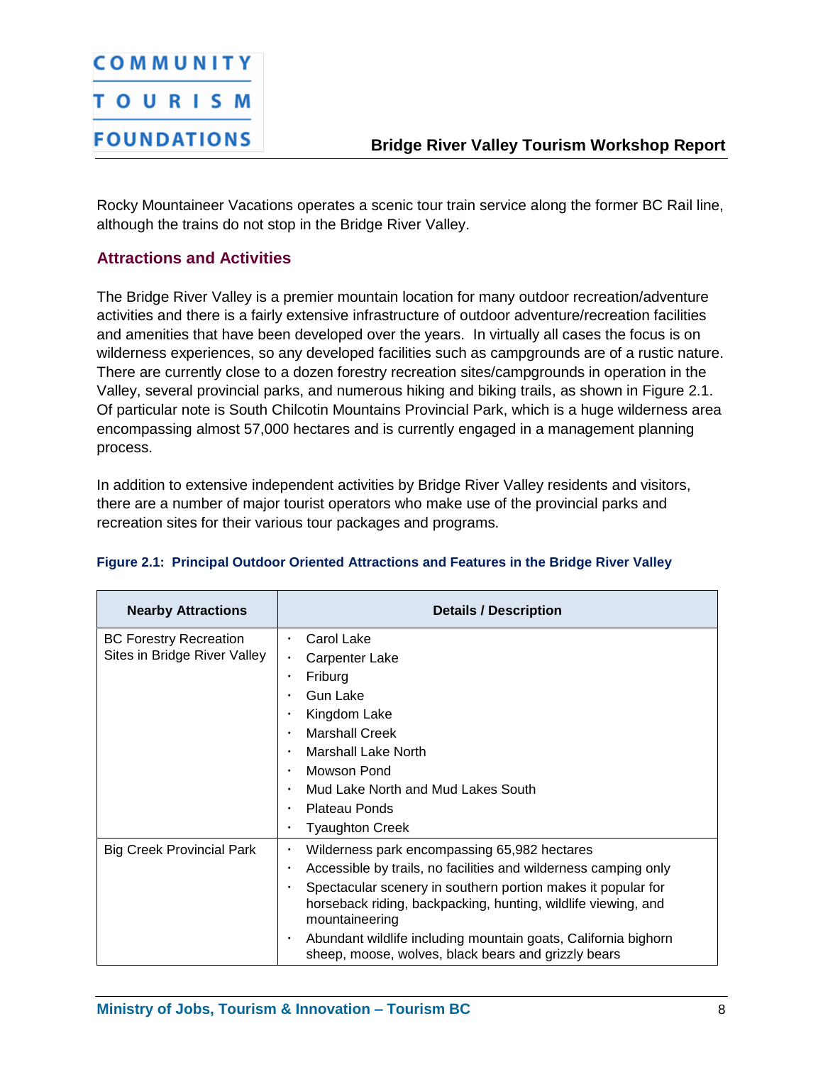Rocky Mountaineer Vacations operates a scenic tour train service along the former BC Rail line, although the trains do not stop in the Bridge River Valley.

## Attractions and Activities

The Bridge River Valley is a premier mountain location for many outdoor recreation/adventure activities and there is a fairly extensive infrastructure of outdoor adventure/recreation facilities and amenities that have been developed over the years. In virtually all cases the focus is on wilderness experiences, so any developed facilities such as campgrounds are of a rustic nature. There are currently close to a dozen forestry recreation sites/campgrounds in operation in the Valley, several provincial parks, and numerous hiking and biking trails, as shown in Figure 2.1. Of particular note is South Chilcotin Mountains Provincial Park, which is a huge wilderness area encompassing almost 57,000 hectares and is currently engaged in a management planning process.

In addition to extensive independent activities by Bridge River Valley residents and visitors, there are a number of major tourist operators who make use of the provincial parks and recreation sites for their various tour packages and programs.

**Figure 2.1: Principal Outdoor Oriented Attractions and Features in the Bridge River Valley**

| Nearby Attractions | Details / Description |
|---|---|
| BC Forestry Recreation Sites in Bridge River Valley | • Carol Lake<br>• Carpenter Lake<br>• Friburg<br>• Gun Lake<br>• Kingdom Lake<br>• Marshall Creek<br>• Marshall Lake North<br>• Mowson Pond<br>• Mud Lake North and Mud Lakes South<br>• Plateau Ponds<br>• Tyaughton Creek |
| Big Creek Provincial Park | • Wilderness park encompassing 65,982 hectares<br>• Accessible by trails, no facilities and wilderness camping only<br>• Spectacular scenery in southern portion makes it popular for horseback riding, backpacking, hunting, wildlife viewing, and mountaineering<br>• Abundant wildlife including mountain goats, California bighorn sheep, moose, wolves, black bears and grizzly bears |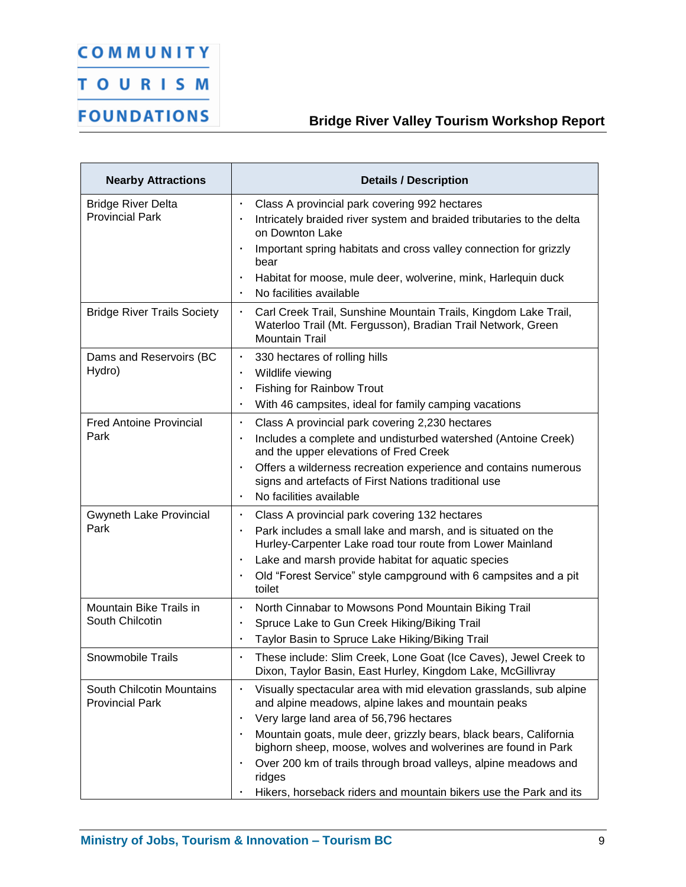| Nearby Attractions | Details / Description |
|---|---|
| Bridge River Delta Provincial Park | • Class A provincial park covering 992 hectares<br>• Intricately braided river system and braided tributaries to the delta on Downton Lake<br>• Important spring habitats and cross valley connection for grizzly bear<br>• Habitat for moose, mule deer, wolverine, mink, Harlequin duck<br>• No facilities available |
| Bridge River Trails Society | • Carl Creek Trail, Sunshine Mountain Trails, Kingdom Lake Trail, Waterloo Trail (Mt. Fergusson), Bradian Trail Network, Green Mountain Trail |
| Dams and Reservoirs (BC Hydro) | • 330 hectares of rolling hills<br>• Wildlife viewing<br>• Fishing for Rainbow Trout<br>• With 46 campsites, ideal for family camping vacations |
| Fred Antoine Provincial Park | • Class A provincial park covering 2,230 hectares<br>• Includes a complete and undisturbed watershed (Antoine Creek) and the upper elevations of Fred Creek<br>• Offers a wilderness recreation experience and contains numerous signs and artefacts of First Nations traditional use<br>• No facilities available |
| Gwyneth Lake Provincial Park | • Class A provincial park covering 132 hectares<br>• Park includes a small lake and marsh, and is situated on the Hurley-Carpenter Lake road tour route from Lower Mainland<br>• Lake and marsh provide habitat for aquatic species<br>• Old "Forest Service" style campground with 6 campsites and a pit toilet |
| Mountain Bike Trails in South Chilcotin | • North Cinnabar to Mowsons Pond Mountain Biking Trail<br>• Spruce Lake to Gun Creek Hiking/Biking Trail<br>• Taylor Basin to Spruce Lake Hiking/Biking Trail |
| Snowmobile Trails | • These include: Slim Creek, Lone Goat (Ice Caves), Jewel Creek to Dixon, Taylor Basin, East Hurley, Kingdom Lake, McGillivray |
| South Chilcotin Mountains Provincial Park | • Visually spectacular area with mid elevation grasslands, sub alpine and alpine meadows, alpine lakes and mountain peaks<br>• Very large land area of 56,796 hectares<br>• Mountain goats, mule deer, grizzly bears, black bears, California bighorn sheep, moose, wolves and wolverines are found in Park<br>• Over 200 km of trails through broad valleys, alpine meadows and ridges<br>• Hikers, horseback riders and mountain bikers use the Park and its |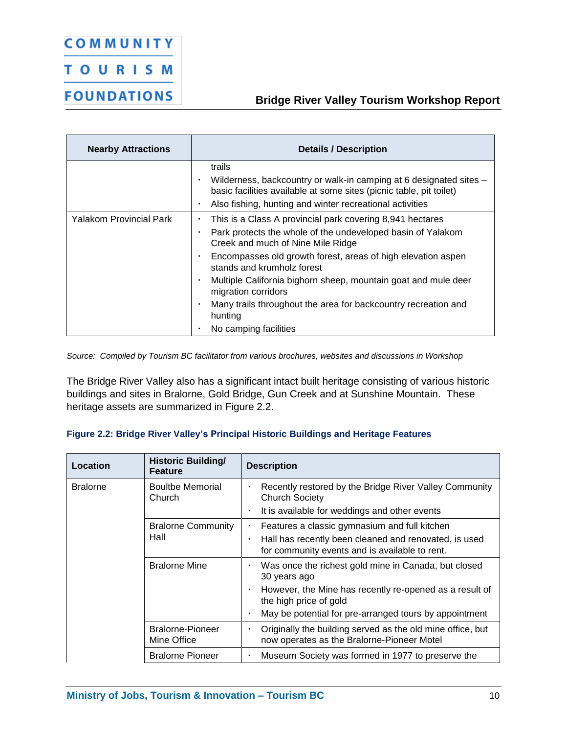| Nearby Attractions | Details / Description |
|---|---|
| | trails<br>▪ Wilderness, backcountry or walk-in camping at 6 designated sites – basic facilities available at some sites (picnic table, pit toilet)<br>▪ Also fishing, hunting and winter recreational activities |
| Yalakom Provincial Park | ▪ This is a Class A provincial park covering 8,941 hectares<br>▪ Park protects the whole of the undeveloped basin of Yalakom Creek and much of Nine Mile Ridge<br>▪ Encompasses old growth forest, areas of high elevation aspen stands and krumholz forest<br>▪ Multiple California bighorn sheep, mountain goat and mule deer migration corridors<br>▪ Many trails throughout the area for backcountry recreation and hunting<br>▪ No camping facilities |

*Source: Compiled by Tourism BC facilitator from various brochures, websites and discussions in Workshop*

The Bridge River Valley also has a significant intact built heritage consisting of various historic buildings and sites in Bralorne, Gold Bridge, Gun Creek and at Sunshine Mountain. These heritage assets are summarized in Figure 2.2.

**Figure 2.2: Bridge River Valley's Principal Historic Buildings and Heritage Features**

| Location | Historic Building/ Feature | Description |
|---|---|---|
| Bralorne | Boultbe Memorial Church | ▪ Recently restored by the Bridge River Valley Community Church Society<br>▪ It is available for weddings and other events |
| | Bralorne Community Hall | ▪ Features a classic gymnasium and full kitchen<br>▪ Hall has recently been cleaned and renovated, is used for community events and is available to rent. |
| | Bralorne Mine | ▪ Was once the richest gold mine in Canada, but closed 30 years ago<br>▪ However, the Mine has recently re-opened as a result of the high price of gold<br>▪ May be potential for pre-arranged tours by appointment |
| | Bralorne-Pioneer Mine Office | ▪ Originally the building served as the old mine office, but now operates as the Bralorne-Pioneer Motel |
| | Bralorne Pioneer | ▪ Museum Society was formed in 1977 to preserve the |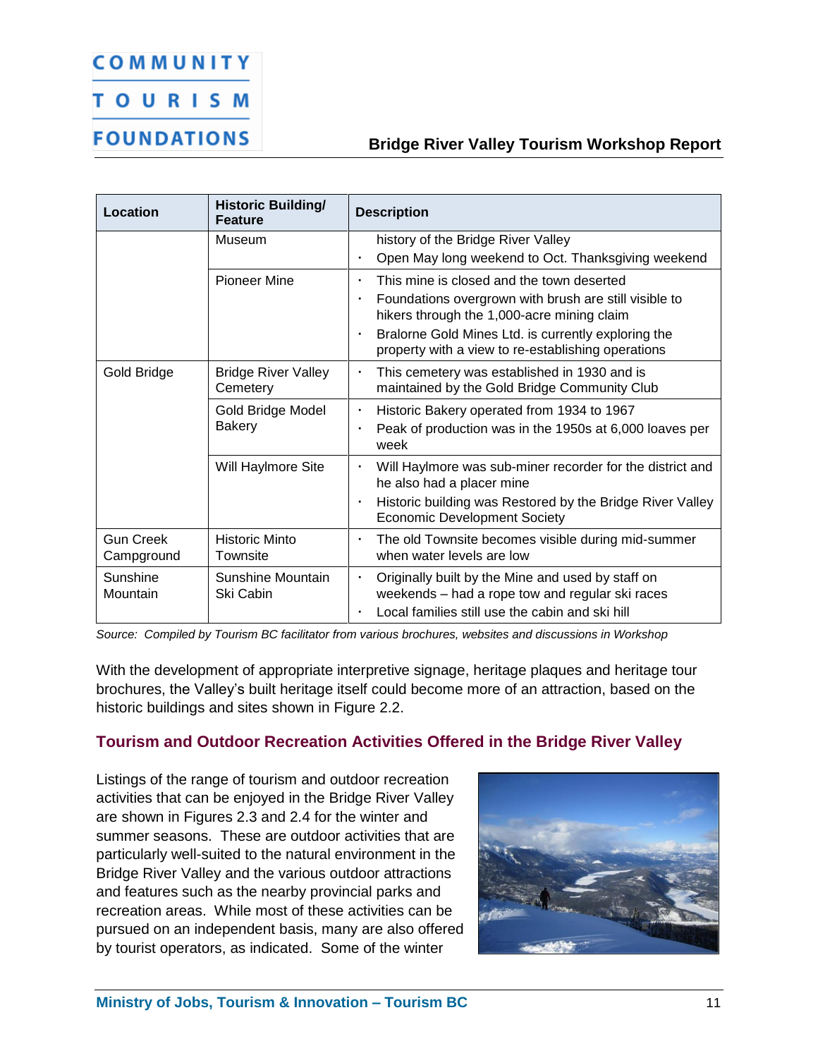| Location | Historic Building/ Feature | Description |
|---|---|---|
| | Museum | history of the Bridge River Valley<br>• Open May long weekend to Oct. Thanksgiving weekend |
| | Pioneer Mine | • This mine is closed and the town deserted<br>• Foundations overgrown with brush are still visible to hikers through the 1,000-acre mining claim<br>• Bralorne Gold Mines Ltd. is currently exploring the property with a view to re-establishing operations |
| Gold Bridge | Bridge River Valley Cemetery | • This cemetery was established in 1930 and is maintained by the Gold Bridge Community Club |
| | Gold Bridge Model Bakery | • Historic Bakery operated from 1934 to 1967<br>• Peak of production was in the 1950s at 6,000 loaves per week |
| | Will Haylmore Site | • Will Haylmore was sub-miner recorder for the district and he also had a placer mine<br>• Historic building was Restored by the Bridge River Valley Economic Development Society |
| Gun Creek Campground | Historic Minto Townsite | • The old Townsite becomes visible during mid-summer when water levels are low |
| Sunshine Mountain | Sunshine Mountain Ski Cabin | • Originally built by the Mine and used by staff on weekends – had a rope tow and regular ski races<br>• Local families still use the cabin and ski hill |

*Source: Compiled by Tourism BC facilitator from various brochures, websites and discussions in Workshop*

With the development of appropriate interpretive signage, heritage plaques and heritage tour brochures, the Valley's built heritage itself could become more of an attraction, based on the historic buildings and sites shown in Figure 2.2.

### Tourism and Outdoor Recreation Activities Offered in the Bridge River Valley

Listings of the range of tourism and outdoor recreation activities that can be enjoyed in the Bridge River Valley are shown in Figures 2.3 and 2.4 for the winter and summer seasons. These are outdoor activities that are particularly well-suited to the natural environment in the Bridge River Valley and the various outdoor attractions and features such as the nearby provincial parks and recreation areas. While most of these activities can be pursued on an independent basis, many are also offered by tourist operators, as indicated. Some of the winter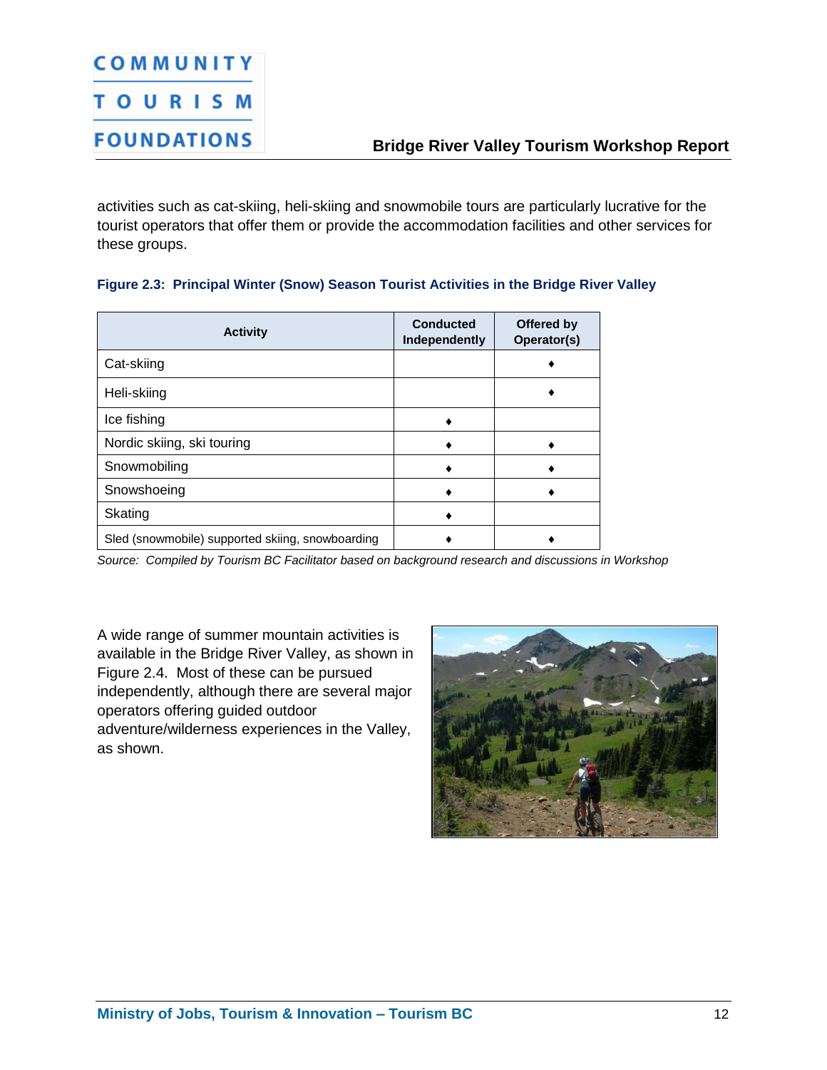activities such as cat-skiing, heli-skiing and snowmobile tours are particularly lucrative for the tourist operators that offer them or provide the accommodation facilities and other services for these groups.

**Figure 2.3: Principal Winter (Snow) Season Tourist Activities in the Bridge River Valley**

| Activity | Conducted Independently | Offered by Operator(s) |
|---|---|---|
| Cat-skiing | | ♦ |
| Heli-skiing | | ♦ |
| Ice fishing | ♦ | |
| Nordic skiing, ski touring | ♦ | ♦ |
| Snowmobiling | ♦ | ♦ |
| Snowshoeing | ♦ | ♦ |
| Skating | ♦ | |
| Sled (snowmobile) supported skiing, snowboarding | ♦ | ♦ |

*Source: Compiled by Tourism BC Facilitator based on background research and discussions in Workshop*

A wide range of summer mountain activities is available in the Bridge River Valley, as shown in Figure 2.4. Most of these can be pursued independently, although there are several major operators offering guided outdoor adventure/wilderness experiences in the Valley, as shown.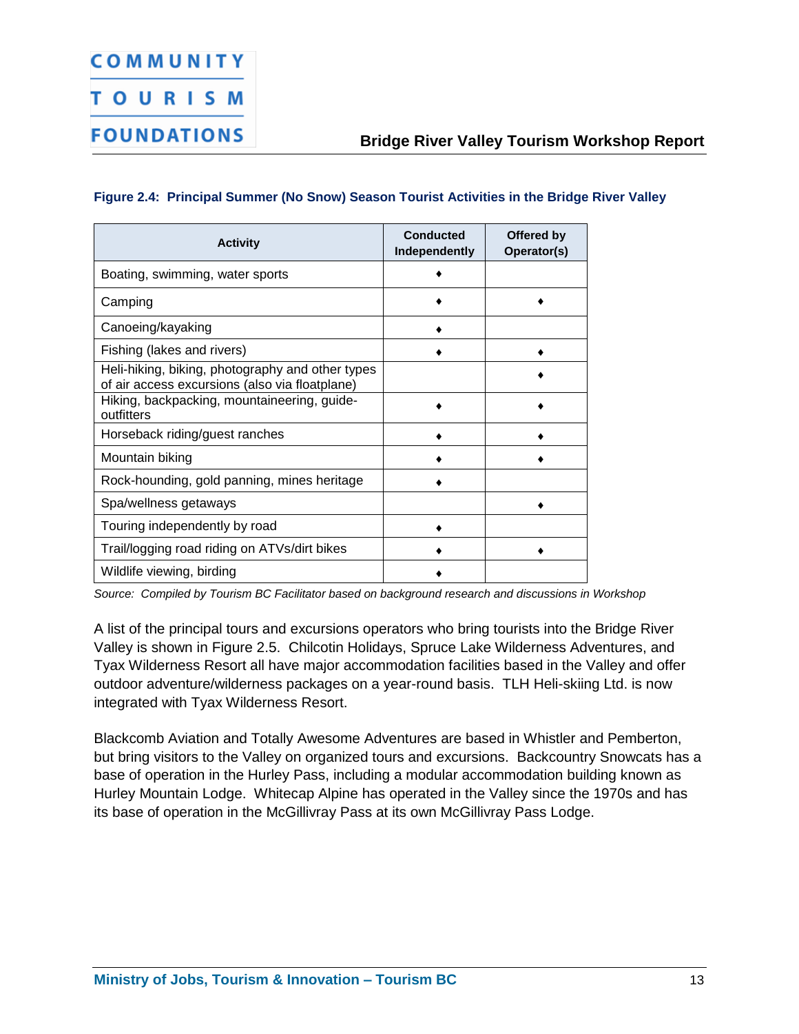**Figure 2.4: Principal Summer (No Snow) Season Tourist Activities in the Bridge River Valley**

| Activity | Conducted Independently | Offered by Operator(s) |
|---|---|---|
| Boating, swimming, water sports | ♦ | |
| Camping | ♦ | ♦ |
| Canoeing/kayaking | ♦ | |
| Fishing (lakes and rivers) | ♦ | ♦ |
| Heli-hiking, biking, photography and other types of air access excursions (also via floatplane) | | ♦ |
| Hiking, backpacking, mountaineering, guide-outfitters | ♦ | ♦ |
| Horseback riding/guest ranches | ♦ | ♦ |
| Mountain biking | ♦ | ♦ |
| Rock-hounding, gold panning, mines heritage | ♦ | |
| Spa/wellness getaways | | ♦ |
| Touring independently by road | ♦ | |
| Trail/logging road riding on ATVs/dirt bikes | ♦ | ♦ |
| Wildlife viewing, birding | ♦ | |

*Source: Compiled by Tourism BC Facilitator based on background research and discussions in Workshop*

A list of the principal tours and excursions operators who bring tourists into the Bridge River Valley is shown in Figure 2.5. Chilcotin Holidays, Spruce Lake Wilderness Adventures, and Tyax Wilderness Resort all have major accommodation facilities based in the Valley and offer outdoor adventure/wilderness packages on a year-round basis. TLH Heli-skiing Ltd. is now integrated with Tyax Wilderness Resort.

Blackcomb Aviation and Totally Awesome Adventures are based in Whistler and Pemberton, but bring visitors to the Valley on organized tours and excursions. Backcountry Snowcats has a base of operation in the Hurley Pass, including a modular accommodation building known as Hurley Mountain Lodge. Whitecap Alpine has operated in the Valley since the 1970s and has its base of operation in the McGillivray Pass at its own McGillivray Pass Lodge.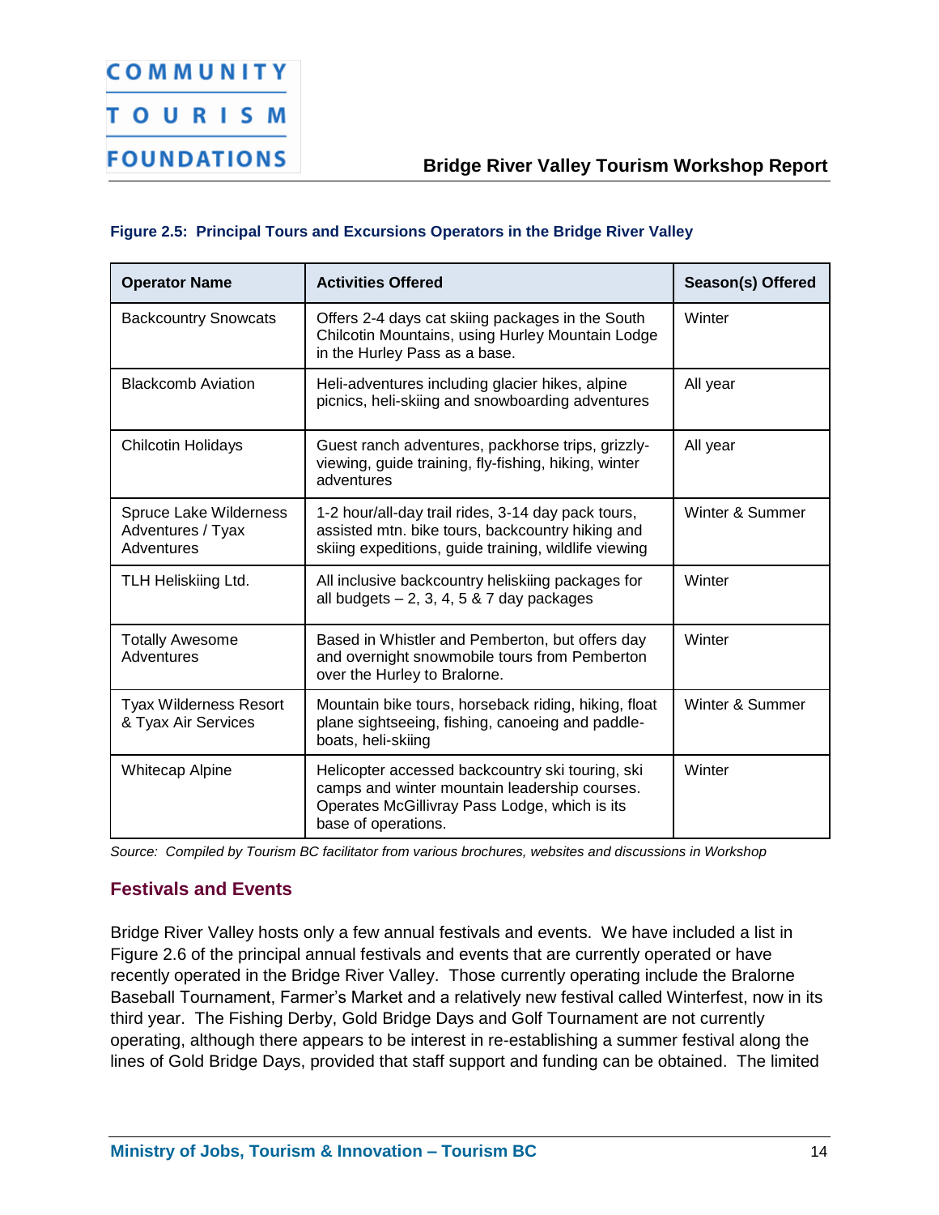**Figure 2.5: Principal Tours and Excursions Operators in the Bridge River Valley**

| Operator Name | Activities Offered | Season(s) Offered |
|---|---|---|
| Backcountry Snowcats | Offers 2-4 days cat skiing packages in the South Chilcotin Mountains, using Hurley Mountain Lodge in the Hurley Pass as a base. | Winter |
| Blackcomb Aviation | Heli-adventures including glacier hikes, alpine picnics, heli-skiing and snowboarding adventures | All year |
| Chilcotin Holidays | Guest ranch adventures, packhorse trips, grizzly-viewing, guide training, fly-fishing, hiking, winter adventures | All year |
| Spruce Lake Wilderness Adventures / Tyax Adventures | 1-2 hour/all-day trail rides, 3-14 day pack tours, assisted mtn. bike tours, backcountry hiking and skiing expeditions, guide training, wildlife viewing | Winter & Summer |
| TLH Heliskiing Ltd. | All inclusive backcountry heliskiing packages for all budgets – 2, 3, 4, 5 & 7 day packages | Winter |
| Totally Awesome Adventures | Based in Whistler and Pemberton, but offers day and overnight snowmobile tours from Pemberton over the Hurley to Bralorne. | Winter |
| Tyax Wilderness Resort & Tyax Air Services | Mountain bike tours, horseback riding, hiking, float plane sightseeing, fishing, canoeing and paddle-boats, heli-skiing | Winter & Summer |
| Whitecap Alpine | Helicopter accessed backcountry ski touring, ski camps and winter mountain leadership courses. Operates McGillivray Pass Lodge, which is its base of operations. | Winter |

*Source: Compiled by Tourism BC facilitator from various brochures, websites and discussions in Workshop*

### Festivals and Events

Bridge River Valley hosts only a few annual festivals and events. We have included a list in Figure 2.6 of the principal annual festivals and events that are currently operated or have recently operated in the Bridge River Valley. Those currently operating include the Bralorne Baseball Tournament, Farmer's Market and a relatively new festival called Winterfest, now in its third year. The Fishing Derby, Gold Bridge Days and Golf Tournament are not currently operating, although there appears to be interest in re-establishing a summer festival along the lines of Gold Bridge Days, provided that staff support and funding can be obtained. The limited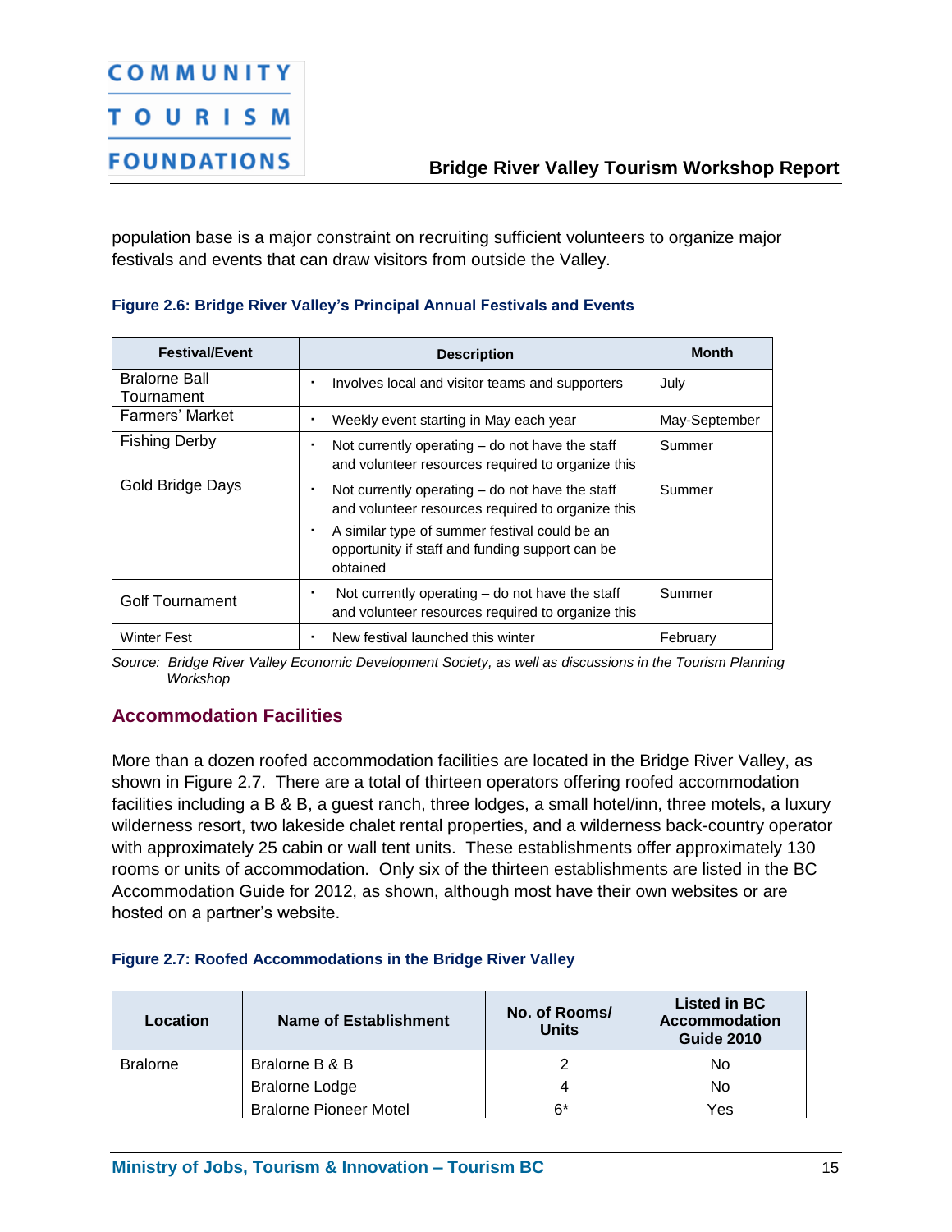population base is a major constraint on recruiting sufficient volunteers to organize major festivals and events that can draw visitors from outside the Valley.

**Figure 2.6: Bridge River Valley's Principal Annual Festivals and Events**

| Festival/Event | Description | Month |
|---|---|---|
| Bralorne Ball Tournament | • Involves local and visitor teams and supporters | July |
| Farmers' Market | • Weekly event starting in May each year | May-September |
| Fishing Derby | • Not currently operating – do not have the staff and volunteer resources required to organize this | Summer |
| Gold Bridge Days | • Not currently operating – do not have the staff and volunteer resources required to organize this<br>• A similar type of summer festival could be an opportunity if staff and funding support can be obtained | Summer |
| Golf Tournament | • Not currently operating – do not have the staff and volunteer resources required to organize this | Summer |
| Winter Fest | • New festival launched this winter | February |

*Source: Bridge River Valley Economic Development Society, as well as discussions in the Tourism Planning Workshop*

## Accommodation Facilities

More than a dozen roofed accommodation facilities are located in the Bridge River Valley, as shown in Figure 2.7. There are a total of thirteen operators offering roofed accommodation facilities including a B & B, a guest ranch, three lodges, a small hotel/inn, three motels, a luxury wilderness resort, two lakeside chalet rental properties, and a wilderness back-country operator with approximately 25 cabin or wall tent units. These establishments offer approximately 130 rooms or units of accommodation. Only six of the thirteen establishments are listed in the BC Accommodation Guide for 2012, as shown, although most have their own websites or are hosted on a partner's website.

**Figure 2.7: Roofed Accommodations in the Bridge River Valley**

| Location | Name of Establishment | No. of Rooms/ Units | Listed in BC Accommodation Guide 2010 |
|---|---|---|---|
| Bralorne | Bralorne B & B | 2 | No |
| | Bralorne Lodge | 4 | No |
| | Bralorne Pioneer Motel | 6* | Yes |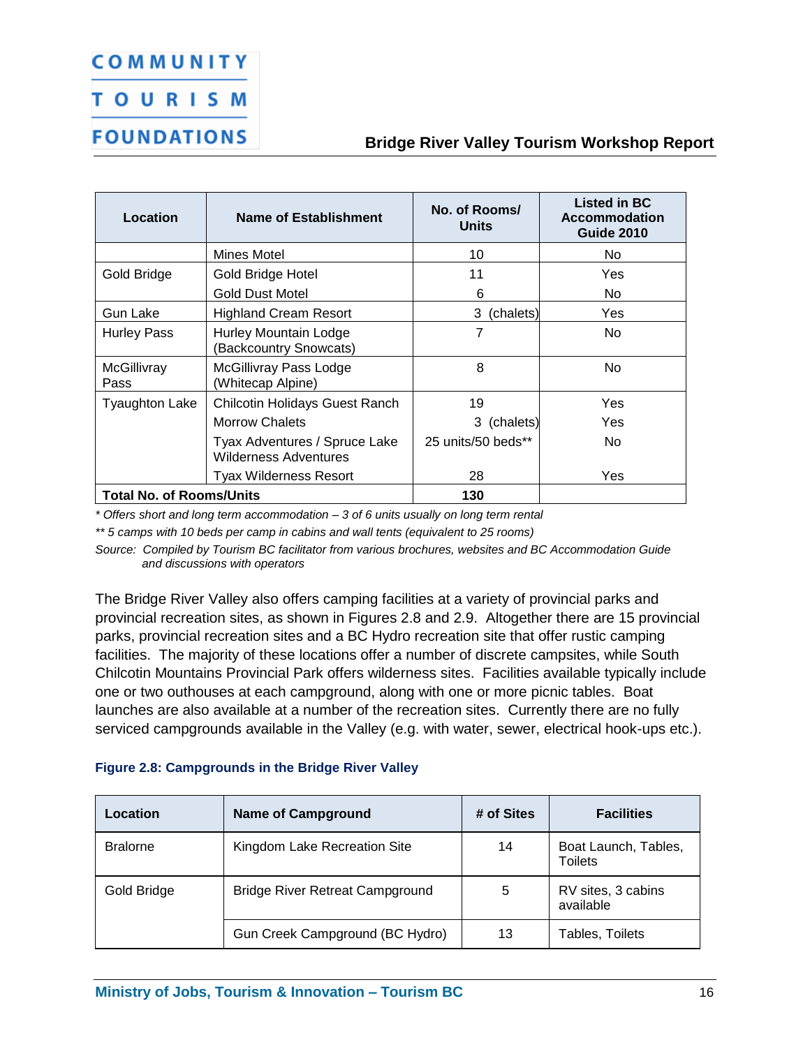| Location | Name of Establishment | No. of Rooms/ Units | Listed in BC Accommodation Guide 2010 |
|---|---|---|---|
| | Mines Motel | 10 | No |
| Gold Bridge | Gold Bridge Hotel | 11 | Yes |
| | Gold Dust Motel | 6 | No |
| Gun Lake | Highland Cream Resort | 3 (chalets) | Yes |
| Hurley Pass | Hurley Mountain Lodge (Backcountry Snowcats) | 7 | No |
| McGillivray Pass | McGillivray Pass Lodge (Whitecap Alpine) | 8 | No |
| Tyaughton Lake | Chilcotin Holidays Guest Ranch | 19 | Yes |
| | Morrow Chalets | 3 (chalets) | Yes |
| | Tyax Adventures / Spruce Lake Wilderness Adventures | 25 units/50 beds** | No |
| | Tyax Wilderness Resort | 28 | Yes |
| **Total No. of Rooms/Units** | | **130** | |

*\* Offers short and long term accommodation – 3 of 6 units usually on long term rental*

*\*\* 5 camps with 10 beds per camp in cabins and wall tents (equivalent to 25 rooms)*

*Source: Compiled by Tourism BC facilitator from various brochures, websites and BC Accommodation Guide and discussions with operators*

The Bridge River Valley also offers camping facilities at a variety of provincial parks and provincial recreation sites, as shown in Figures 2.8 and 2.9. Altogether there are 15 provincial parks, provincial recreation sites and a BC Hydro recreation site that offer rustic camping facilities. The majority of these locations offer a number of discrete campsites, while South Chilcotin Mountains Provincial Park offers wilderness sites. Facilities available typically include one or two outhouses at each campground, along with one or more picnic tables. Boat launches are also available at a number of the recreation sites. Currently there are no fully serviced campgrounds available in the Valley (e.g. with water, sewer, electrical hook-ups etc.).

**Figure 2.8: Campgrounds in the Bridge River Valley**

| Location | Name of Campground | # of Sites | Facilities |
|---|---|---|---|
| Bralorne | Kingdom Lake Recreation Site | 14 | Boat Launch, Tables, Toilets |
| Gold Bridge | Bridge River Retreat Campground | 5 | RV sites, 3 cabins available |
| | Gun Creek Campground (BC Hydro) | 13 | Tables, Toilets |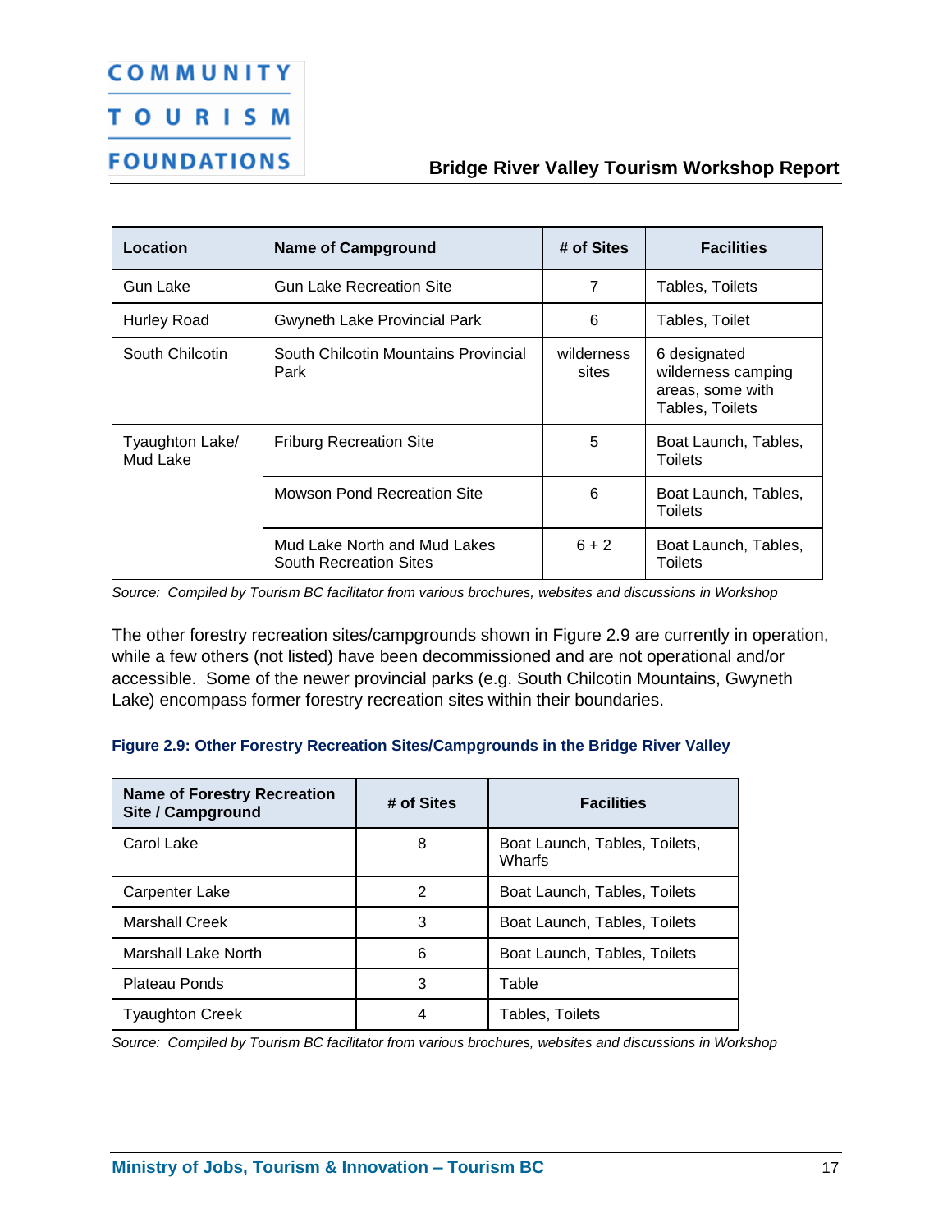| Location | Name of Campground | # of Sites | Facilities |
|---|---|---|---|
| Gun Lake | Gun Lake Recreation Site | 7 | Tables, Toilets |
| Hurley Road | Gwyneth Lake Provincial Park | 6 | Tables, Toilet |
| South Chilcotin | South Chilcotin Mountains Provincial Park | wilderness sites | 6 designated wilderness camping areas, some with Tables, Toilets |
| Tyaughton Lake/ Mud Lake | Friburg Recreation Site | 5 | Boat Launch, Tables, Toilets |
| | Mowson Pond Recreation Site | 6 | Boat Launch, Tables, Toilets |
| | Mud Lake North and Mud Lakes South Recreation Sites | 6 + 2 | Boat Launch, Tables, Toilets |

*Source: Compiled by Tourism BC facilitator from various brochures, websites and discussions in Workshop*

The other forestry recreation sites/campgrounds shown in Figure 2.9 are currently in operation, while a few others (not listed) have been decommissioned and are not operational and/or accessible. Some of the newer provincial parks (e.g. South Chilcotin Mountains, Gwyneth Lake) encompass former forestry recreation sites within their boundaries.

**Figure 2.9: Other Forestry Recreation Sites/Campgrounds in the Bridge River Valley**

| Name of Forestry Recreation Site / Campground | # of Sites | Facilities |
|---|---|---|
| Carol Lake | 8 | Boat Launch, Tables, Toilets, Wharfs |
| Carpenter Lake | 2 | Boat Launch, Tables, Toilets |
| Marshall Creek | 3 | Boat Launch, Tables, Toilets |
| Marshall Lake North | 6 | Boat Launch, Tables, Toilets |
| Plateau Ponds | 3 | Table |
| Tyaughton Creek | 4 | Tables, Toilets |

*Source: Compiled by Tourism BC facilitator from various brochures, websites and discussions in Workshop*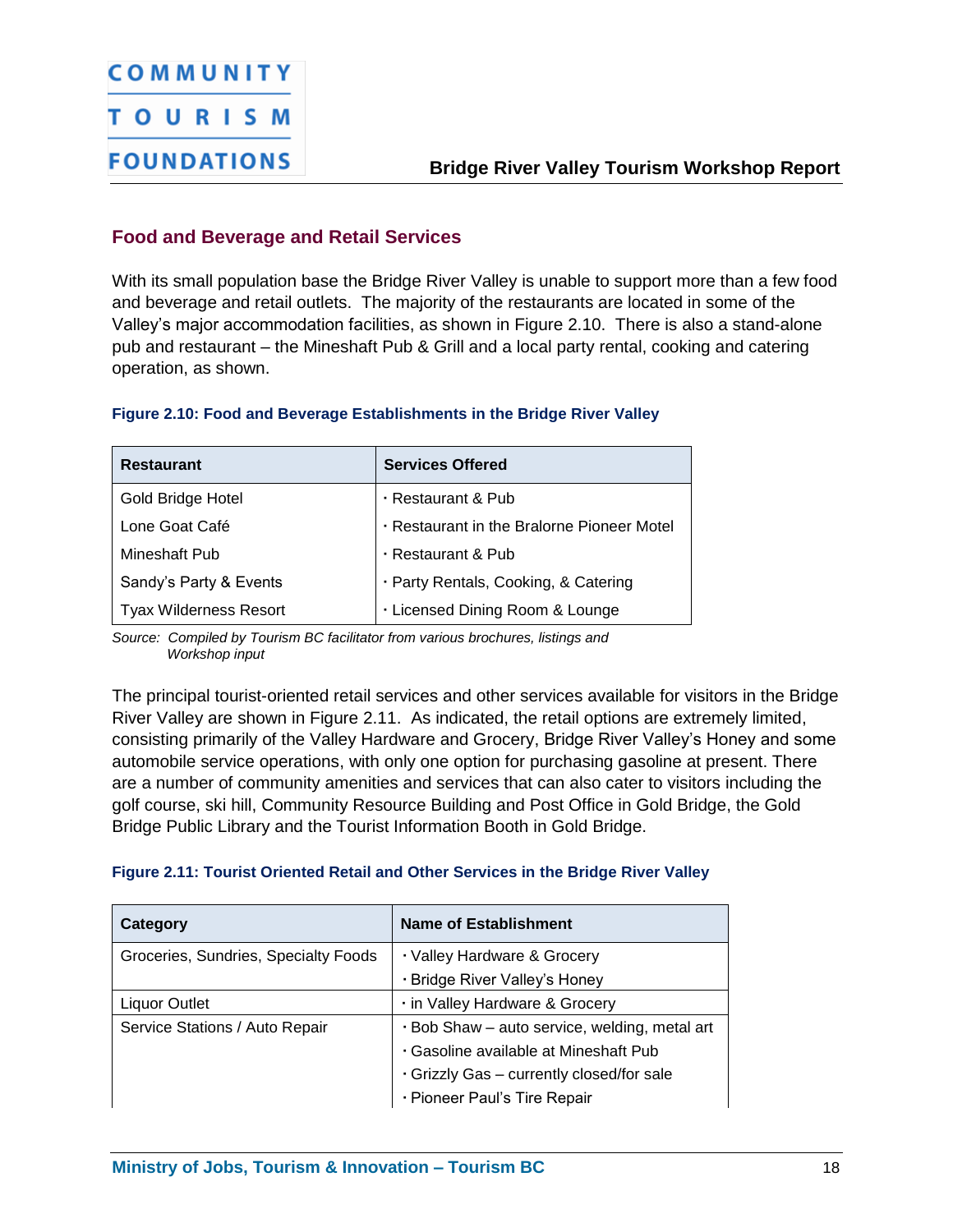## Food and Beverage and Retail Services

With its small population base the Bridge River Valley is unable to support more than a few food and beverage and retail outlets. The majority of the restaurants are located in some of the Valley's major accommodation facilities, as shown in Figure 2.10. There is also a stand-alone pub and restaurant – the Mineshaft Pub & Grill and a local party rental, cooking and catering operation, as shown.

**Figure 2.10: Food and Beverage Establishments in the Bridge River Valley**

| Restaurant | Services Offered |
| --- | --- |
| Gold Bridge Hotel | · Restaurant & Pub |
| Lone Goat Café | · Restaurant in the Bralorne Pioneer Motel |
| Mineshaft Pub | · Restaurant & Pub |
| Sandy's Party & Events | · Party Rentals, Cooking, & Catering |
| Tyax Wilderness Resort | · Licensed Dining Room & Lounge |

*Source: Compiled by Tourism BC facilitator from various brochures, listings and Workshop input*

The principal tourist-oriented retail services and other services available for visitors in the Bridge River Valley are shown in Figure 2.11. As indicated, the retail options are extremely limited, consisting primarily of the Valley Hardware and Grocery, Bridge River Valley's Honey and some automobile service operations, with only one option for purchasing gasoline at present. There are a number of community amenities and services that can also cater to visitors including the golf course, ski hill, Community Resource Building and Post Office in Gold Bridge, the Gold Bridge Public Library and the Tourist Information Booth in Gold Bridge.

**Figure 2.11: Tourist Oriented Retail and Other Services in the Bridge River Valley**

| Category | Name of Establishment |
| --- | --- |
| Groceries, Sundries, Specialty Foods | · Valley Hardware & Grocery<br>· Bridge River Valley's Honey |
| Liquor Outlet | · in Valley Hardware & Grocery |
| Service Stations / Auto Repair | · Bob Shaw – auto service, welding, metal art<br>· Gasoline available at Mineshaft Pub<br>· Grizzly Gas – currently closed/for sale<br>· Pioneer Paul's Tire Repair |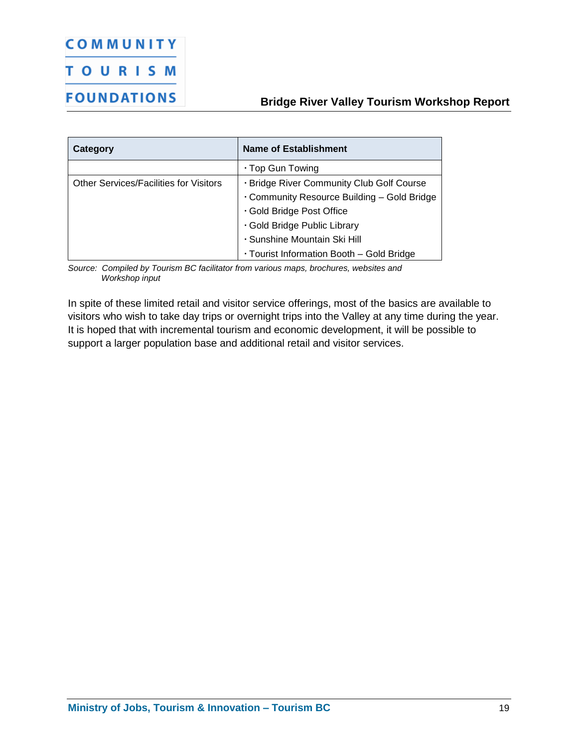| Category | Name of Establishment |
| --- | --- |
| | · Top Gun Towing |
| Other Services/Facilities for Visitors | · Bridge River Community Club Golf Course<br>· Community Resource Building – Gold Bridge<br>· Gold Bridge Post Office<br>· Gold Bridge Public Library<br>· Sunshine Mountain Ski Hill<br>· Tourist Information Booth – Gold Bridge |

*Source: Compiled by Tourism BC facilitator from various maps, brochures, websites and Workshop input*

In spite of these limited retail and visitor service offerings, most of the basics are available to visitors who wish to take day trips or overnight trips into the Valley at any time during the year. It is hoped that with incremental tourism and economic development, it will be possible to support a larger population base and additional retail and visitor services.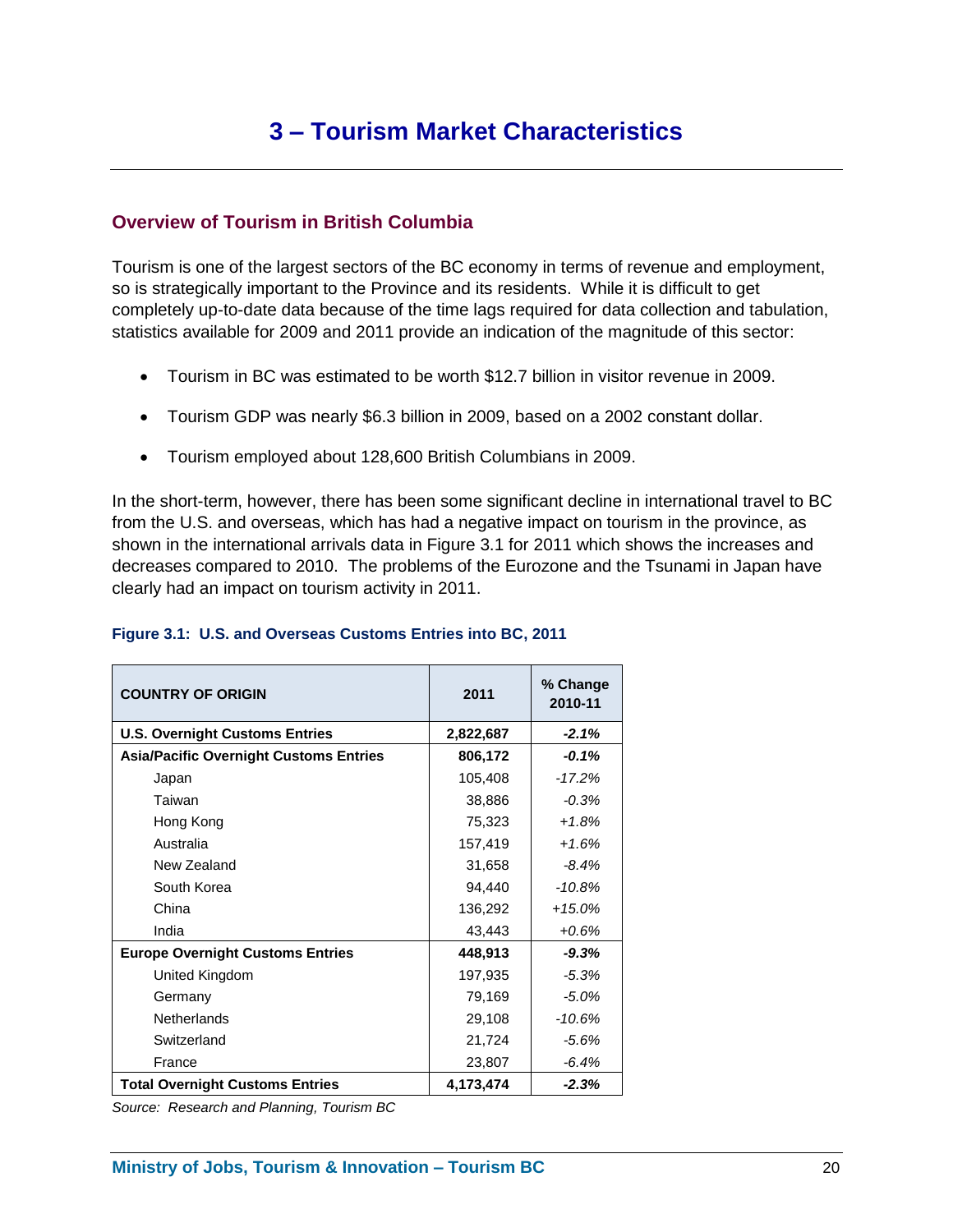# 3 – Tourism Market Characteristics

## Overview of Tourism in British Columbia

Tourism is one of the largest sectors of the BC economy in terms of revenue and employment, so is strategically important to the Province and its residents. While it is difficult to get completely up-to-date data because of the time lags required for data collection and tabulation, statistics available for 2009 and 2011 provide an indication of the magnitude of this sector:

- Tourism in BC was estimated to be worth $12.7 billion in visitor revenue in 2009.
- Tourism GDP was nearly $6.3 billion in 2009, based on a 2002 constant dollar.
- Tourism employed about 128,600 British Columbians in 2009.

In the short-term, however, there has been some significant decline in international travel to BC from the U.S. and overseas, which has had a negative impact on tourism in the province, as shown in the international arrivals data in Figure 3.1 for 2011 which shows the increases and decreases compared to 2010. The problems of the Eurozone and the Tsunami in Japan have clearly had an impact on tourism activity in 2011.

**Figure 3.1: U.S. and Overseas Customs Entries into BC, 2011**

| COUNTRY OF ORIGIN | 2011 | % Change 2010-11 |
|---|---|---|
| **U.S. Overnight Customs Entries** | **2,822,687** | ***-2.1%*** |
| **Asia/Pacific Overnight Customs Entries** | **806,172** | ***-0.1%*** |
| Japan | 105,408 | *-17.2%* |
| Taiwan | 38,886 | *-0.3%* |
| Hong Kong | 75,323 | *+1.8%* |
| Australia | 157,419 | *+1.6%* |
| New Zealand | 31,658 | *-8.4%* |
| South Korea | 94,440 | *-10.8%* |
| China | 136,292 | *+15.0%* |
| India | 43,443 | *+0.6%* |
| **Europe Overnight Customs Entries** | **448,913** | ***-9.3%*** |
| United Kingdom | 197,935 | *-5.3%* |
| Germany | 79,169 | *-5.0%* |
| Netherlands | 29,108 | *-10.6%* |
| Switzerland | 21,724 | *-5.6%* |
| France | 23,807 | *-6.4%* |
| **Total Overnight Customs Entries** | **4,173,474** | ***-2.3%*** |

*Source: Research and Planning, Tourism BC*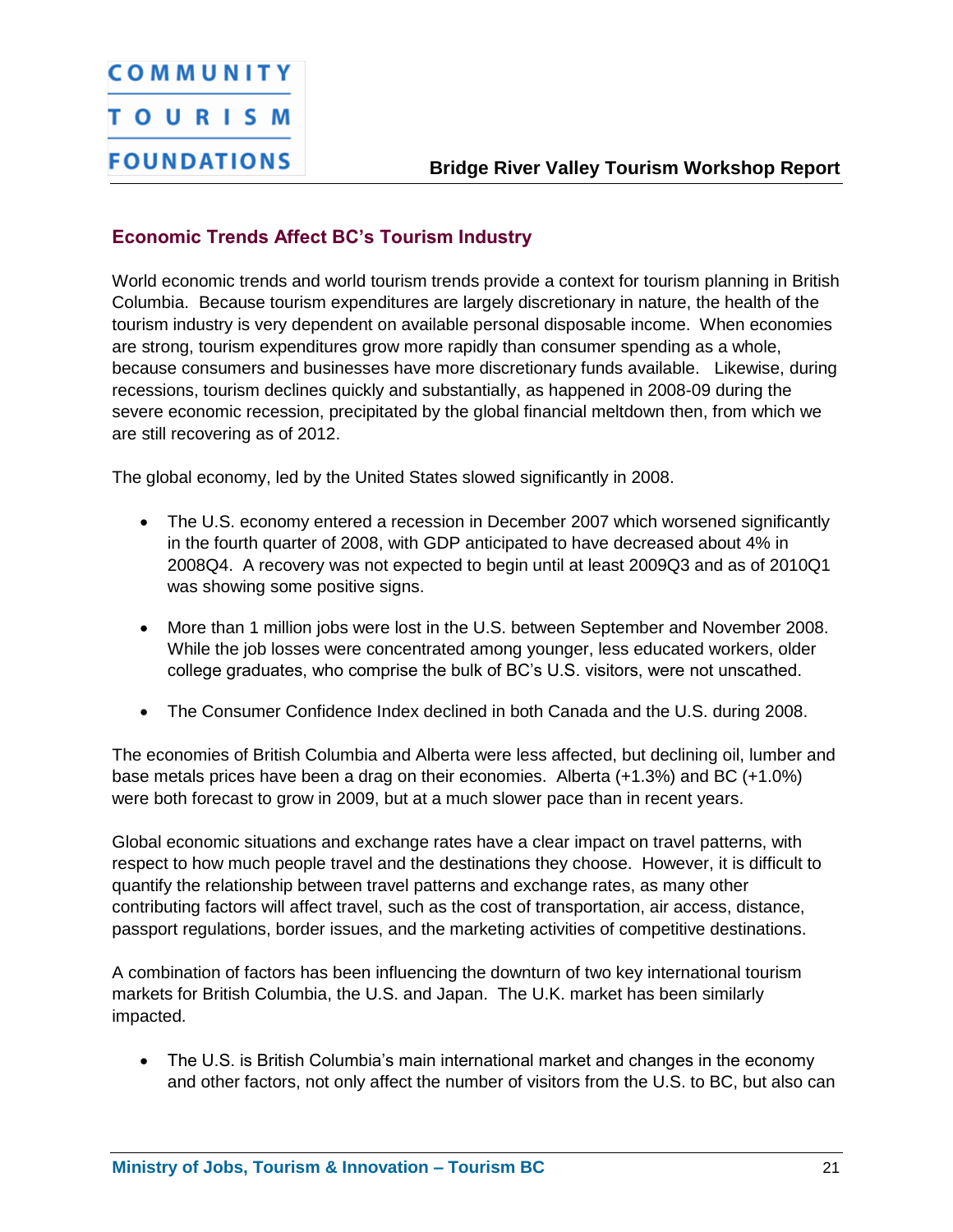## Economic Trends Affect BC's Tourism Industry

World economic trends and world tourism trends provide a context for tourism planning in British Columbia. Because tourism expenditures are largely discretionary in nature, the health of the tourism industry is very dependent on available personal disposable income. When economies are strong, tourism expenditures grow more rapidly than consumer spending as a whole, because consumers and businesses have more discretionary funds available. Likewise, during recessions, tourism declines quickly and substantially, as happened in 2008-09 during the severe economic recession, precipitated by the global financial meltdown then, from which we are still recovering as of 2012.

The global economy, led by the United States slowed significantly in 2008.

- The U.S. economy entered a recession in December 2007 which worsened significantly in the fourth quarter of 2008, with GDP anticipated to have decreased about 4% in 2008Q4. A recovery was not expected to begin until at least 2009Q3 and as of 2010Q1 was showing some positive signs.
- More than 1 million jobs were lost in the U.S. between September and November 2008. While the job losses were concentrated among younger, less educated workers, older college graduates, who comprise the bulk of BC's U.S. visitors, were not unscathed.
- The Consumer Confidence Index declined in both Canada and the U.S. during 2008.

The economies of British Columbia and Alberta were less affected, but declining oil, lumber and base metals prices have been a drag on their economies. Alberta (+1.3%) and BC (+1.0%) were both forecast to grow in 2009, but at a much slower pace than in recent years.

Global economic situations and exchange rates have a clear impact on travel patterns, with respect to how much people travel and the destinations they choose. However, it is difficult to quantify the relationship between travel patterns and exchange rates, as many other contributing factors will affect travel, such as the cost of transportation, air access, distance, passport regulations, border issues, and the marketing activities of competitive destinations.

A combination of factors has been influencing the downturn of two key international tourism markets for British Columbia, the U.S. and Japan. The U.K. market has been similarly impacted.

- The U.S. is British Columbia's main international market and changes in the economy and other factors, not only affect the number of visitors from the U.S. to BC, but also can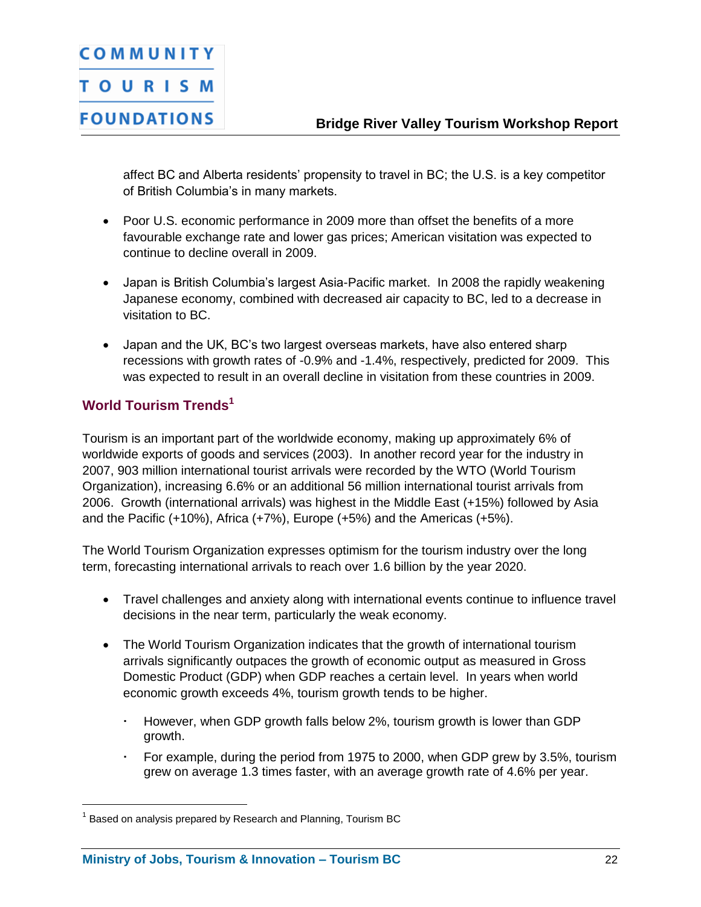affect BC and Alberta residents' propensity to travel in BC; the U.S. is a key competitor of British Columbia's in many markets.

- Poor U.S. economic performance in 2009 more than offset the benefits of a more favourable exchange rate and lower gas prices; American visitation was expected to continue to decline overall in 2009.

- Japan is British Columbia's largest Asia-Pacific market. In 2008 the rapidly weakening Japanese economy, combined with decreased air capacity to BC, led to a decrease in visitation to BC.

- Japan and the UK, BC's two largest overseas markets, have also entered sharp recessions with growth rates of -0.9% and -1.4%, respectively, predicted for 2009. This was expected to result in an overall decline in visitation from these countries in 2009.

## World Tourism Trends[1]

Tourism is an important part of the worldwide economy, making up approximately 6% of worldwide exports of goods and services (2003). In another record year for the industry in 2007, 903 million international tourist arrivals were recorded by the WTO (World Tourism Organization), increasing 6.6% or an additional 56 million international tourist arrivals from 2006. Growth (international arrivals) was highest in the Middle East (+15%) followed by Asia and the Pacific (+10%), Africa (+7%), Europe (+5%) and the Americas (+5%).

The World Tourism Organization expresses optimism for the tourism industry over the long term, forecasting international arrivals to reach over 1.6 billion by the year 2020.

- Travel challenges and anxiety along with international events continue to influence travel decisions in the near term, particularly the weak economy.

- The World Tourism Organization indicates that the growth of international tourism arrivals significantly outpaces the growth of economic output as measured in Gross Domestic Product (GDP) when GDP reaches a certain level. In years when world economic growth exceeds 4%, tourism growth tends to be higher.
  - However, when GDP growth falls below 2%, tourism growth is lower than GDP growth.
  - For example, during the period from 1975 to 2000, when GDP grew by 3.5%, tourism grew on average 1.3 times faster, with an average growth rate of 4.6% per year.

[1] Based on analysis prepared by Research and Planning, Tourism BC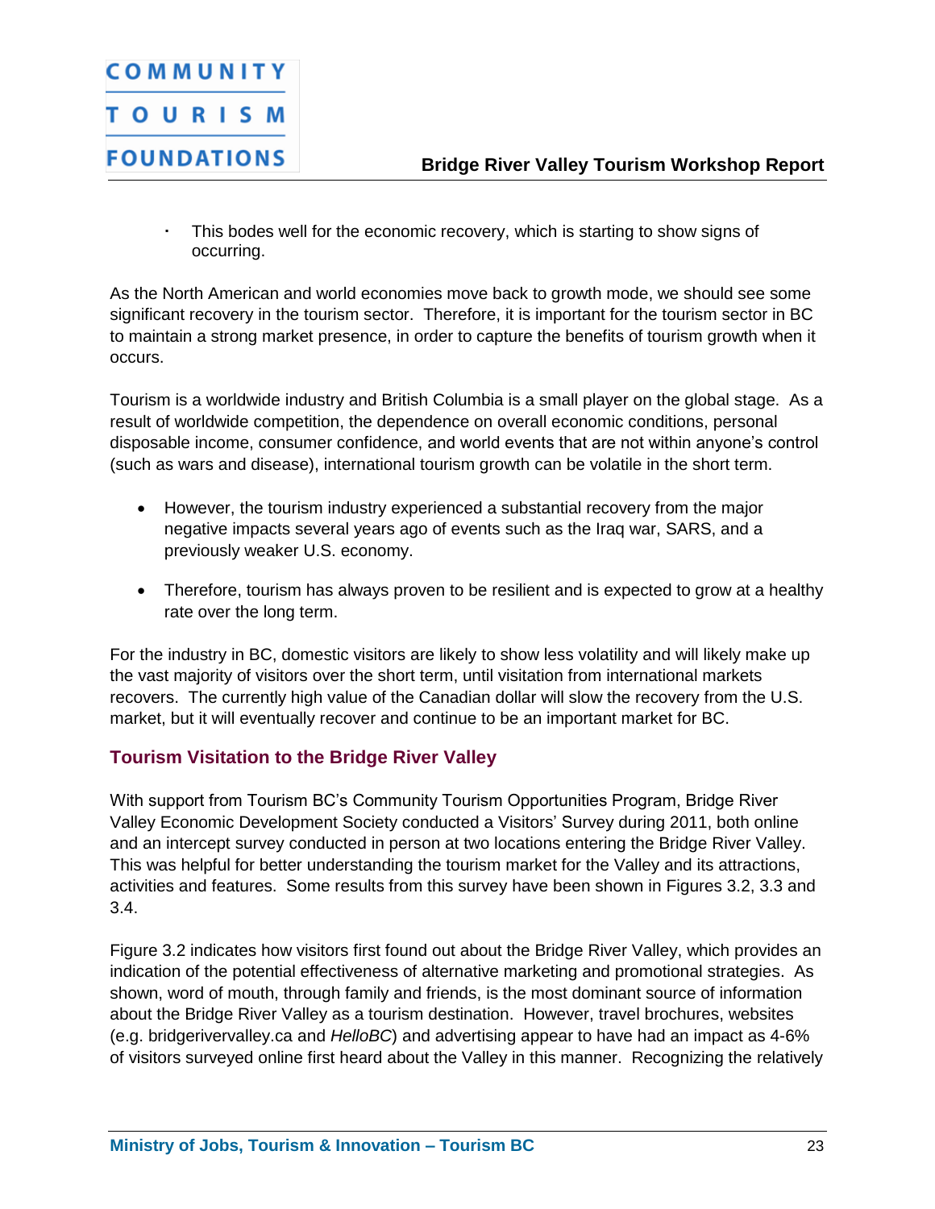- This bodes well for the economic recovery, which is starting to show signs of occurring.

As the North American and world economies move back to growth mode, we should see some significant recovery in the tourism sector. Therefore, it is important for the tourism sector in BC to maintain a strong market presence, in order to capture the benefits of tourism growth when it occurs.

Tourism is a worldwide industry and British Columbia is a small player on the global stage. As a result of worldwide competition, the dependence on overall economic conditions, personal disposable income, consumer confidence, and world events that are not within anyone's control (such as wars and disease), international tourism growth can be volatile in the short term.

- However, the tourism industry experienced a substantial recovery from the major negative impacts several years ago of events such as the Iraq war, SARS, and a previously weaker U.S. economy.
- Therefore, tourism has always proven to be resilient and is expected to grow at a healthy rate over the long term.

For the industry in BC, domestic visitors are likely to show less volatility and will likely make up the vast majority of visitors over the short term, until visitation from international markets recovers. The currently high value of the Canadian dollar will slow the recovery from the U.S. market, but it will eventually recover and continue to be an important market for BC.

### Tourism Visitation to the Bridge River Valley

With support from Tourism BC's Community Tourism Opportunities Program, Bridge River Valley Economic Development Society conducted a Visitors' Survey during 2011, both online and an intercept survey conducted in person at two locations entering the Bridge River Valley. This was helpful for better understanding the tourism market for the Valley and its attractions, activities and features. Some results from this survey have been shown in Figures 3.2, 3.3 and 3.4.

Figure 3.2 indicates how visitors first found out about the Bridge River Valley, which provides an indication of the potential effectiveness of alternative marketing and promotional strategies. As shown, word of mouth, through family and friends, is the most dominant source of information about the Bridge River Valley as a tourism destination. However, travel brochures, websites (e.g. bridgerivervalley.ca and *HelloBC*) and advertising appear to have had an impact as 4-6% of visitors surveyed online first heard about the Valley in this manner. Recognizing the relatively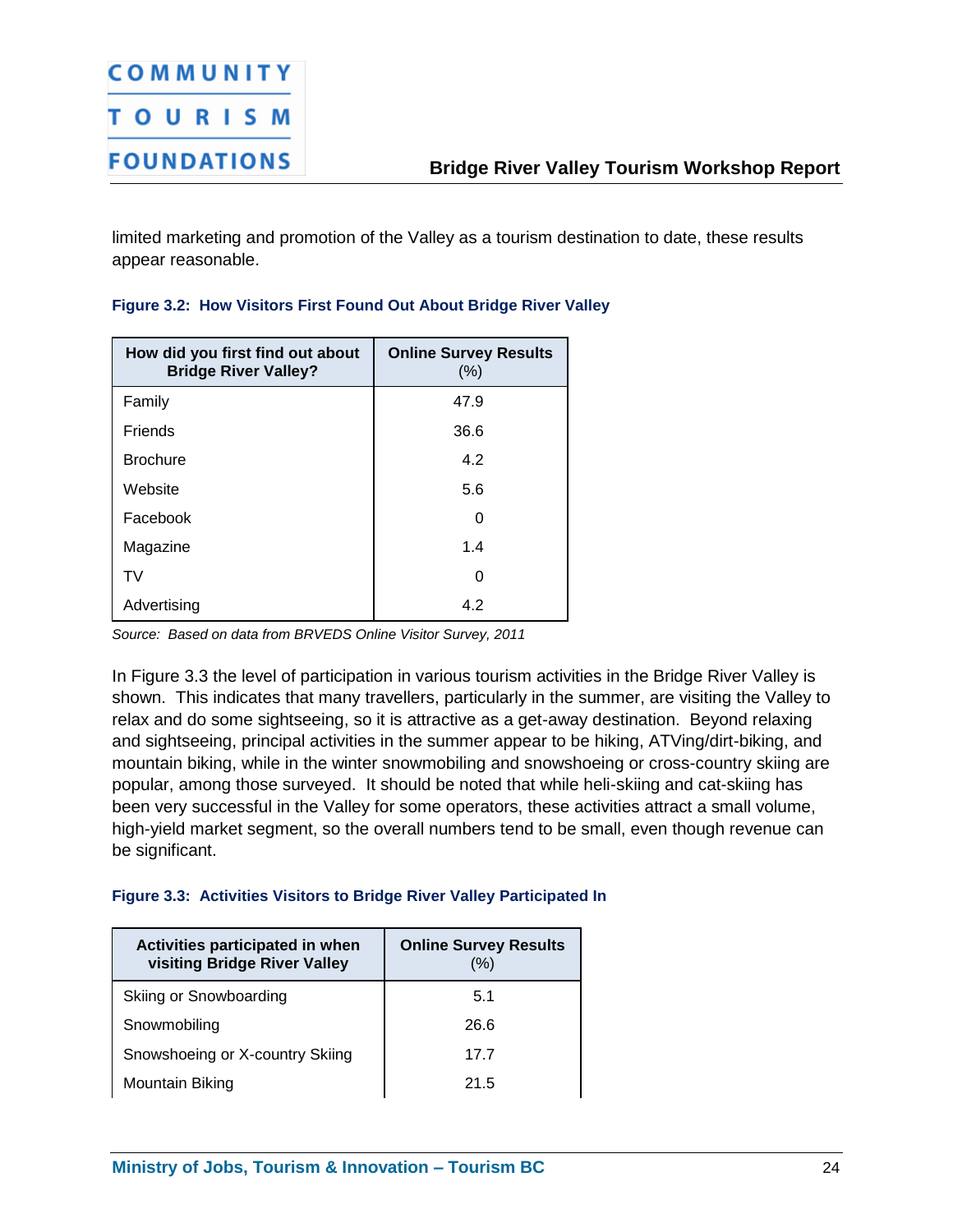limited marketing and promotion of the Valley as a tourism destination to date, these results appear reasonable.

**Figure 3.2: How Visitors First Found Out About Bridge River Valley**

| How did you first find out about Bridge River Valley? | Online Survey Results (%) |
|---|---|
| Family | 47.9 |
| Friends | 36.6 |
| Brochure | 4.2 |
| Website | 5.6 |
| Facebook | 0 |
| Magazine | 1.4 |
| TV | 0 |
| Advertising | 4.2 |

*Source: Based on data from BRVEDS Online Visitor Survey, 2011*

In Figure 3.3 the level of participation in various tourism activities in the Bridge River Valley is shown. This indicates that many travellers, particularly in the summer, are visiting the Valley to relax and do some sightseeing, so it is attractive as a get-away destination. Beyond relaxing and sightseeing, principal activities in the summer appear to be hiking, ATVing/dirt-biking, and mountain biking, while in the winter snowmobiling and snowshoeing or cross-country skiing are popular, among those surveyed. It should be noted that while heli-skiing and cat-skiing has been very successful in the Valley for some operators, these activities attract a small volume, high-yield market segment, so the overall numbers tend to be small, even though revenue can be significant.

**Figure 3.3: Activities Visitors to Bridge River Valley Participated In**

| Activities participated in when visiting Bridge River Valley | Online Survey Results (%) |
|---|---|
| Skiing or Snowboarding | 5.1 |
| Snowmobiling | 26.6 |
| Snowshoeing or X-country Skiing | 17.7 |
| Mountain Biking | 21.5 |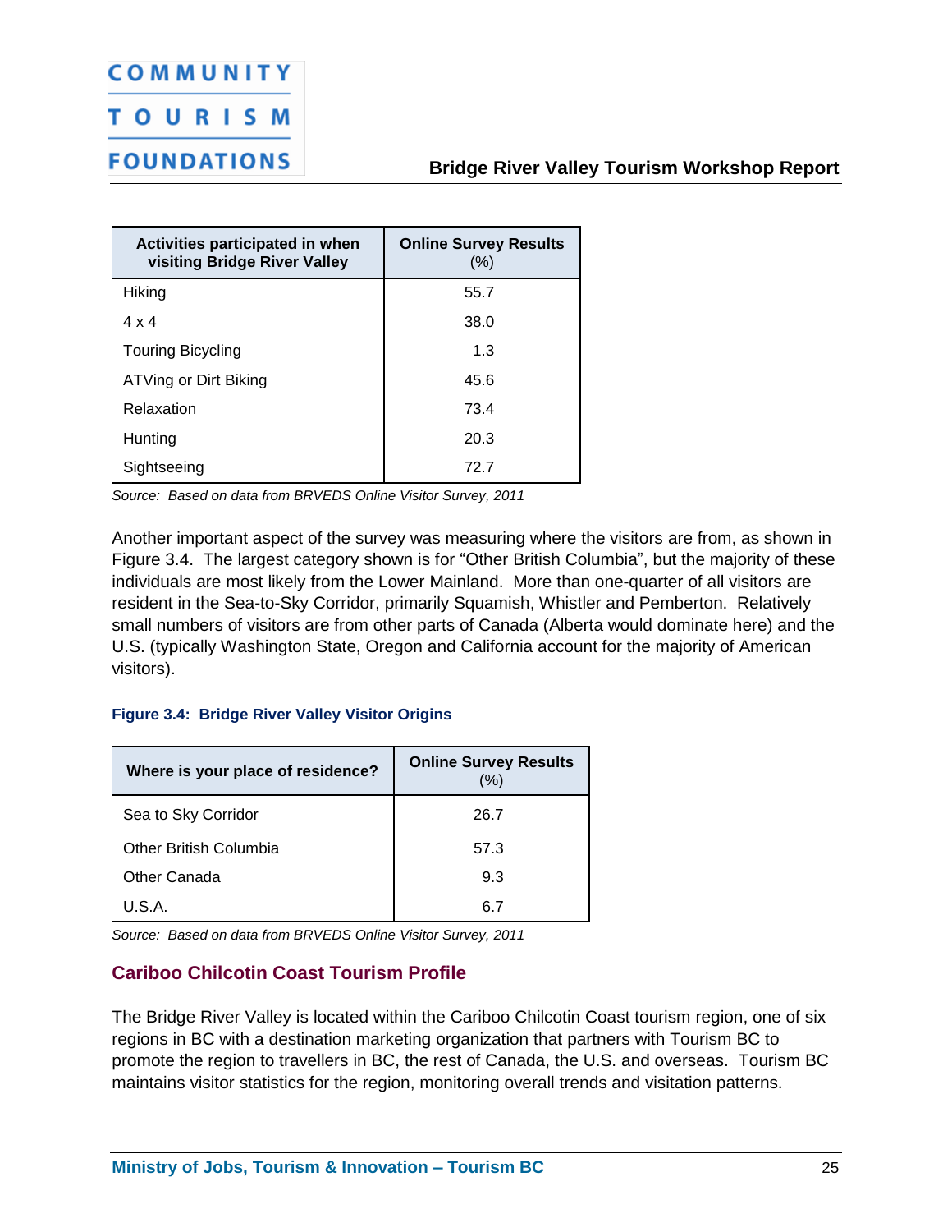| Activities participated in when visiting Bridge River Valley | Online Survey Results (%) |
| --- | --- |
| Hiking | 55.7 |
| 4 x 4 | 38.0 |
| Touring Bicycling | 1.3 |
| ATVing or Dirt Biking | 45.6 |
| Relaxation | 73.4 |
| Hunting | 20.3 |
| Sightseeing | 72.7 |

*Source: Based on data from BRVEDS Online Visitor Survey, 2011*

Another important aspect of the survey was measuring where the visitors are from, as shown in Figure 3.4. The largest category shown is for "Other British Columbia", but the majority of these individuals are most likely from the Lower Mainland. More than one-quarter of all visitors are resident in the Sea-to-Sky Corridor, primarily Squamish, Whistler and Pemberton. Relatively small numbers of visitors are from other parts of Canada (Alberta would dominate here) and the U.S. (typically Washington State, Oregon and California account for the majority of American visitors).

**Figure 3.4: Bridge River Valley Visitor Origins**

| Where is your place of residence? | Online Survey Results (%) |
| --- | --- |
| Sea to Sky Corridor | 26.7 |
| Other British Columbia | 57.3 |
| Other Canada | 9.3 |
| U.S.A. | 6.7 |

*Source: Based on data from BRVEDS Online Visitor Survey, 2011*

## Cariboo Chilcotin Coast Tourism Profile

The Bridge River Valley is located within the Cariboo Chilcotin Coast tourism region, one of six regions in BC with a destination marketing organization that partners with Tourism BC to promote the region to travellers in BC, the rest of Canada, the U.S. and overseas. Tourism BC maintains visitor statistics for the region, monitoring overall trends and visitation patterns.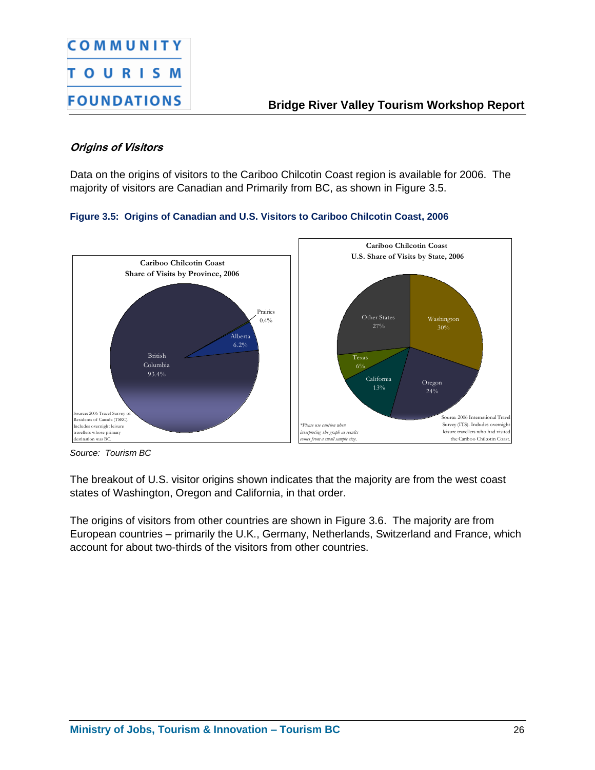### *Origins of Visitors*

Data on the origins of visitors to the Cariboo Chilcotin Coast region is available for 2006. The majority of visitors are Canadian and Primarily from BC, as shown in Figure 3.5.

**Figure 3.5: Origins of Canadian and U.S. Visitors to Cariboo Chilcotin Coast, 2006**

**Cariboo Chilcotin Coast Share of Visits by Province, 2006**

| Province | Share |
|---|---|
| British Columbia | 93.4% |
| Alberta | 6.2% |
| Prairies | 0.4% |

Source: 2006 Travel Survey of Residents of Canada (TSRC). Includes overnight leisure travellers whose primary destination was BC.

**Cariboo Chilcotin Coast U.S. Share of Visits by State, 2006**

| State | Share |
|---|---|
| Washington | 30% |
| Oregon | 24% |
| California | 13% |
| Texas | 6% |
| Other States | 27% |

*\*Please use caution when interpreting the graph as results comes from a small sample size.*

Source: 2006 International Travel Survey (ITS). Includes overnight leisure travellers who had visited the Cariboo Chilcotin Coast.

*Source: Tourism BC*

The breakout of U.S. visitor origins shown indicates that the majority are from the west coast states of Washington, Oregon and California, in that order.

The origins of visitors from other countries are shown in Figure 3.6. The majority are from European countries – primarily the U.K., Germany, Netherlands, Switzerland and France, which account for about two-thirds of the visitors from other countries.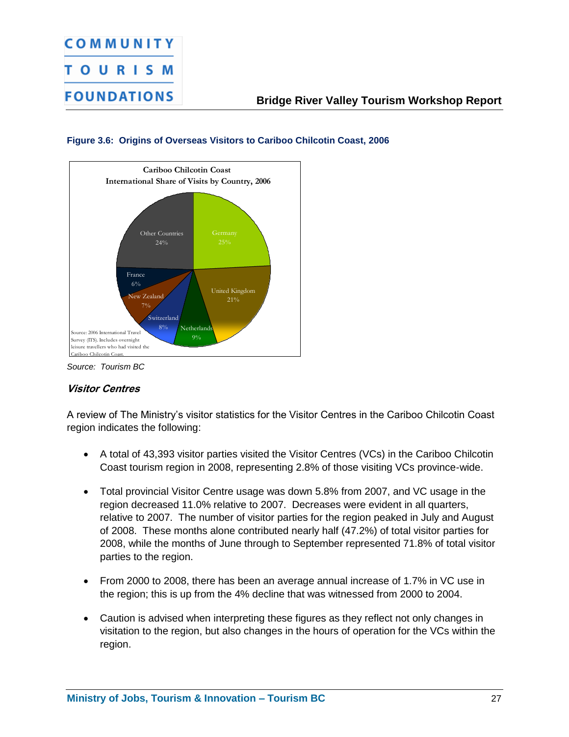**Figure 3.6: Origins of Overseas Visitors to Cariboo Chilcotin Coast, 2006**

Cariboo Chilcotin Coast
International Share of Visits by Country, 2006

| Country | Share |
| --- | --- |
| Germany | 25% |
| United Kingdom | 21% |
| Netherlands | 9% |
| Switzerland | 8% |
| New Zealand | 7% |
| France | 6% |
| Other Countries | 24% |

Source: 2006 International Travel Survey (ITS). Includes overnight leisure travellers who had visited the Cariboo Chilcotin Coast.

*Source: Tourism BC*

### *Visitor Centres*

A review of The Ministry's visitor statistics for the Visitor Centres in the Cariboo Chilcotin Coast region indicates the following:

- A total of 43,393 visitor parties visited the Visitor Centres (VCs) in the Cariboo Chilcotin Coast tourism region in 2008, representing 2.8% of those visiting VCs province-wide.
- Total provincial Visitor Centre usage was down 5.8% from 2007, and VC usage in the region decreased 11.0% relative to 2007. Decreases were evident in all quarters, relative to 2007. The number of visitor parties for the region peaked in July and August of 2008. These months alone contributed nearly half (47.2%) of total visitor parties for 2008, while the months of June through to September represented 71.8% of total visitor parties to the region.
- From 2000 to 2008, there has been an average annual increase of 1.7% in VC use in the region; this is up from the 4% decline that was witnessed from 2000 to 2004.
- Caution is advised when interpreting these figures as they reflect not only changes in visitation to the region, but also changes in the hours of operation for the VCs within the region.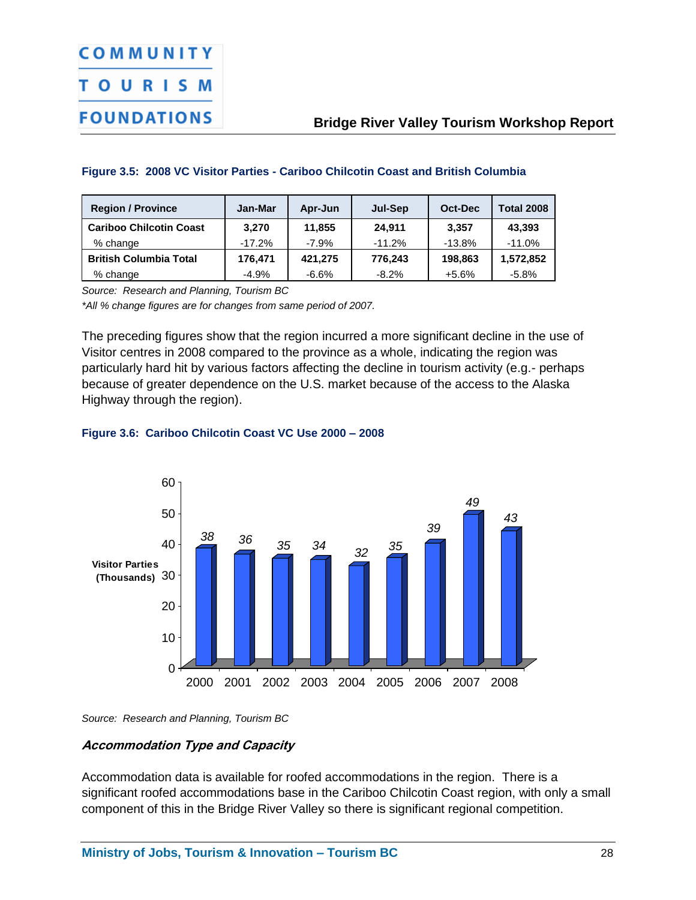**Figure 3.5: 2008 VC Visitor Parties - Cariboo Chilcotin Coast and British Columbia**

| Region / Province | Jan-Mar | Apr-Jun | Jul-Sep | Oct-Dec | Total 2008 |
|---|---|---|---|---|---|
| **Cariboo Chilcotin Coast** | **3,270** | **11,855** | **24,911** | **3,357** | **43,393** |
| % change | -17.2% | -7.9% | -11.2% | -13.8% | -11.0% |
| **British Columbia Total** | **176,471** | **421,275** | **776,243** | **198,863** | **1,572,852** |
| % change | -4.9% | -6.6% | -8.2% | +5.6% | -5.8% |

*Source: Research and Planning, Tourism BC*

**All % change figures are for changes from same period of 2007.*

The preceding figures show that the region incurred a more significant decline in the use of Visitor centres in 2008 compared to the province as a whole, indicating the region was particularly hard hit by various factors affecting the decline in tourism activity (e.g.- perhaps because of greater dependence on the U.S. market because of the access to the Alaska Highway through the region).

**Figure 3.6: Cariboo Chilcotin Coast VC Use 2000 – 2008**

| Year | Visitor Parties (Thousands) |
|---|---|
| 2000 | 38 |
| 2001 | 36 |
| 2002 | 35 |
| 2003 | 34 |
| 2004 | 32 |
| 2005 | 35 |
| 2006 | 39 |
| 2007 | 49 |
| 2008 | 43 |

*Source: Research and Planning, Tourism BC*

### *Accommodation Type and Capacity*

Accommodation data is available for roofed accommodations in the region. There is a significant roofed accommodations base in the Cariboo Chilcotin Coast region, with only a small component of this in the Bridge River Valley so there is significant regional competition.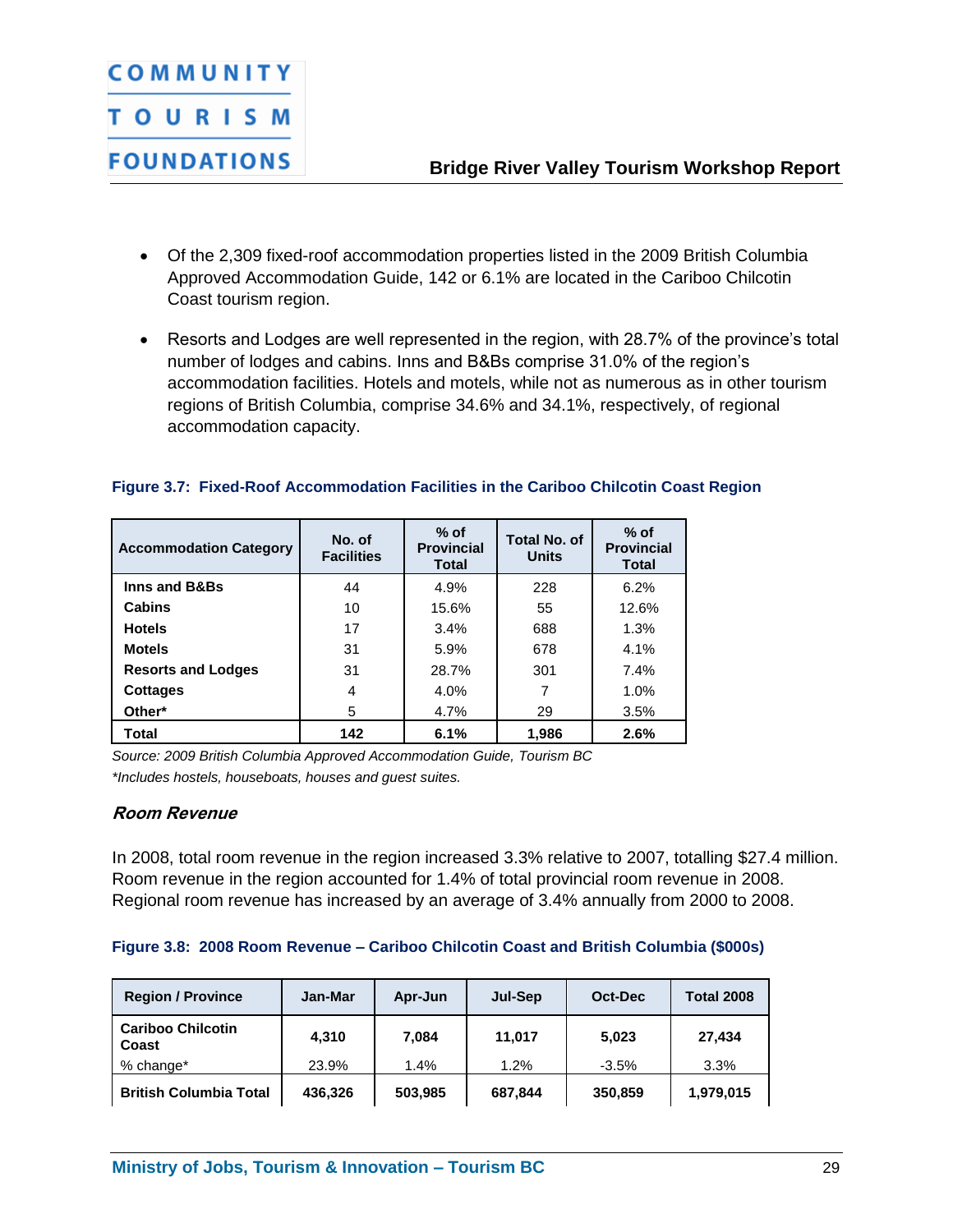- Of the 2,309 fixed-roof accommodation properties listed in the 2009 British Columbia Approved Accommodation Guide, 142 or 6.1% are located in the Cariboo Chilcotin Coast tourism region.

- Resorts and Lodges are well represented in the region, with 28.7% of the province's total number of lodges and cabins. Inns and B&Bs comprise 31.0% of the region's accommodation facilities. Hotels and motels, while not as numerous as in other tourism regions of British Columbia, comprise 34.6% and 34.1%, respectively, of regional accommodation capacity.

**Figure 3.7: Fixed-Roof Accommodation Facilities in the Cariboo Chilcotin Coast Region**

| Accommodation Category | No. of Facilities | % of Provincial Total | Total No. of Units | % of Provincial Total |
|---|---|---|---|---|
| **Inns and B&Bs** | 44 | 4.9% | 228 | 6.2% |
| **Cabins** | 10 | 15.6% | 55 | 12.6% |
| **Hotels** | 17 | 3.4% | 688 | 1.3% |
| **Motels** | 31 | 5.9% | 678 | 4.1% |
| **Resorts and Lodges** | 31 | 28.7% | 301 | 7.4% |
| **Cottages** | 4 | 4.0% | 7 | 1.0% |
| **Other*** | 5 | 4.7% | 29 | 3.5% |
| **Total** | **142** | **6.1%** | **1,986** | **2.6%** |

*Source: 2009 British Columbia Approved Accommodation Guide, Tourism BC*

*\*Includes hostels, houseboats, houses and guest suites.*

### *Room Revenue*

In 2008, total room revenue in the region increased 3.3% relative to 2007, totalling $27.4 million. Room revenue in the region accounted for 1.4% of total provincial room revenue in 2008. Regional room revenue has increased by an average of 3.4% annually from 2000 to 2008.

**Figure 3.8: 2008 Room Revenue – Cariboo Chilcotin Coast and British Columbia ($000s)**

| Region / Province | Jan-Mar | Apr-Jun | Jul-Sep | Oct-Dec | Total 2008 |
|---|---|---|---|---|---|
| **Cariboo Chilcotin Coast** | **4,310** | **7,084** | **11,017** | **5,023** | **27,434** |
| % change* | 23.9% | 1.4% | 1.2% | -3.5% | 3.3% |
| **British Columbia Total** | **436,326** | **503,985** | **687,844** | **350,859** | **1,979,015** |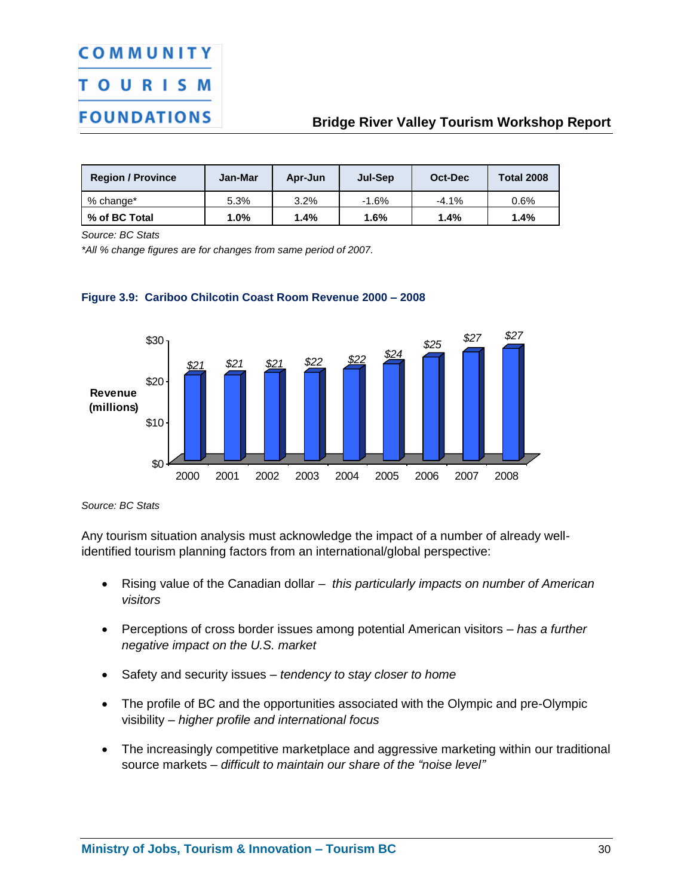| Region / Province | Jan-Mar | Apr-Jun | Jul-Sep | Oct-Dec | Total 2008 |
|---|---|---|---|---|---|
| % change* | 5.3% | 3.2% | -1.6% | -4.1% | 0.6% |
| **% of BC Total** | **1.0%** | **1.4%** | **1.6%** | **1.4%** | **1.4%** |

*Source: BC Stats*

**All % change figures are for changes from same period of 2007.*

**Figure 3.9: Cariboo Chilcotin Coast Room Revenue 2000 – 2008**

| Year | Revenue (millions) |
|---|---|
| 2000 | $21 |
| 2001 | $21 |
| 2002 | $21 |
| 2003 | $22 |
| 2004 | $22 |
| 2005 | $24 |
| 2006 | $25 |
| 2007 | $27 |
| 2008 | $27 |

*Source: BC Stats*

Any tourism situation analysis must acknowledge the impact of a number of already well-identified tourism planning factors from an international/global perspective:

- Rising value of the Canadian dollar – *this particularly impacts on number of American visitors*
- Perceptions of cross border issues among potential American visitors – *has a further negative impact on the U.S. market*
- Safety and security issues – *tendency to stay closer to home*
- The profile of BC and the opportunities associated with the Olympic and pre-Olympic visibility – *higher profile and international focus*
- The increasingly competitive marketplace and aggressive marketing within our traditional source markets – *difficult to maintain our share of the "noise level"*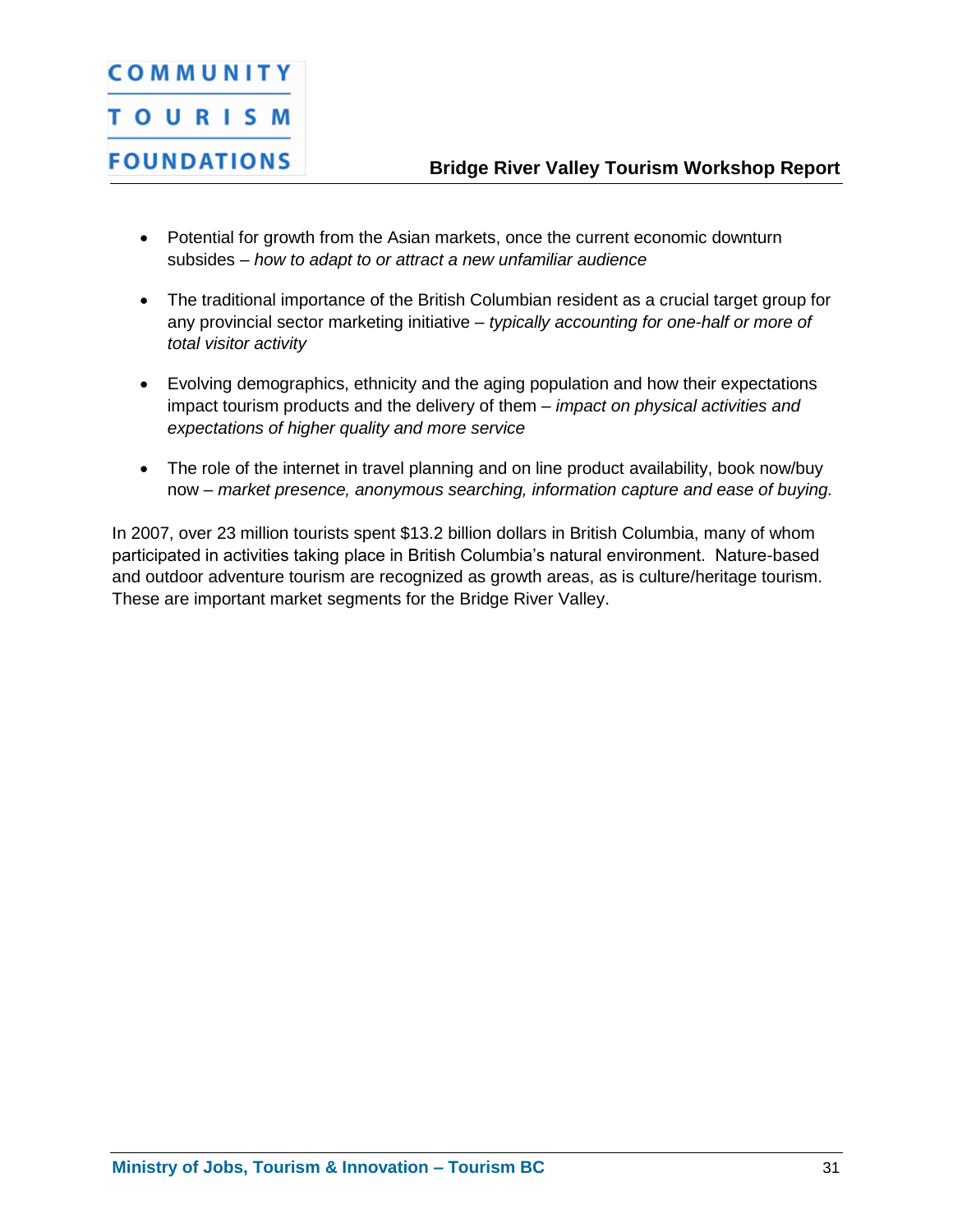- Potential for growth from the Asian markets, once the current economic downturn subsides – *how to adapt to or attract a new unfamiliar audience*

- The traditional importance of the British Columbian resident as a crucial target group for any provincial sector marketing initiative – *typically accounting for one-half or more of total visitor activity*

- Evolving demographics, ethnicity and the aging population and how their expectations impact tourism products and the delivery of them – *impact on physical activities and expectations of higher quality and more service*

- The role of the internet in travel planning and on line product availability, book now/buy now – *market presence, anonymous searching, information capture and ease of buying.*

In 2007, over 23 million tourists spent $13.2 billion dollars in British Columbia, many of whom participated in activities taking place in British Columbia's natural environment. Nature-based and outdoor adventure tourism are recognized as growth areas, as is culture/heritage tourism. These are important market segments for the Bridge River Valley.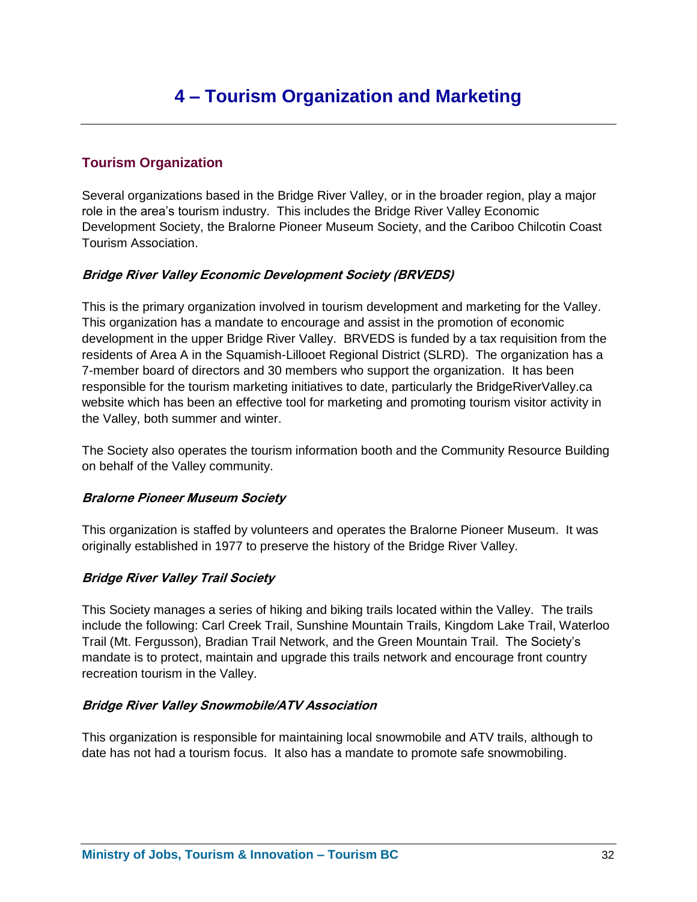# 4 – Tourism Organization and Marketing

## Tourism Organization

Several organizations based in the Bridge River Valley, or in the broader region, play a major role in the area's tourism industry. This includes the Bridge River Valley Economic Development Society, the Bralorne Pioneer Museum Society, and the Cariboo Chilcotin Coast Tourism Association.

### *Bridge River Valley Economic Development Society (BRVEDS)*

This is the primary organization involved in tourism development and marketing for the Valley. This organization has a mandate to encourage and assist in the promotion of economic development in the upper Bridge River Valley. BRVEDS is funded by a tax requisition from the residents of Area A in the Squamish-Lillooet Regional District (SLRD). The organization has a 7-member board of directors and 30 members who support the organization. It has been responsible for the tourism marketing initiatives to date, particularly the BridgeRiverValley.ca website which has been an effective tool for marketing and promoting tourism visitor activity in the Valley, both summer and winter.

The Society also operates the tourism information booth and the Community Resource Building on behalf of the Valley community.

### *Bralorne Pioneer Museum Society*

This organization is staffed by volunteers and operates the Bralorne Pioneer Museum. It was originally established in 1977 to preserve the history of the Bridge River Valley.

### *Bridge River Valley Trail Society*

This Society manages a series of hiking and biking trails located within the Valley. The trails include the following: Carl Creek Trail, Sunshine Mountain Trails, Kingdom Lake Trail, Waterloo Trail (Mt. Fergusson), Bradian Trail Network, and the Green Mountain Trail. The Society's mandate is to protect, maintain and upgrade this trails network and encourage front country recreation tourism in the Valley.

### *Bridge River Valley Snowmobile/ATV Association*

This organization is responsible for maintaining local snowmobile and ATV trails, although to date has not had a tourism focus. It also has a mandate to promote safe snowmobiling.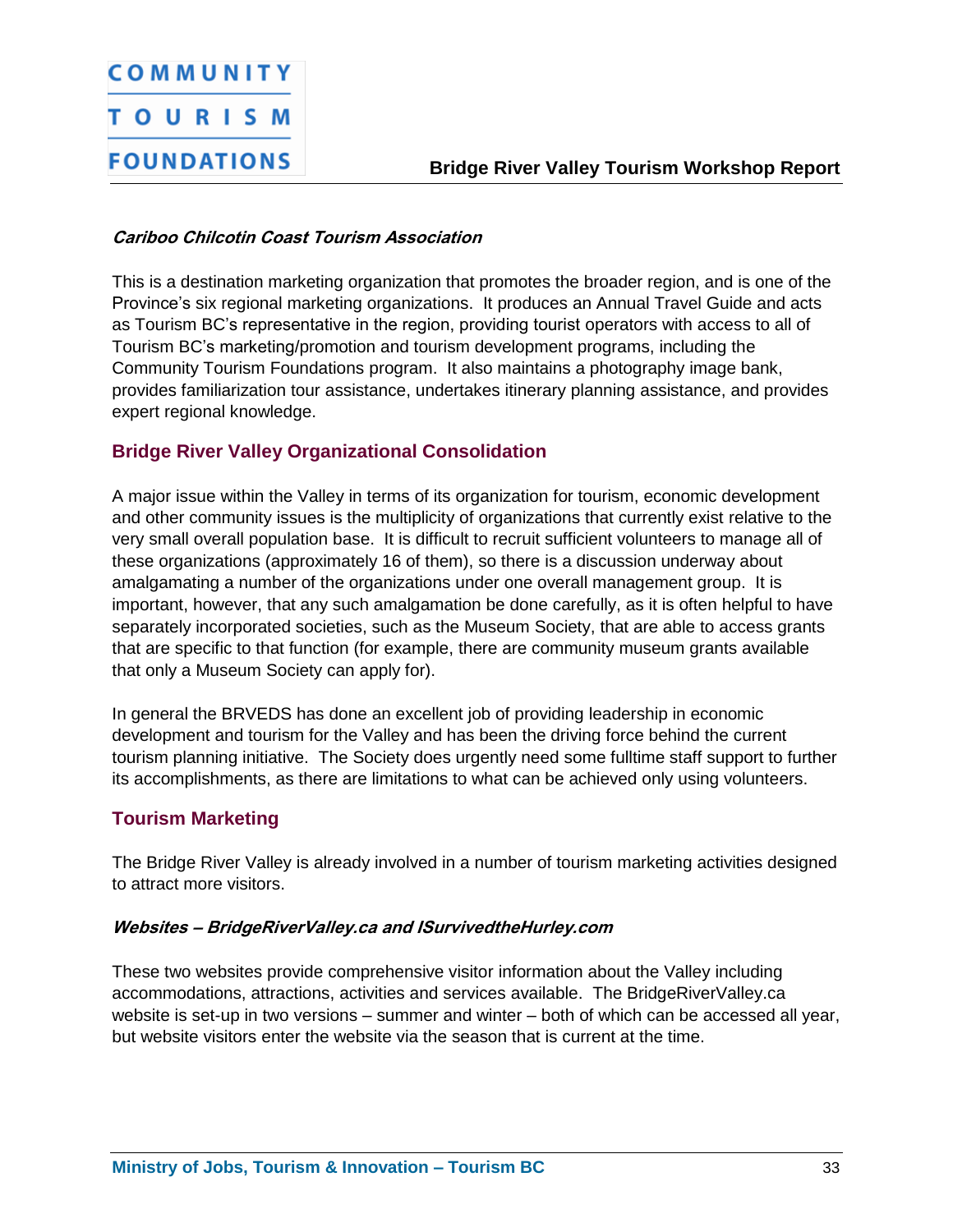#### *Cariboo Chilcotin Coast Tourism Association*

This is a destination marketing organization that promotes the broader region, and is one of the Province's six regional marketing organizations. It produces an Annual Travel Guide and acts as Tourism BC's representative in the region, providing tourist operators with access to all of Tourism BC's marketing/promotion and tourism development programs, including the Community Tourism Foundations program. It also maintains a photography image bank, provides familiarization tour assistance, undertakes itinerary planning assistance, and provides expert regional knowledge.

### Bridge River Valley Organizational Consolidation

A major issue within the Valley in terms of its organization for tourism, economic development and other community issues is the multiplicity of organizations that currently exist relative to the very small overall population base. It is difficult to recruit sufficient volunteers to manage all of these organizations (approximately 16 of them), so there is a discussion underway about amalgamating a number of the organizations under one overall management group. It is important, however, that any such amalgamation be done carefully, as it is often helpful to have separately incorporated societies, such as the Museum Society, that are able to access grants that are specific to that function (for example, there are community museum grants available that only a Museum Society can apply for).

In general the BRVEDS has done an excellent job of providing leadership in economic development and tourism for the Valley and has been the driving force behind the current tourism planning initiative. The Society does urgently need some fulltime staff support to further its accomplishments, as there are limitations to what can be achieved only using volunteers.

### Tourism Marketing

The Bridge River Valley is already involved in a number of tourism marketing activities designed to attract more visitors.

#### *Websites – BridgeRiverValley.ca and ISurvivedtheHurley.com*

These two websites provide comprehensive visitor information about the Valley including accommodations, attractions, activities and services available. The BridgeRiverValley.ca website is set-up in two versions – summer and winter – both of which can be accessed all year, but website visitors enter the website via the season that is current at the time.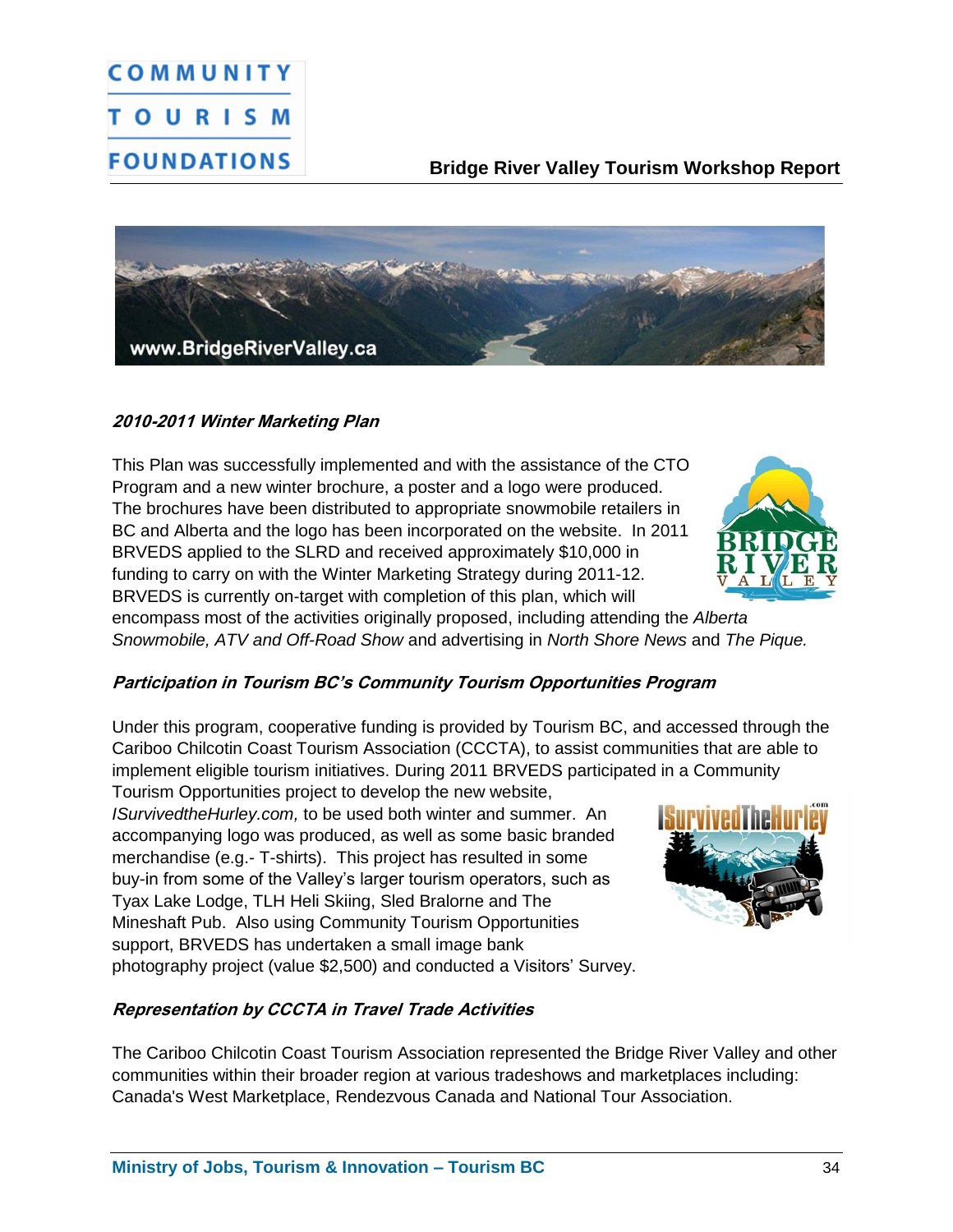### *2010-2011 Winter Marketing Plan*

This Plan was successfully implemented and with the assistance of the CTO Program and a new winter brochure, a poster and a logo were produced. The brochures have been distributed to appropriate snowmobile retailers in BC and Alberta and the logo has been incorporated on the website. In 2011 BRVEDS applied to the SLRD and received approximately $10,000 in funding to carry on with the Winter Marketing Strategy during 2011-12. BRVEDS is currently on-target with completion of this plan, which will encompass most of the activities originally proposed, including attending the *Alberta Snowmobile, ATV and Off-Road Show* and advertising in *North Shore News* and *The Pique.*

### *Participation in Tourism BC's Community Tourism Opportunities Program*

Under this program, cooperative funding is provided by Tourism BC, and accessed through the Cariboo Chilcotin Coast Tourism Association (CCCTA), to assist communities that are able to implement eligible tourism initiatives. During 2011 BRVEDS participated in a Community Tourism Opportunities project to develop the new website, *ISurvivedtheHurley.com,* to be used both winter and summer. An accompanying logo was produced, as well as some basic branded merchandise (e.g.- T-shirts). This project has resulted in some buy-in from some of the Valley's larger tourism operators, such as Tyax Lake Lodge, TLH Heli Skiing, Sled Bralorne and The Mineshaft Pub. Also using Community Tourism Opportunities support, BRVEDS has undertaken a small image bank photography project (value $2,500) and conducted a Visitors' Survey.

### *Representation by CCCTA in Travel Trade Activities*

The Cariboo Chilcotin Coast Tourism Association represented the Bridge River Valley and other communities within their broader region at various tradeshows and marketplaces including: Canada's West Marketplace, Rendezvous Canada and National Tour Association.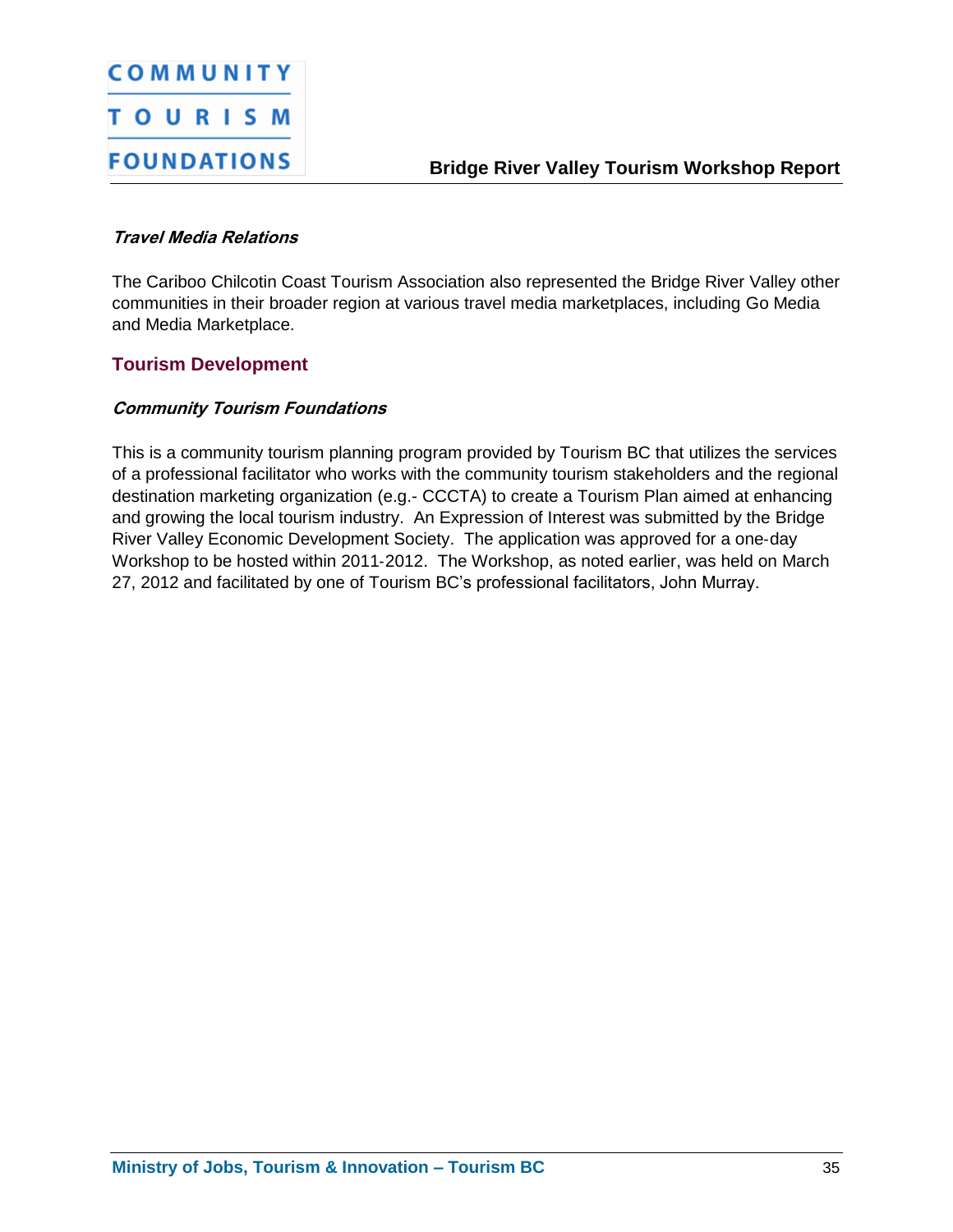### *Travel Media Relations*

The Cariboo Chilcotin Coast Tourism Association also represented the Bridge River Valley other communities in their broader region at various travel media marketplaces, including Go Media and Media Marketplace.

## Tourism Development

### *Community Tourism Foundations*

This is a community tourism planning program provided by Tourism BC that utilizes the services of a professional facilitator who works with the community tourism stakeholders and the regional destination marketing organization (e.g.- CCCTA) to create a Tourism Plan aimed at enhancing and growing the local tourism industry. An Expression of Interest was submitted by the Bridge River Valley Economic Development Society. The application was approved for a one-day Workshop to be hosted within 2011-2012. The Workshop, as noted earlier, was held on March 27, 2012 and facilitated by one of Tourism BC's professional facilitators, John Murray.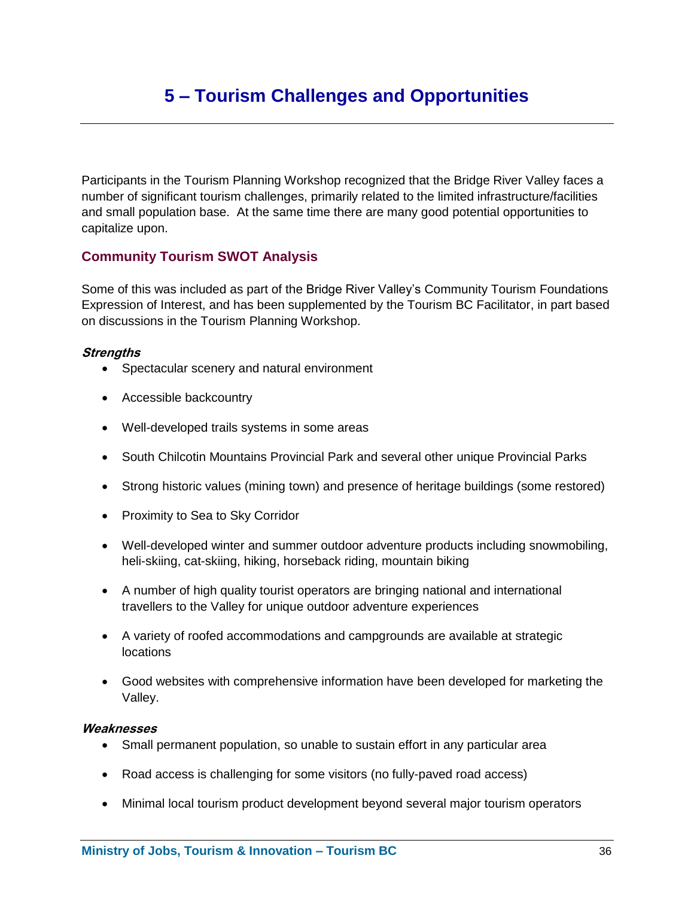# 5 – Tourism Challenges and Opportunities

Participants in the Tourism Planning Workshop recognized that the Bridge River Valley faces a number of significant tourism challenges, primarily related to the limited infrastructure/facilities and small population base. At the same time there are many good potential opportunities to capitalize upon.

## Community Tourism SWOT Analysis

Some of this was included as part of the Bridge River Valley's Community Tourism Foundations Expression of Interest, and has been supplemented by the Tourism BC Facilitator, in part based on discussions in the Tourism Planning Workshop.

***Strengths***

- Spectacular scenery and natural environment
- Accessible backcountry
- Well-developed trails systems in some areas
- South Chilcotin Mountains Provincial Park and several other unique Provincial Parks
- Strong historic values (mining town) and presence of heritage buildings (some restored)
- Proximity to Sea to Sky Corridor
- Well-developed winter and summer outdoor adventure products including snowmobiling, heli-skiing, cat-skiing, hiking, horseback riding, mountain biking
- A number of high quality tourist operators are bringing national and international travellers to the Valley for unique outdoor adventure experiences
- A variety of roofed accommodations and campgrounds are available at strategic locations
- Good websites with comprehensive information have been developed for marketing the Valley.

***Weaknesses***

- Small permanent population, so unable to sustain effort in any particular area
- Road access is challenging for some visitors (no fully-paved road access)
- Minimal local tourism product development beyond several major tourism operators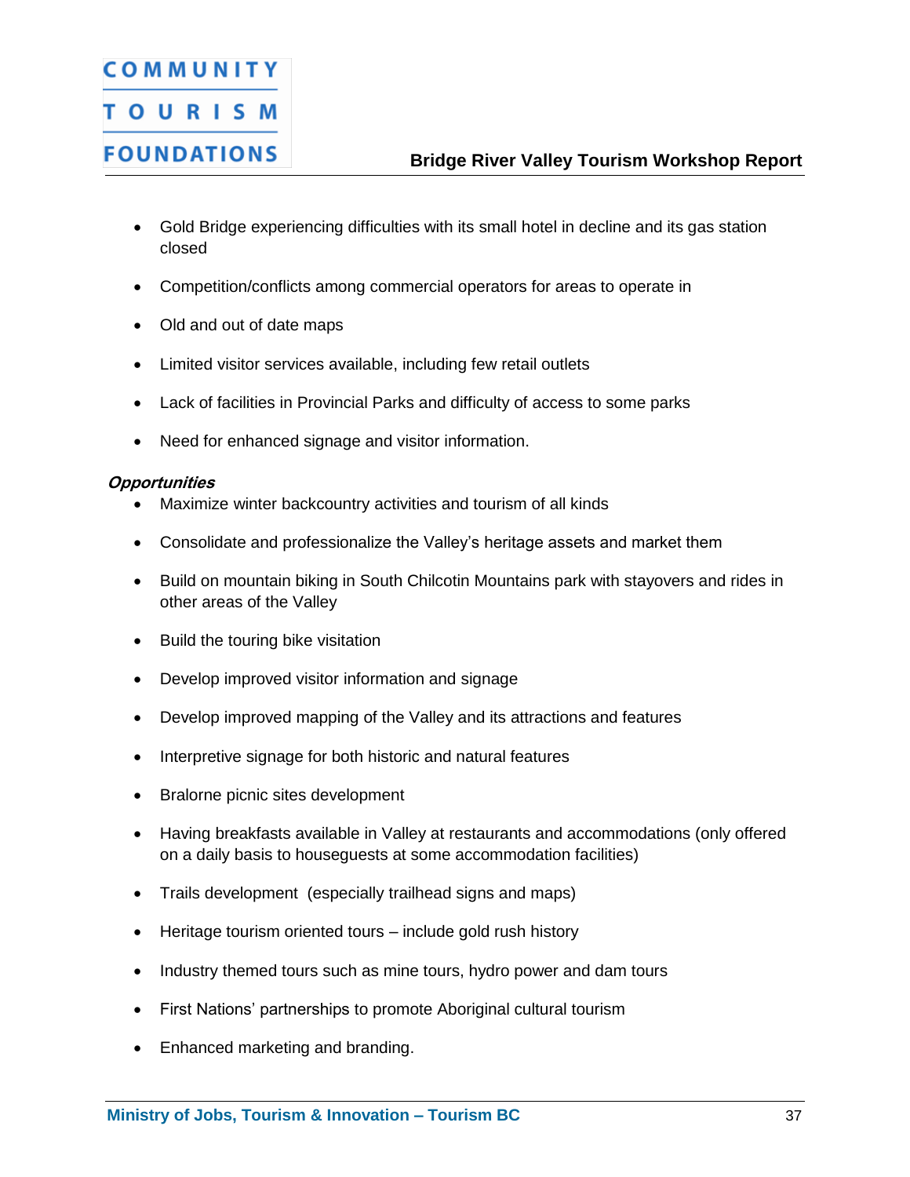- Gold Bridge experiencing difficulties with its small hotel in decline and its gas station closed
- Competition/conflicts among commercial operators for areas to operate in
- Old and out of date maps
- Limited visitor services available, including few retail outlets
- Lack of facilities in Provincial Parks and difficulty of access to some parks
- Need for enhanced signage and visitor information.

***Opportunities***

- Maximize winter backcountry activities and tourism of all kinds
- Consolidate and professionalize the Valley's heritage assets and market them
- Build on mountain biking in South Chilcotin Mountains park with stayovers and rides in other areas of the Valley
- Build the touring bike visitation
- Develop improved visitor information and signage
- Develop improved mapping of the Valley and its attractions and features
- Interpretive signage for both historic and natural features
- Bralorne picnic sites development
- Having breakfasts available in Valley at restaurants and accommodations (only offered on a daily basis to houseguests at some accommodation facilities)
- Trails development (especially trailhead signs and maps)
- Heritage tourism oriented tours – include gold rush history
- Industry themed tours such as mine tours, hydro power and dam tours
- First Nations' partnerships to promote Aboriginal cultural tourism
- Enhanced marketing and branding.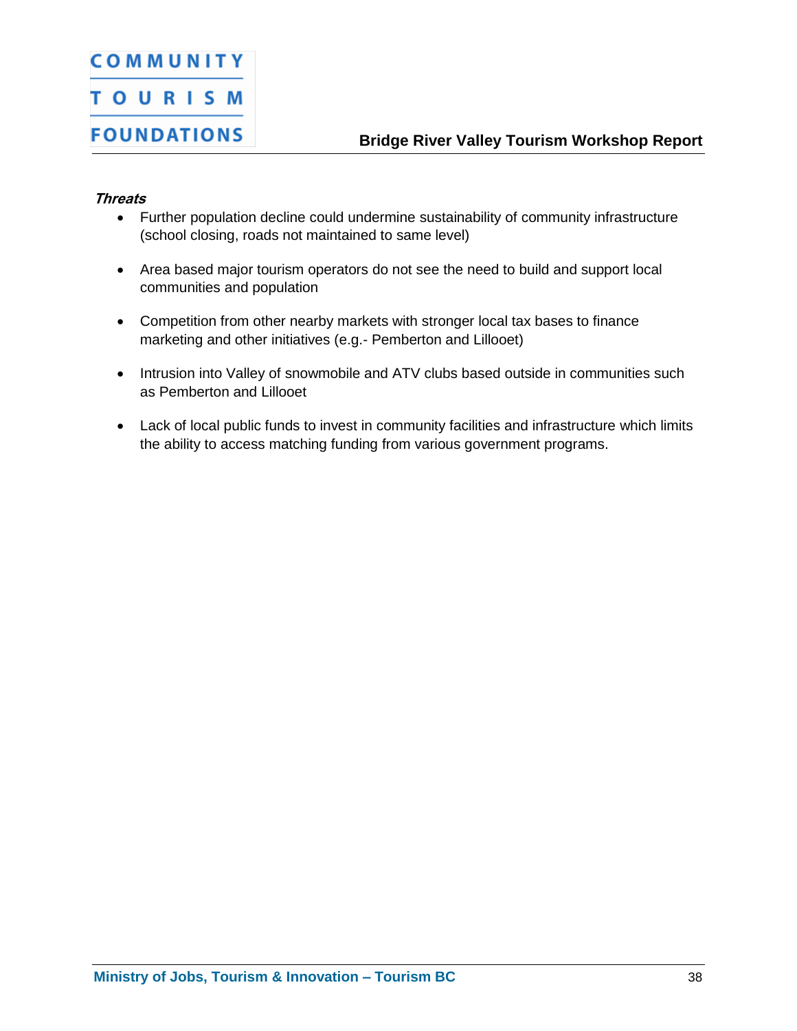***Threats***

- Further population decline could undermine sustainability of community infrastructure (school closing, roads not maintained to same level)
- Area based major tourism operators do not see the need to build and support local communities and population
- Competition from other nearby markets with stronger local tax bases to finance marketing and other initiatives (e.g.- Pemberton and Lillooet)
- Intrusion into Valley of snowmobile and ATV clubs based outside in communities such as Pemberton and Lillooet
- Lack of local public funds to invest in community facilities and infrastructure which limits the ability to access matching funding from various government programs.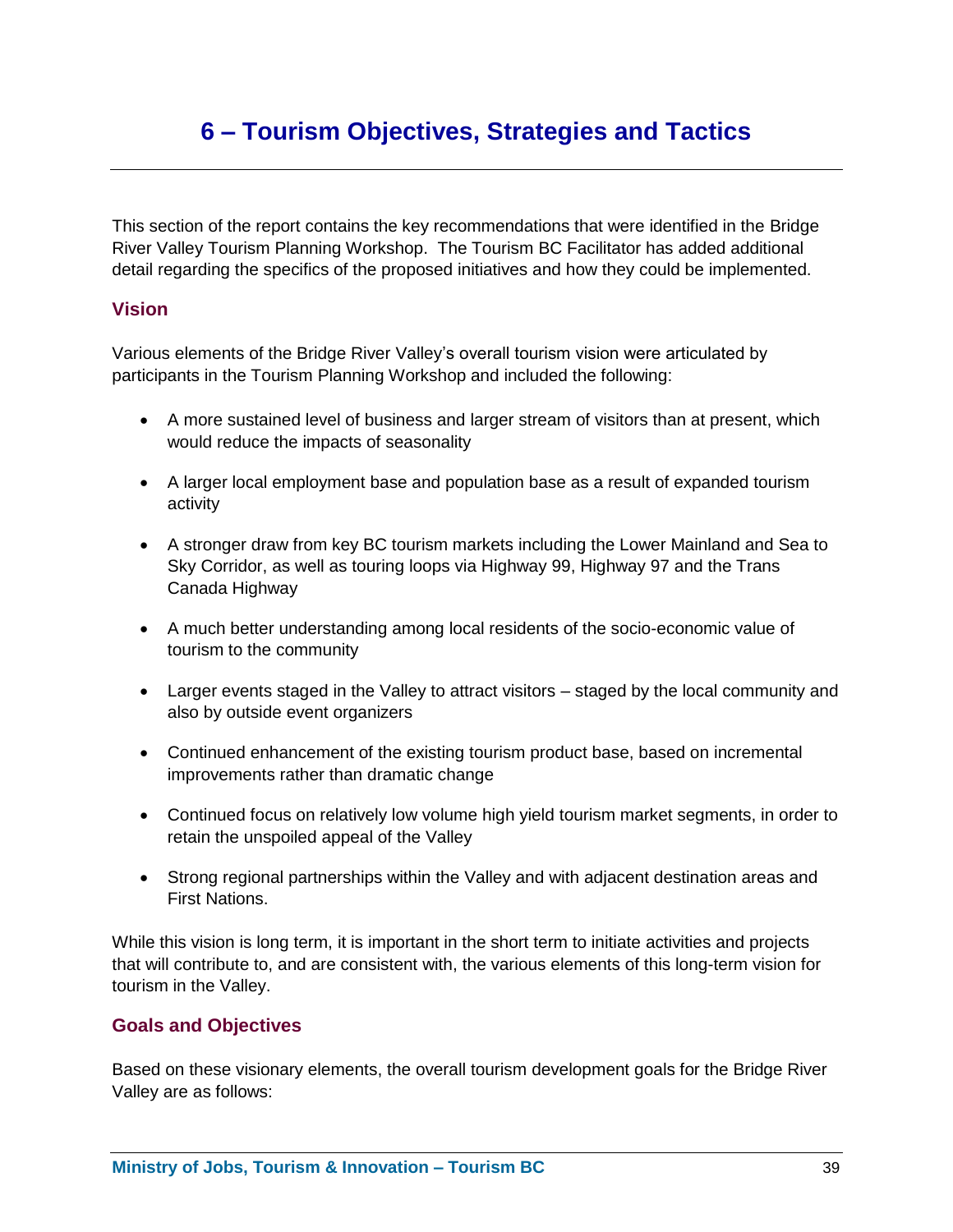# 6 – Tourism Objectives, Strategies and Tactics

This section of the report contains the key recommendations that were identified in the Bridge River Valley Tourism Planning Workshop. The Tourism BC Facilitator has added additional detail regarding the specifics of the proposed initiatives and how they could be implemented.

## Vision

Various elements of the Bridge River Valley's overall tourism vision were articulated by participants in the Tourism Planning Workshop and included the following:

- A more sustained level of business and larger stream of visitors than at present, which would reduce the impacts of seasonality
- A larger local employment base and population base as a result of expanded tourism activity
- A stronger draw from key BC tourism markets including the Lower Mainland and Sea to Sky Corridor, as well as touring loops via Highway 99, Highway 97 and the Trans Canada Highway
- A much better understanding among local residents of the socio-economic value of tourism to the community
- Larger events staged in the Valley to attract visitors – staged by the local community and also by outside event organizers
- Continued enhancement of the existing tourism product base, based on incremental improvements rather than dramatic change
- Continued focus on relatively low volume high yield tourism market segments, in order to retain the unspoiled appeal of the Valley
- Strong regional partnerships within the Valley and with adjacent destination areas and First Nations.

While this vision is long term, it is important in the short term to initiate activities and projects that will contribute to, and are consistent with, the various elements of this long-term vision for tourism in the Valley.

## Goals and Objectives

Based on these visionary elements, the overall tourism development goals for the Bridge River Valley are as follows: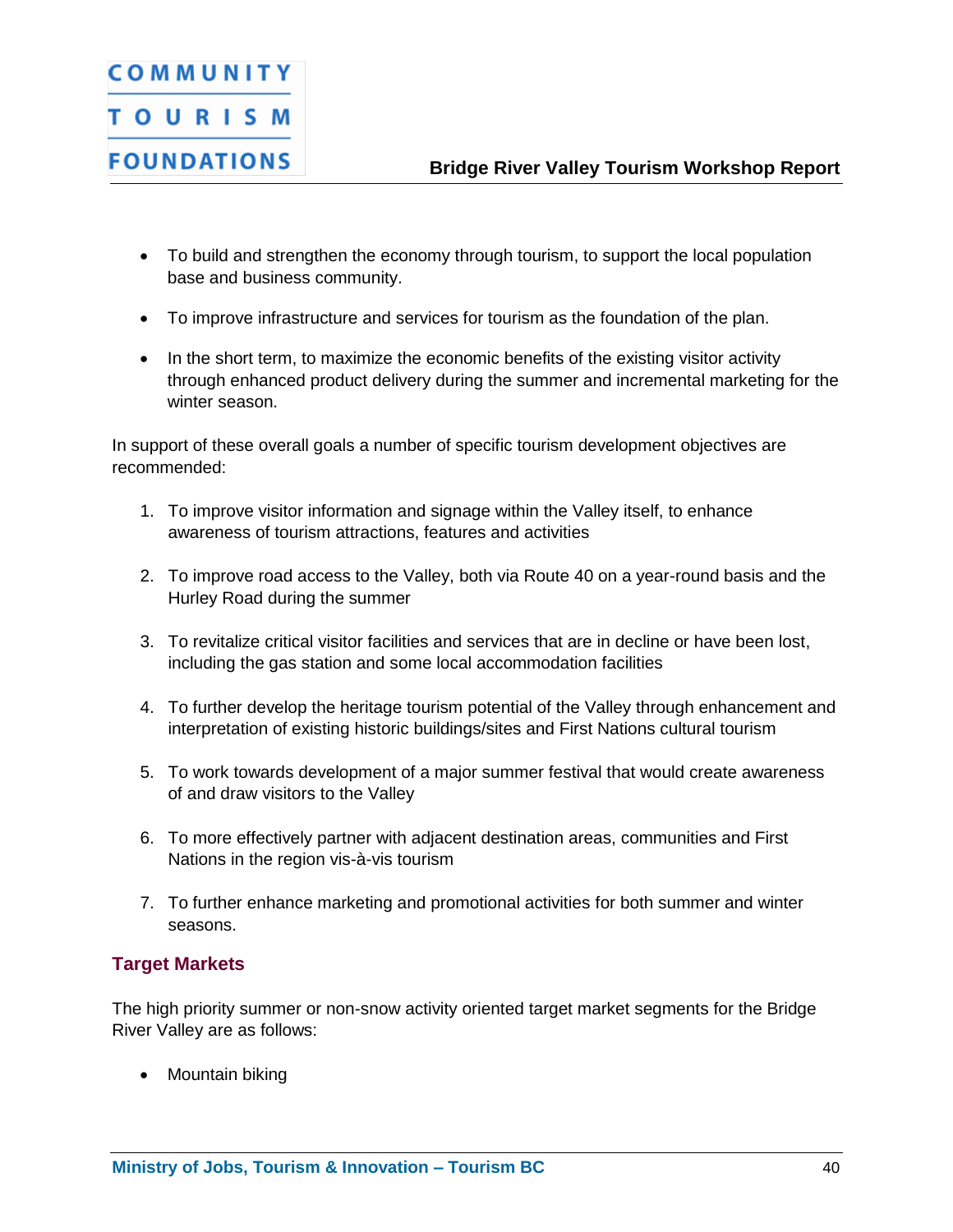- To build and strengthen the economy through tourism, to support the local population base and business community.

- To improve infrastructure and services for tourism as the foundation of the plan.

- In the short term, to maximize the economic benefits of the existing visitor activity through enhanced product delivery during the summer and incremental marketing for the winter season.

In support of these overall goals a number of specific tourism development objectives are recommended:

1. To improve visitor information and signage within the Valley itself, to enhance awareness of tourism attractions, features and activities

2. To improve road access to the Valley, both via Route 40 on a year-round basis and the Hurley Road during the summer

3. To revitalize critical visitor facilities and services that are in decline or have been lost, including the gas station and some local accommodation facilities

4. To further develop the heritage tourism potential of the Valley through enhancement and interpretation of existing historic buildings/sites and First Nations cultural tourism

5. To work towards development of a major summer festival that would create awareness of and draw visitors to the Valley

6. To more effectively partner with adjacent destination areas, communities and First Nations in the region vis-à-vis tourism

7. To further enhance marketing and promotional activities for both summer and winter seasons.

### Target Markets

The high priority summer or non-snow activity oriented target market segments for the Bridge River Valley are as follows:

- Mountain biking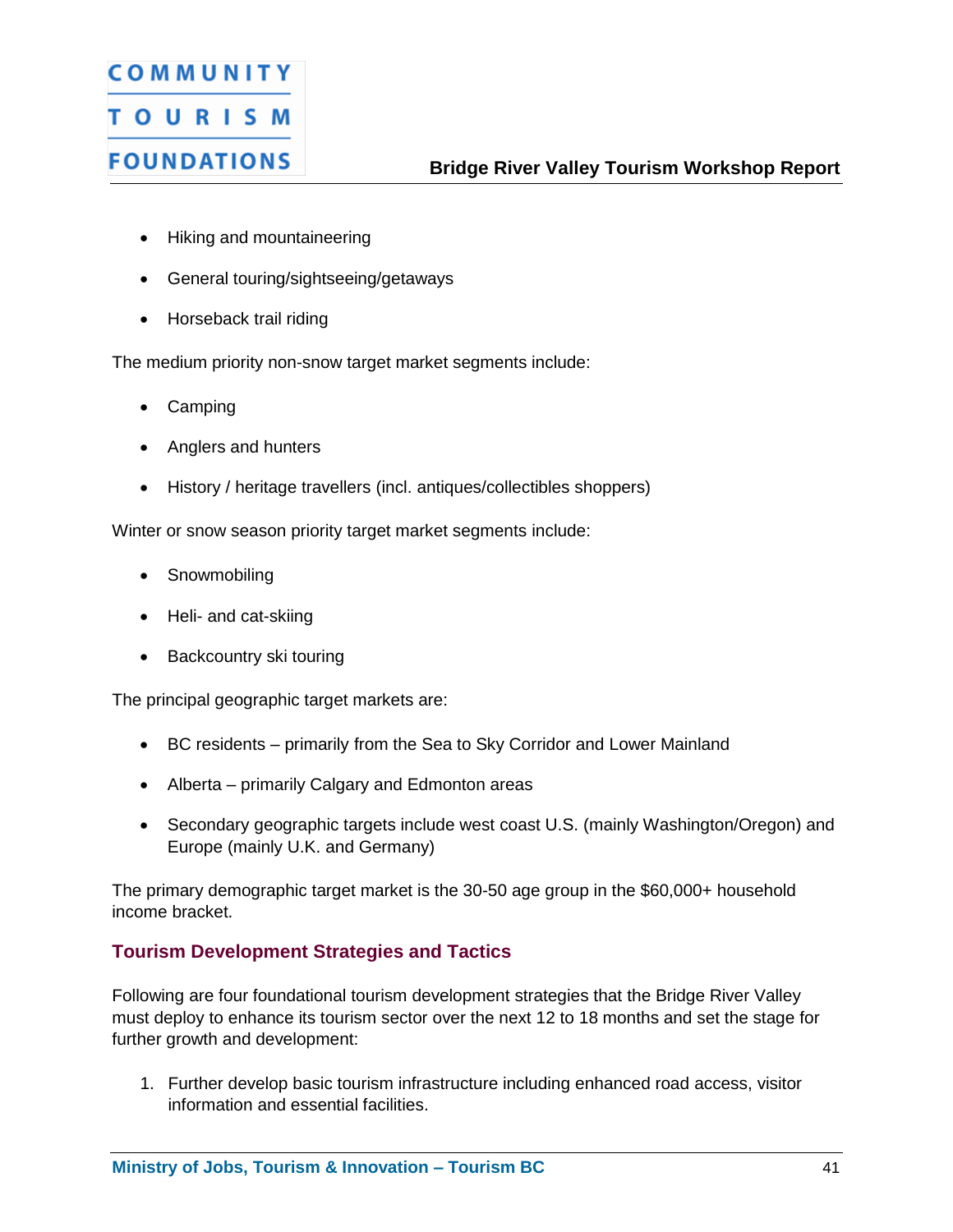- Hiking and mountaineering
- General touring/sightseeing/getaways
- Horseback trail riding

The medium priority non-snow target market segments include:

- Camping
- Anglers and hunters
- History / heritage travellers (incl. antiques/collectibles shoppers)

Winter or snow season priority target market segments include:

- Snowmobiling
- Heli- and cat-skiing
- Backcountry ski touring

The principal geographic target markets are:

- BC residents – primarily from the Sea to Sky Corridor and Lower Mainland
- Alberta – primarily Calgary and Edmonton areas
- Secondary geographic targets include west coast U.S. (mainly Washington/Oregon) and Europe (mainly U.K. and Germany)

The primary demographic target market is the 30-50 age group in the $60,000+ household income bracket.

## Tourism Development Strategies and Tactics

Following are four foundational tourism development strategies that the Bridge River Valley must deploy to enhance its tourism sector over the next 12 to 18 months and set the stage for further growth and development:

1. Further develop basic tourism infrastructure including enhanced road access, visitor information and essential facilities.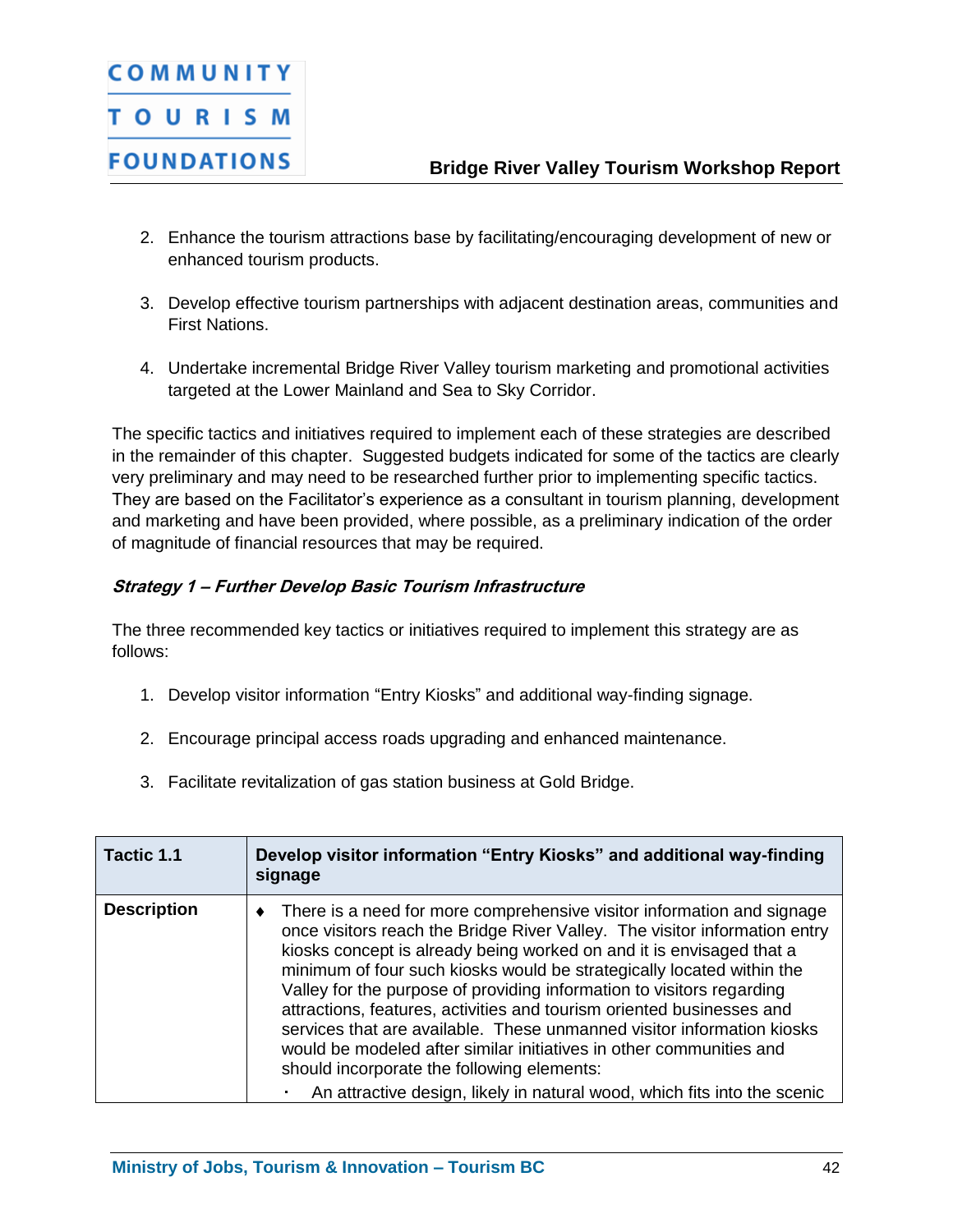2. Enhance the tourism attractions base by facilitating/encouraging development of new or enhanced tourism products.

3. Develop effective tourism partnerships with adjacent destination areas, communities and First Nations.

4. Undertake incremental Bridge River Valley tourism marketing and promotional activities targeted at the Lower Mainland and Sea to Sky Corridor.

The specific tactics and initiatives required to implement each of these strategies are described in the remainder of this chapter. Suggested budgets indicated for some of the tactics are clearly very preliminary and may need to be researched further prior to implementing specific tactics. They are based on the Facilitator's experience as a consultant in tourism planning, development and marketing and have been provided, where possible, as a preliminary indication of the order of magnitude of financial resources that may be required.

***Strategy 1 – Further Develop Basic Tourism Infrastructure***

The three recommended key tactics or initiatives required to implement this strategy are as follows:

1. Develop visitor information "Entry Kiosks" and additional way-finding signage.

2. Encourage principal access roads upgrading and enhanced maintenance.

3. Facilitate revitalization of gas station business at Gold Bridge.

| **Tactic 1.1** | **Develop visitor information "Entry Kiosks" and additional way-finding signage** |
|---|---|
| **Description** | ♦ There is a need for more comprehensive visitor information and signage once visitors reach the Bridge River Valley. The visitor information entry kiosks concept is already being worked on and it is envisaged that a minimum of four such kiosks would be strategically located within the Valley for the purpose of providing information to visitors regarding attractions, features, activities and tourism oriented businesses and services that are available. These unmanned visitor information kiosks would be modeled after similar initiatives in other communities and should incorporate the following elements: <br> ▪ An attractive design, likely in natural wood, which fits into the scenic |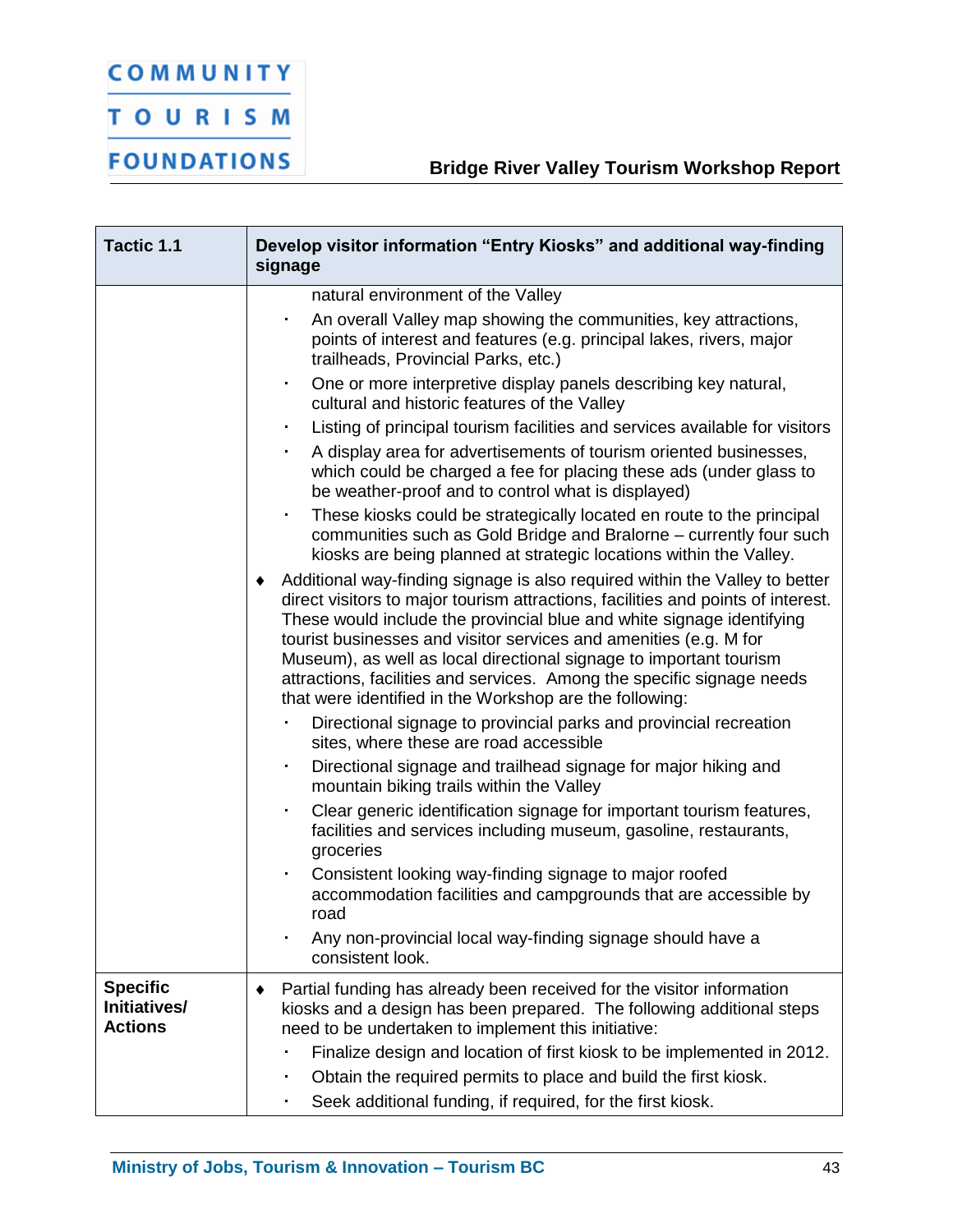| Tactic 1.1 | Develop visitor information "Entry Kiosks" and additional way-finding signage |
|---|---|
| | natural environment of the Valley<br>▪ An overall Valley map showing the communities, key attractions, points of interest and features (e.g. principal lakes, rivers, major trailheads, Provincial Parks, etc.)<br>▪ One or more interpretive display panels describing key natural, cultural and historic features of the Valley<br>▪ Listing of principal tourism facilities and services available for visitors<br>▪ A display area for advertisements of tourism oriented businesses, which could be charged a fee for placing these ads (under glass to be weather-proof and to control what is displayed)<br>▪ These kiosks could be strategically located en route to the principal communities such as Gold Bridge and Bralorne – currently four such kiosks are being planned at strategic locations within the Valley.<br>♦ Additional way-finding signage is also required within the Valley to better direct visitors to major tourism attractions, facilities and points of interest. These would include the provincial blue and white signage identifying tourist businesses and visitor services and amenities (e.g. M for Museum), as well as local directional signage to important tourism attractions, facilities and services. Among the specific signage needs that were identified in the Workshop are the following:<br>▪ Directional signage to provincial parks and provincial recreation sites, where these are road accessible<br>▪ Directional signage and trailhead signage for major hiking and mountain biking trails within the Valley<br>▪ Clear generic identification signage for important tourism features, facilities and services including museum, gasoline, restaurants, groceries<br>▪ Consistent looking way-finding signage to major roofed accommodation facilities and campgrounds that are accessible by road<br>▪ Any non-provincial local way-finding signage should have a consistent look. |
| **Specific Initiatives/ Actions** | ♦ Partial funding has already been received for the visitor information kiosks and a design has been prepared. The following additional steps need to be undertaken to implement this initiative:<br>▪ Finalize design and location of first kiosk to be implemented in 2012.<br>▪ Obtain the required permits to place and build the first kiosk.<br>▪ Seek additional funding, if required, for the first kiosk. |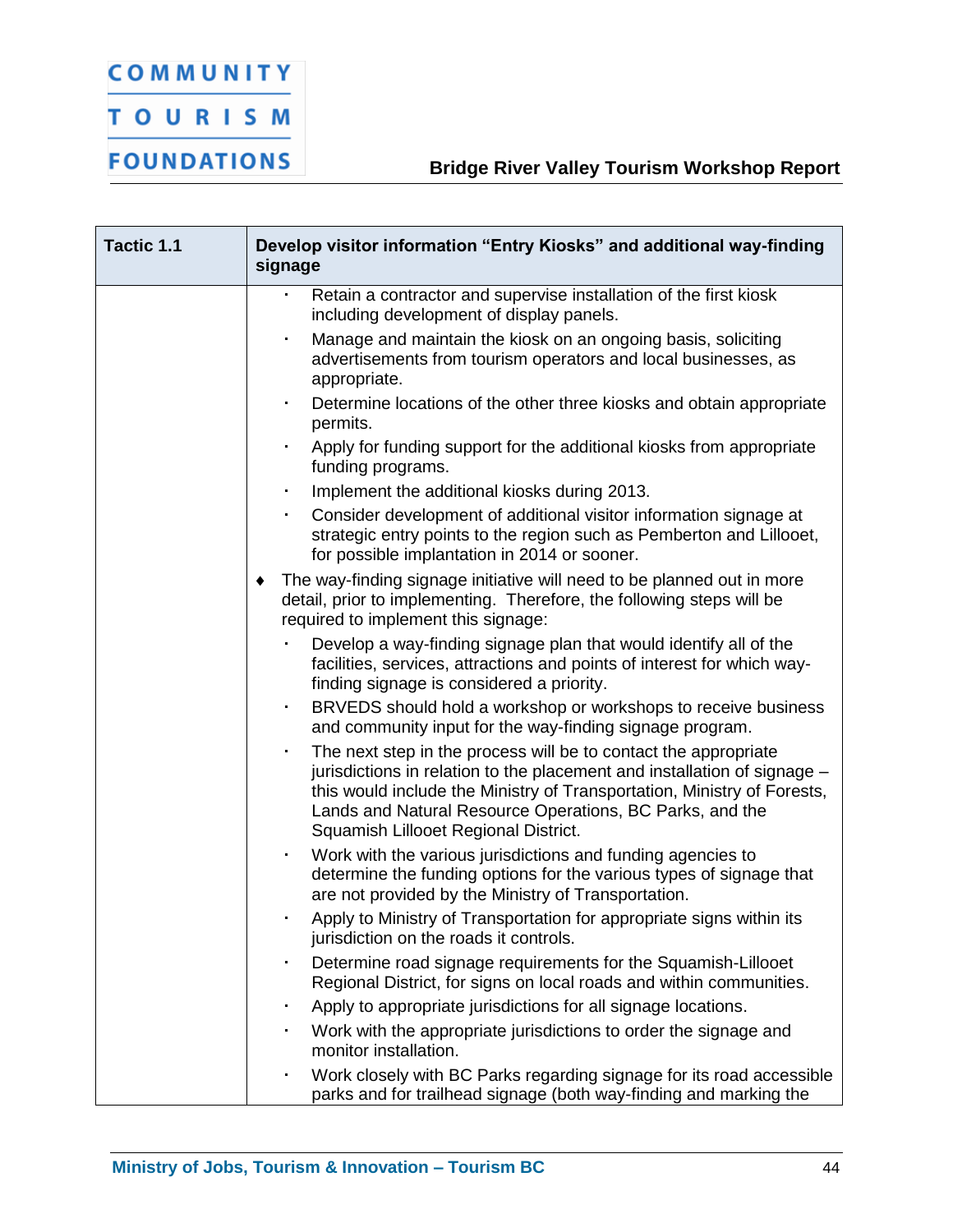| Tactic 1.1 | Develop visitor information "Entry Kiosks" and additional way-finding signage |
|---|---|
| | ▪ Retain a contractor and supervise installation of the first kiosk including development of display panels.<br>▪ Manage and maintain the kiosk on an ongoing basis, soliciting advertisements from tourism operators and local businesses, as appropriate.<br>▪ Determine locations of the other three kiosks and obtain appropriate permits.<br>▪ Apply for funding support for the additional kiosks from appropriate funding programs.<br>▪ Implement the additional kiosks during 2013.<br>▪ Consider development of additional visitor information signage at strategic entry points to the region such as Pemberton and Lillooet, for possible implantation in 2014 or sooner.<br>♦ The way-finding signage initiative will need to be planned out in more detail, prior to implementing. Therefore, the following steps will be required to implement this signage:<br>▪ Develop a way-finding signage plan that would identify all of the facilities, services, attractions and points of interest for which way-finding signage is considered a priority.<br>▪ BRVEDS should hold a workshop or workshops to receive business and community input for the way-finding signage program.<br>▪ The next step in the process will be to contact the appropriate jurisdictions in relation to the placement and installation of signage – this would include the Ministry of Transportation, Ministry of Forests, Lands and Natural Resource Operations, BC Parks, and the Squamish Lillooet Regional District.<br>▪ Work with the various jurisdictions and funding agencies to determine the funding options for the various types of signage that are not provided by the Ministry of Transportation.<br>▪ Apply to Ministry of Transportation for appropriate signs within its jurisdiction on the roads it controls.<br>▪ Determine road signage requirements for the Squamish-Lillooet Regional District, for signs on local roads and within communities.<br>▪ Apply to appropriate jurisdictions for all signage locations.<br>▪ Work with the appropriate jurisdictions to order the signage and monitor installation.<br>▪ Work closely with BC Parks regarding signage for its road accessible parks and for trailhead signage (both way-finding and marking the |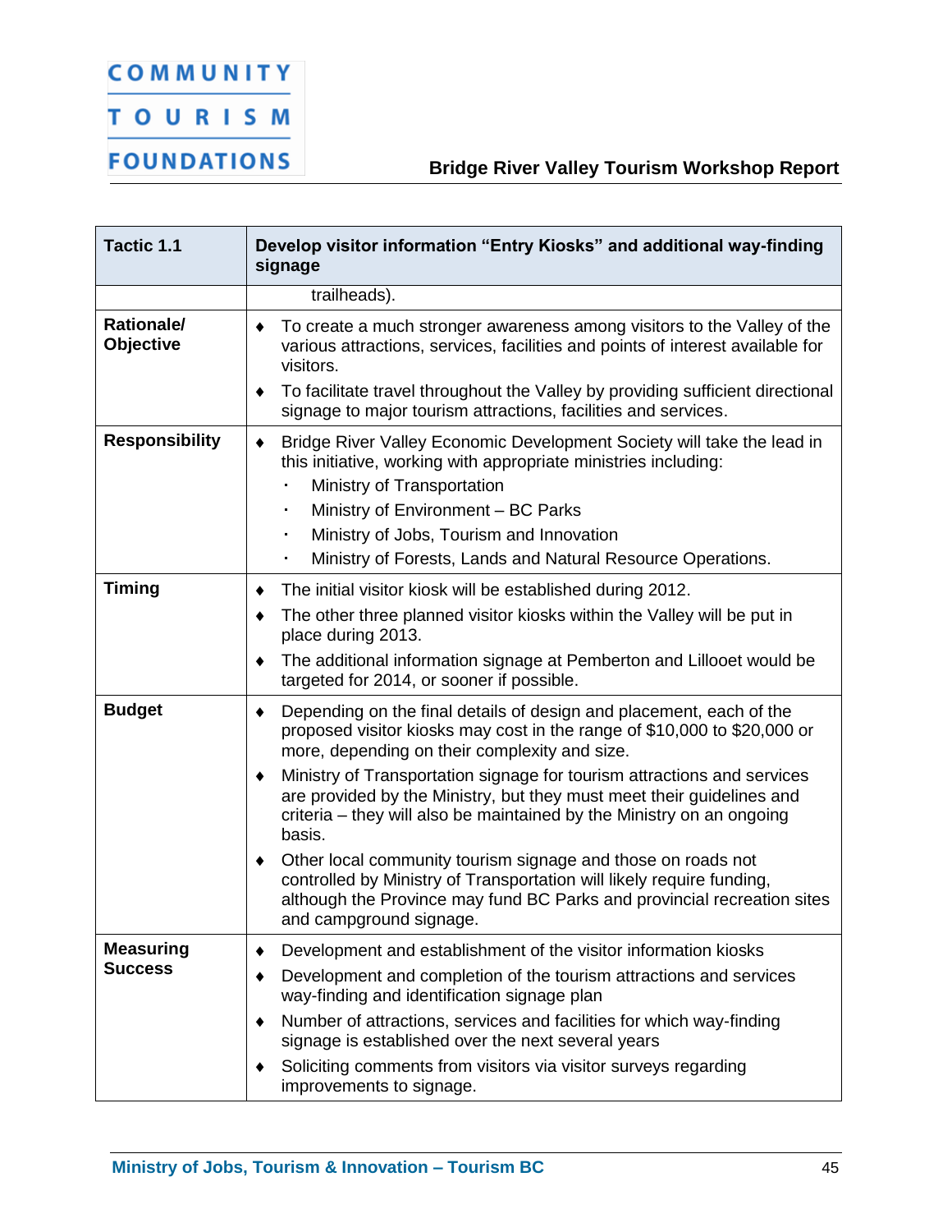| Tactic 1.1 | Develop visitor information "Entry Kiosks" and additional way-finding signage |
|---|---|
| | trailheads). |
| Rationale/ Objective | ♦ To create a much stronger awareness among visitors to the Valley of the various attractions, services, facilities and points of interest available for visitors.<br>♦ To facilitate travel throughout the Valley by providing sufficient directional signage to major tourism attractions, facilities and services. |
| Responsibility | ♦ Bridge River Valley Economic Development Society will take the lead in this initiative, working with appropriate ministries including:<br>▪ Ministry of Transportation<br>▪ Ministry of Environment – BC Parks<br>▪ Ministry of Jobs, Tourism and Innovation<br>▪ Ministry of Forests, Lands and Natural Resource Operations. |
| Timing | ♦ The initial visitor kiosk will be established during 2012.<br>♦ The other three planned visitor kiosks within the Valley will be put in place during 2013.<br>♦ The additional information signage at Pemberton and Lillooet would be targeted for 2014, or sooner if possible. |
| Budget | ♦ Depending on the final details of design and placement, each of the proposed visitor kiosks may cost in the range of $10,000 to $20,000 or more, depending on their complexity and size.<br>♦ Ministry of Transportation signage for tourism attractions and services are provided by the Ministry, but they must meet their guidelines and criteria – they will also be maintained by the Ministry on an ongoing basis.<br>♦ Other local community tourism signage and those on roads not controlled by Ministry of Transportation will likely require funding, although the Province may fund BC Parks and provincial recreation sites and campground signage. |
| Measuring Success | ♦ Development and establishment of the visitor information kiosks<br>♦ Development and completion of the tourism attractions and services way-finding and identification signage plan<br>♦ Number of attractions, services and facilities for which way-finding signage is established over the next several years<br>♦ Soliciting comments from visitors via visitor surveys regarding improvements to signage. |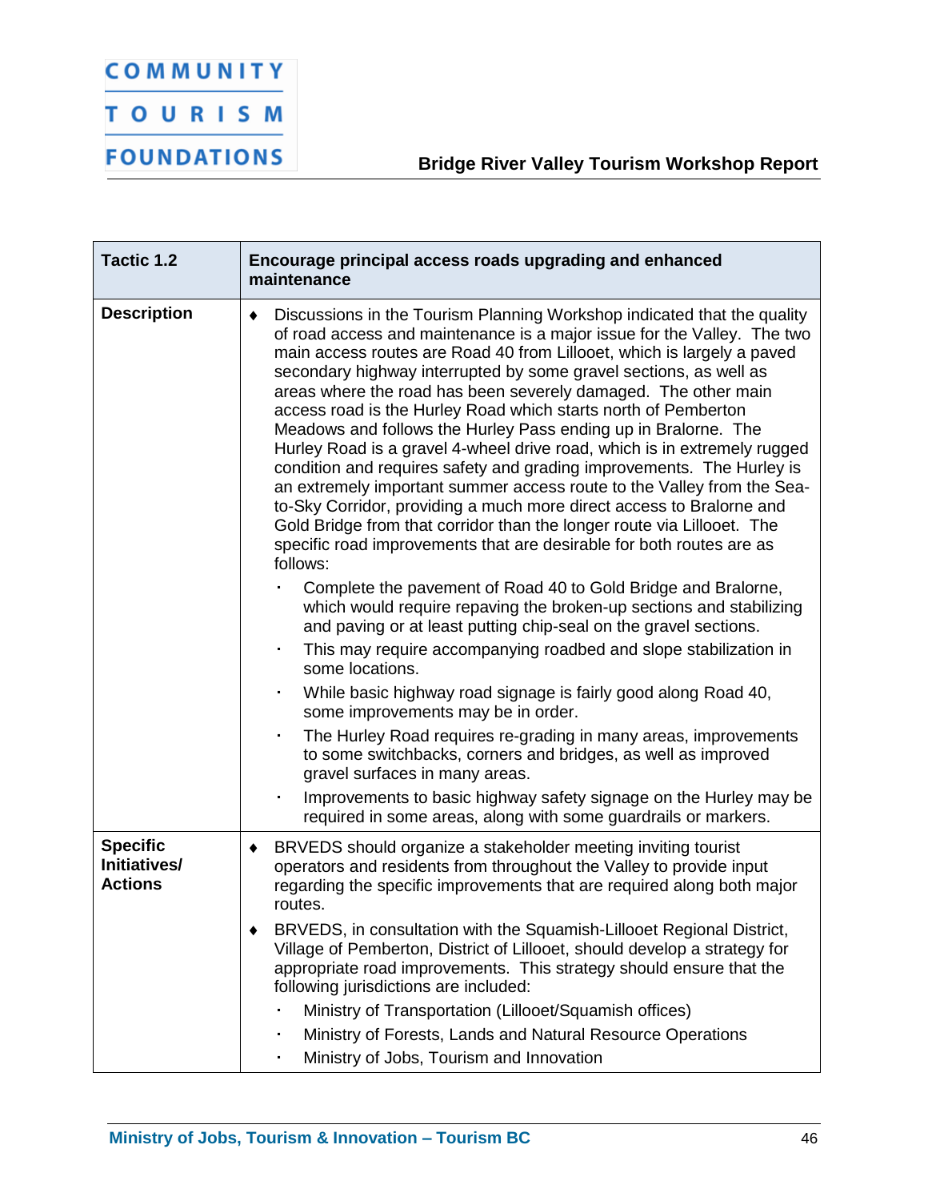| Tactic 1.2 | Encourage principal access roads upgrading and enhanced maintenance |
|---|---|
| **Description** | ♦ Discussions in the Tourism Planning Workshop indicated that the quality of road access and maintenance is a major issue for the Valley. The two main access routes are Road 40 from Lillooet, which is largely a paved secondary highway interrupted by some gravel sections, as well as areas where the road has been severely damaged. The other main access road is the Hurley Road which starts north of Pemberton Meadows and follows the Hurley Pass ending up in Bralorne. The Hurley Road is a gravel 4-wheel drive road, which is in extremely rugged condition and requires safety and grading improvements. The Hurley is an extremely important summer access route to the Valley from the Sea-to-Sky Corridor, providing a much more direct access to Bralorne and Gold Bridge from that corridor than the longer route via Lillooet. The specific road improvements that are desirable for both routes are as follows:<br>▪ Complete the pavement of Road 40 to Gold Bridge and Bralorne, which would require repaving the broken-up sections and stabilizing and paving or at least putting chip-seal on the gravel sections.<br>▪ This may require accompanying roadbed and slope stabilization in some locations.<br>▪ While basic highway road signage is fairly good along Road 40, some improvements may be in order.<br>▪ The Hurley Road requires re-grading in many areas, improvements to some switchbacks, corners and bridges, as well as improved gravel surfaces in many areas.<br>▪ Improvements to basic highway safety signage on the Hurley may be required in some areas, along with some guardrails or markers. |
| **Specific Initiatives/ Actions** | ♦ BRVEDS should organize a stakeholder meeting inviting tourist operators and residents from throughout the Valley to provide input regarding the specific improvements that are required along both major routes.<br>♦ BRVEDS, in consultation with the Squamish-Lillooet Regional District, Village of Pemberton, District of Lillooet, should develop a strategy for appropriate road improvements. This strategy should ensure that the following jurisdictions are included:<br>▪ Ministry of Transportation (Lillooet/Squamish offices)<br>▪ Ministry of Forests, Lands and Natural Resource Operations<br>▪ Ministry of Jobs, Tourism and Innovation |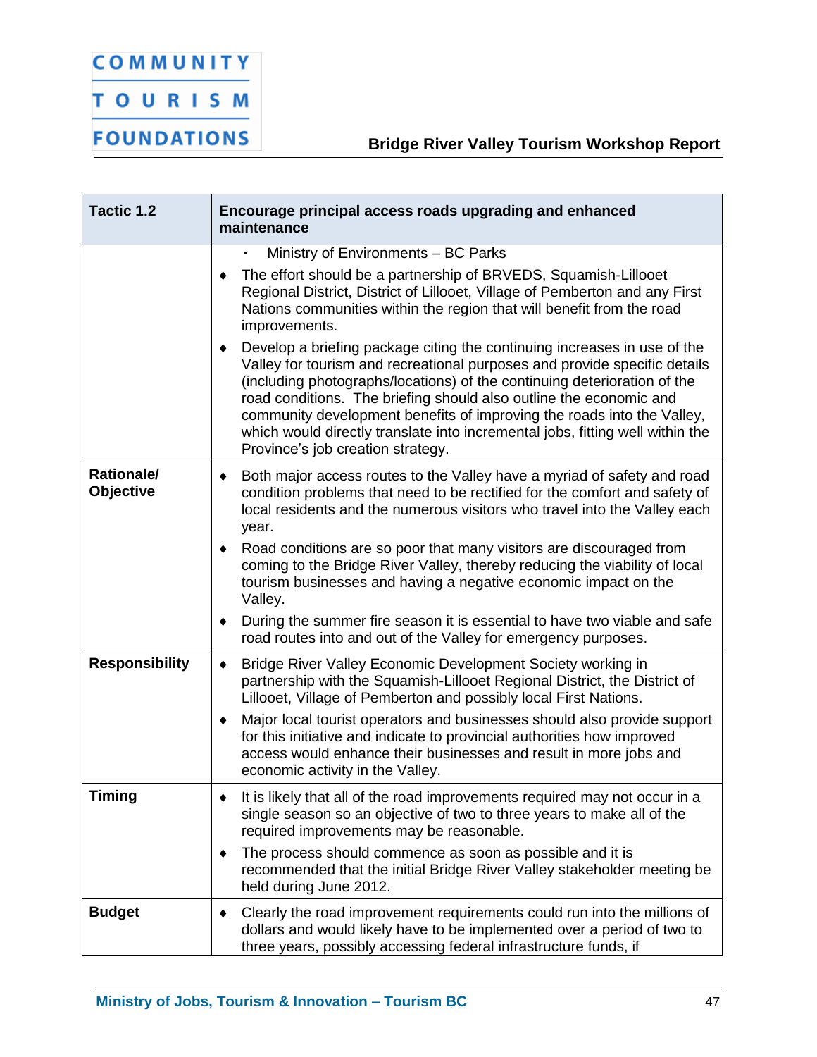| Tactic 1.2 | Encourage principal access roads upgrading and enhanced maintenance |
|---|---|
| | ▪ Ministry of Environments – BC Parks<br>♦ The effort should be a partnership of BRVEDS, Squamish-Lillooet Regional District, District of Lillooet, Village of Pemberton and any First Nations communities within the region that will benefit from the road improvements.<br>♦ Develop a briefing package citing the continuing increases in use of the Valley for tourism and recreational purposes and provide specific details (including photographs/locations) of the continuing deterioration of the road conditions. The briefing should also outline the economic and community development benefits of improving the roads into the Valley, which would directly translate into incremental jobs, fitting well within the Province's job creation strategy. |
| **Rationale/ Objective** | ♦ Both major access routes to the Valley have a myriad of safety and road condition problems that need to be rectified for the comfort and safety of local residents and the numerous visitors who travel into the Valley each year.<br>♦ Road conditions are so poor that many visitors are discouraged from coming to the Bridge River Valley, thereby reducing the viability of local tourism businesses and having a negative economic impact on the Valley.<br>♦ During the summer fire season it is essential to have two viable and safe road routes into and out of the Valley for emergency purposes. |
| **Responsibility** | ♦ Bridge River Valley Economic Development Society working in partnership with the Squamish-Lillooet Regional District, the District of Lillooet, Village of Pemberton and possibly local First Nations.<br>♦ Major local tourist operators and businesses should also provide support for this initiative and indicate to provincial authorities how improved access would enhance their businesses and result in more jobs and economic activity in the Valley. |
| **Timing** | ♦ It is likely that all of the road improvements required may not occur in a single season so an objective of two to three years to make all of the required improvements may be reasonable.<br>♦ The process should commence as soon as possible and it is recommended that the initial Bridge River Valley stakeholder meeting be held during June 2012. |
| **Budget** | ♦ Clearly the road improvement requirements could run into the millions of dollars and would likely have to be implemented over a period of two to three years, possibly accessing federal infrastructure funds, if |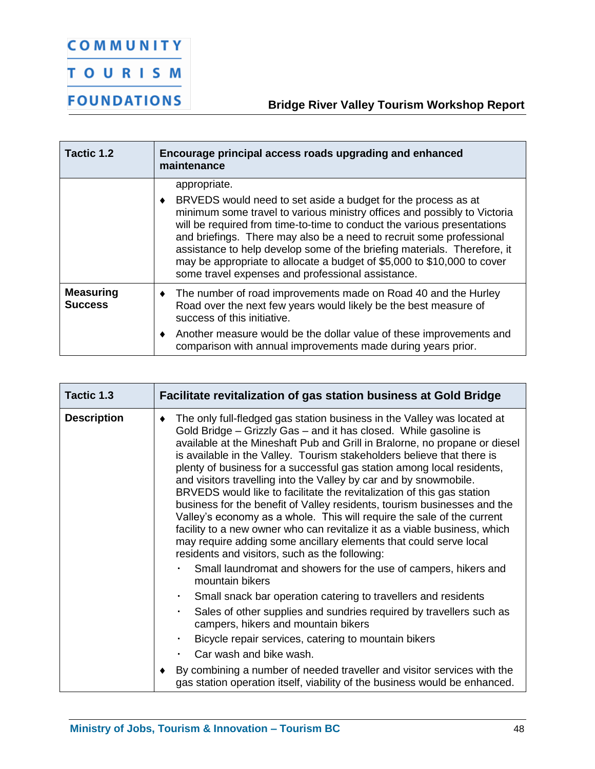| Tactic 1.2 | Encourage principal access roads upgrading and enhanced maintenance |
|---|---|
| | appropriate.<br>♦ BRVEDS would need to set aside a budget for the process as at minimum some travel to various ministry offices and possibly to Victoria will be required from time-to-time to conduct the various presentations and briefings. There may also be a need to recruit some professional assistance to help develop some of the briefing materials. Therefore, it may be appropriate to allocate a budget of $5,000 to $10,000 to cover some travel expenses and professional assistance. |
| **Measuring Success** | ♦ The number of road improvements made on Road 40 and the Hurley Road over the next few years would likely be the best measure of success of this initiative.<br>♦ Another measure would be the dollar value of these improvements and comparison with annual improvements made during years prior. |

| Tactic 1.3 | Facilitate revitalization of gas station business at Gold Bridge |
|---|---|
| **Description** | ♦ The only full-fledged gas station business in the Valley was located at Gold Bridge – Grizzly Gas – and it has closed. While gasoline is available at the Mineshaft Pub and Grill in Bralorne, no propane or diesel is available in the Valley. Tourism stakeholders believe that there is plenty of business for a successful gas station among local residents, and visitors travelling into the Valley by car and by snowmobile. BRVEDS would like to facilitate the revitalization of this gas station business for the benefit of Valley residents, tourism businesses and the Valley's economy as a whole. This will require the sale of the current facility to a new owner who can revitalize it as a viable business, which may require adding some ancillary elements that could serve local residents and visitors, such as the following:<br>▪ Small laundromat and showers for the use of campers, hikers and mountain bikers<br>▪ Small snack bar operation catering to travellers and residents<br>▪ Sales of other supplies and sundries required by travellers such as campers, hikers and mountain bikers<br>▪ Bicycle repair services, catering to mountain bikers<br>▪ Car wash and bike wash.<br>♦ By combining a number of needed traveller and visitor services with the gas station operation itself, viability of the business would be enhanced. |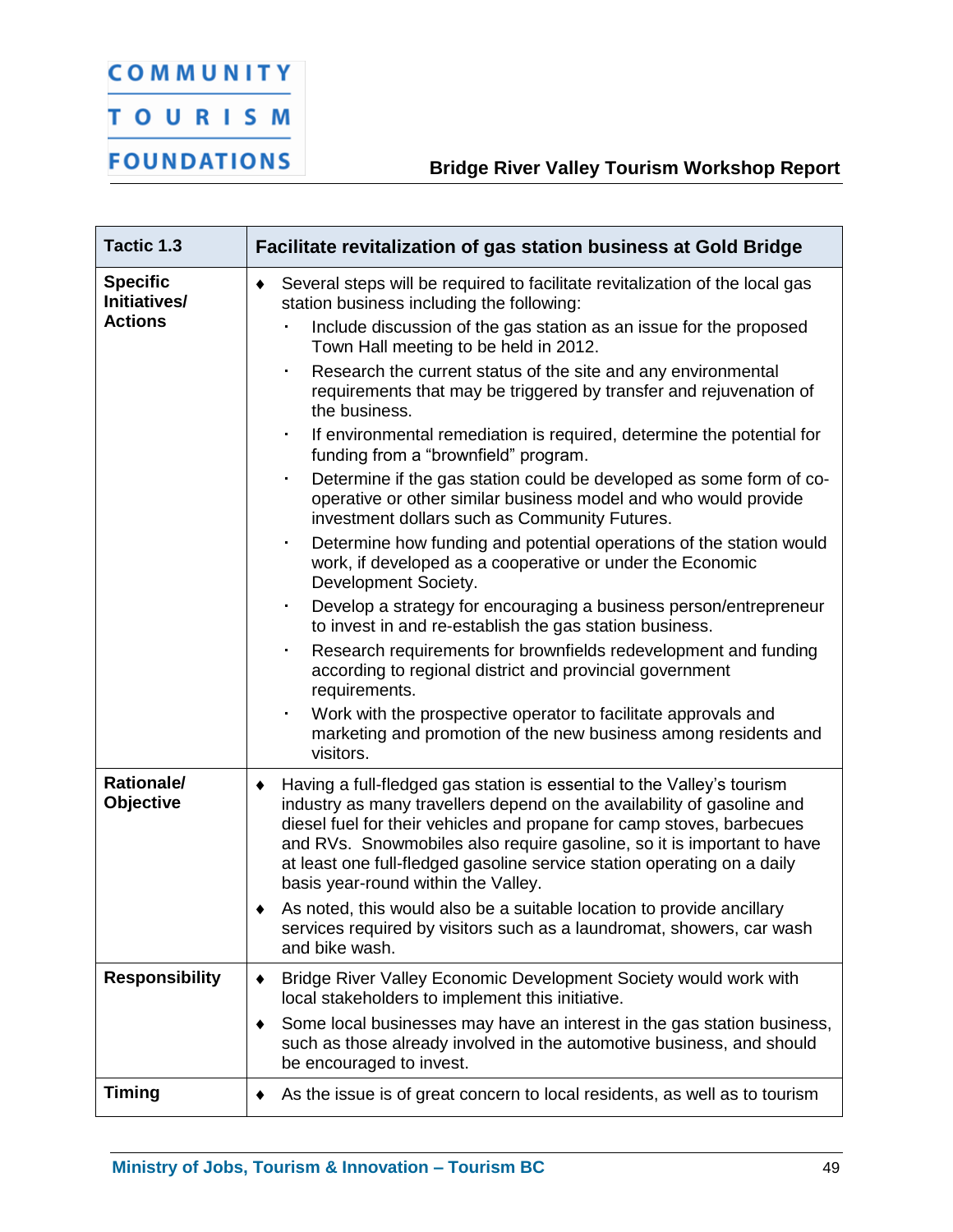| Tactic 1.3 | Facilitate revitalization of gas station business at Gold Bridge |
|---|---|
| **Specific Initiatives/ Actions** | ♦ Several steps will be required to facilitate revitalization of the local gas station business including the following:<br>▪ Include discussion of the gas station as an issue for the proposed Town Hall meeting to be held in 2012.<br>▪ Research the current status of the site and any environmental requirements that may be triggered by transfer and rejuvenation of the business.<br>▪ If environmental remediation is required, determine the potential for funding from a "brownfield" program.<br>▪ Determine if the gas station could be developed as some form of co-operative or other similar business model and who would provide investment dollars such as Community Futures.<br>▪ Determine how funding and potential operations of the station would work, if developed as a cooperative or under the Economic Development Society.<br>▪ Develop a strategy for encouraging a business person/entrepreneur to invest in and re-establish the gas station business.<br>▪ Research requirements for brownfields redevelopment and funding according to regional district and provincial government requirements.<br>▪ Work with the prospective operator to facilitate approvals and marketing and promotion of the new business among residents and visitors. |
| **Rationale/ Objective** | ♦ Having a full-fledged gas station is essential to the Valley's tourism industry as many travellers depend on the availability of gasoline and diesel fuel for their vehicles and propane for camp stoves, barbecues and RVs. Snowmobiles also require gasoline, so it is important to have at least one full-fledged gasoline service station operating on a daily basis year-round within the Valley.<br>♦ As noted, this would also be a suitable location to provide ancillary services required by visitors such as a laundromat, showers, car wash and bike wash. |
| **Responsibility** | ♦ Bridge River Valley Economic Development Society would work with local stakeholders to implement this initiative.<br>♦ Some local businesses may have an interest in the gas station business, such as those already involved in the automotive business, and should be encouraged to invest. |
| **Timing** | ♦ As the issue is of great concern to local residents, as well as to tourism |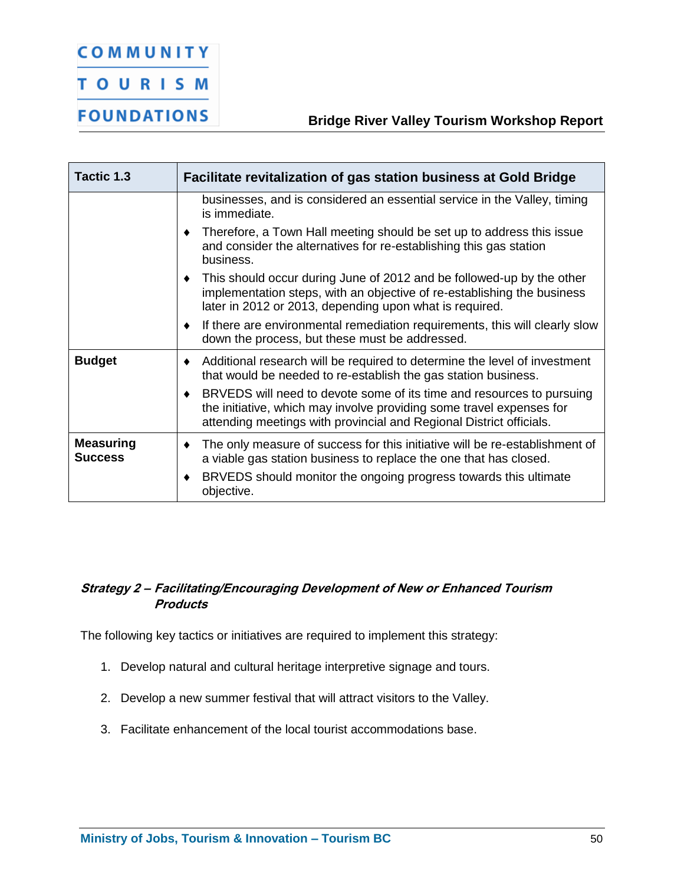| Tactic 1.3 | Facilitate revitalization of gas station business at Gold Bridge |
|---|---|
| | businesses, and is considered an essential service in the Valley, timing is immediate.<br>♦ Therefore, a Town Hall meeting should be set up to address this issue and consider the alternatives for re-establishing this gas station business.<br>♦ This should occur during June of 2012 and be followed-up by the other implementation steps, with an objective of re-establishing the business later in 2012 or 2013, depending upon what is required.<br>♦ If there are environmental remediation requirements, this will clearly slow down the process, but these must be addressed. |
| **Budget** | ♦ Additional research will be required to determine the level of investment that would be needed to re-establish the gas station business.<br>♦ BRVEDS will need to devote some of its time and resources to pursuing the initiative, which may involve providing some travel expenses for attending meetings with provincial and Regional District officials. |
| **Measuring Success** | ♦ The only measure of success for this initiative will be re-establishment of a viable gas station business to replace the one that has closed.<br>♦ BRVEDS should monitor the ongoing progress towards this ultimate objective. |

### *Strategy 2 – Facilitating/Encouraging Development of New or Enhanced Tourism Products*

The following key tactics or initiatives are required to implement this strategy:

1. Develop natural and cultural heritage interpretive signage and tours.
2. Develop a new summer festival that will attract visitors to the Valley.
3. Facilitate enhancement of the local tourist accommodations base.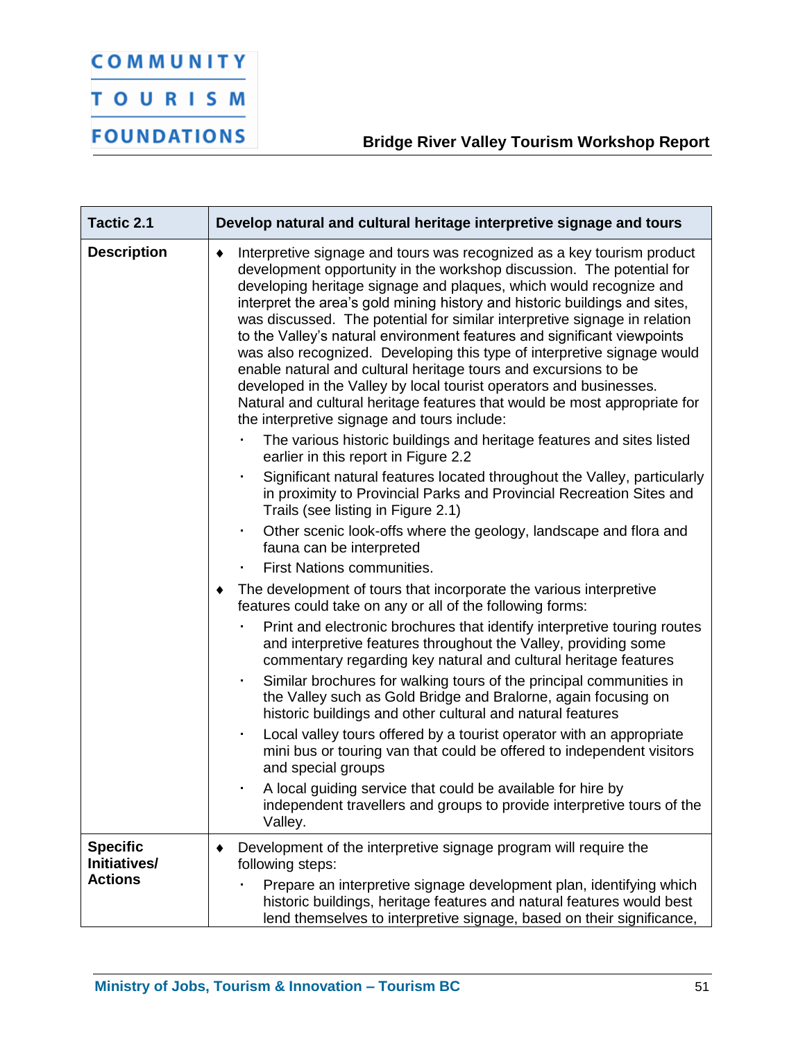| Tactic 2.1 | Develop natural and cultural heritage interpretive signage and tours |
|---|---|
| **Description** | ♦ Interpretive signage and tours was recognized as a key tourism product development opportunity in the workshop discussion. The potential for developing heritage signage and plaques, which would recognize and interpret the area's gold mining history and historic buildings and sites, was discussed. The potential for similar interpretive signage in relation to the Valley's natural environment features and significant viewpoints was also recognized. Developing this type of interpretive signage would enable natural and cultural heritage tours and excursions to be developed in the Valley by local tourist operators and businesses. Natural and cultural heritage features that would be most appropriate for the interpretive signage and tours include:<br>▪ The various historic buildings and heritage features and sites listed earlier in this report in Figure 2.2<br>▪ Significant natural features located throughout the Valley, particularly in proximity to Provincial Parks and Provincial Recreation Sites and Trails (see listing in Figure 2.1)<br>▪ Other scenic look-offs where the geology, landscape and flora and fauna can be interpreted<br>▪ First Nations communities.<br>♦ The development of tours that incorporate the various interpretive features could take on any or all of the following forms:<br>▪ Print and electronic brochures that identify interpretive touring routes and interpretive features throughout the Valley, providing some commentary regarding key natural and cultural heritage features<br>▪ Similar brochures for walking tours of the principal communities in the Valley such as Gold Bridge and Bralorne, again focusing on historic buildings and other cultural and natural features<br>▪ Local valley tours offered by a tourist operator with an appropriate mini bus or touring van that could be offered to independent visitors and special groups<br>▪ A local guiding service that could be available for hire by independent travellers and groups to provide interpretive tours of the Valley. |
| **Specific Initiatives/ Actions** | ♦ Development of the interpretive signage program will require the following steps:<br>▪ Prepare an interpretive signage development plan, identifying which historic buildings, heritage features and natural features would best lend themselves to interpretive signage, based on their significance, |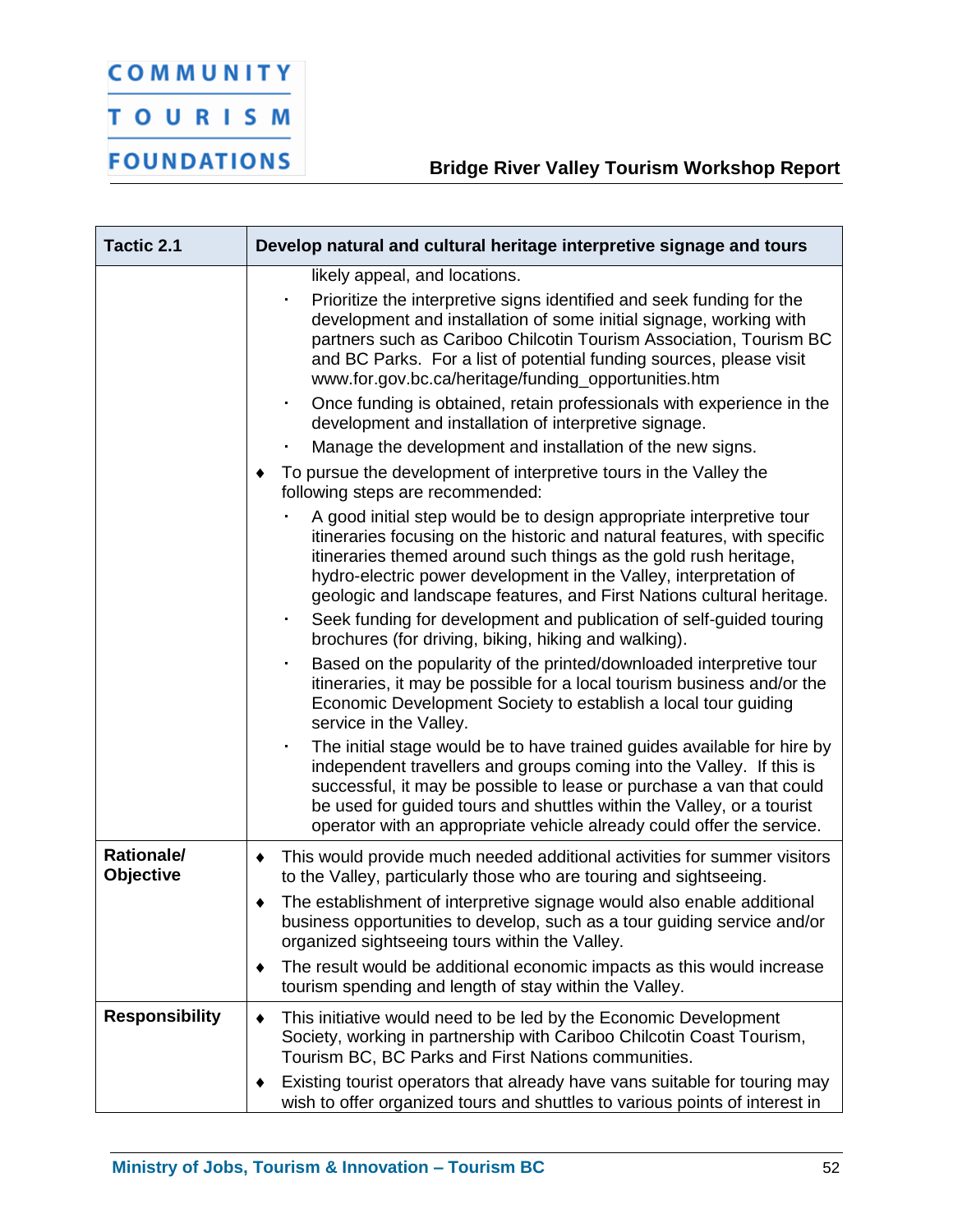| Tactic 2.1 | Develop natural and cultural heritage interpretive signage and tours |
|---|---|
| | likely appeal, and locations.<br>▪ Prioritize the interpretive signs identified and seek funding for the development and installation of some initial signage, working with partners such as Cariboo Chilcotin Tourism Association, Tourism BC and BC Parks. For a list of potential funding sources, please visit www.for.gov.bc.ca/heritage/funding_opportunities.htm<br>▪ Once funding is obtained, retain professionals with experience in the development and installation of interpretive signage.<br>▪ Manage the development and installation of the new signs.<br>♦ To pursue the development of interpretive tours in the Valley the following steps are recommended:<br>▪ A good initial step would be to design appropriate interpretive tour itineraries focusing on the historic and natural features, with specific itineraries themed around such things as the gold rush heritage, hydro-electric power development in the Valley, interpretation of geologic and landscape features, and First Nations cultural heritage.<br>▪ Seek funding for development and publication of self-guided touring brochures (for driving, biking, hiking and walking).<br>▪ Based on the popularity of the printed/downloaded interpretive tour itineraries, it may be possible for a local tourism business and/or the Economic Development Society to establish a local tour guiding service in the Valley.<br>▪ The initial stage would be to have trained guides available for hire by independent travellers and groups coming into the Valley. If this is successful, it may be possible to lease or purchase a van that could be used for guided tours and shuttles within the Valley, or a tourist operator with an appropriate vehicle already could offer the service. |
| **Rationale/ Objective** | ♦ This would provide much needed additional activities for summer visitors to the Valley, particularly those who are touring and sightseeing.<br>♦ The establishment of interpretive signage would also enable additional business opportunities to develop, such as a tour guiding service and/or organized sightseeing tours within the Valley.<br>♦ The result would be additional economic impacts as this would increase tourism spending and length of stay within the Valley. |
| **Responsibility** | ♦ This initiative would need to be led by the Economic Development Society, working in partnership with Cariboo Chilcotin Coast Tourism, Tourism BC, BC Parks and First Nations communities.<br>♦ Existing tourist operators that already have vans suitable for touring may wish to offer organized tours and shuttles to various points of interest in |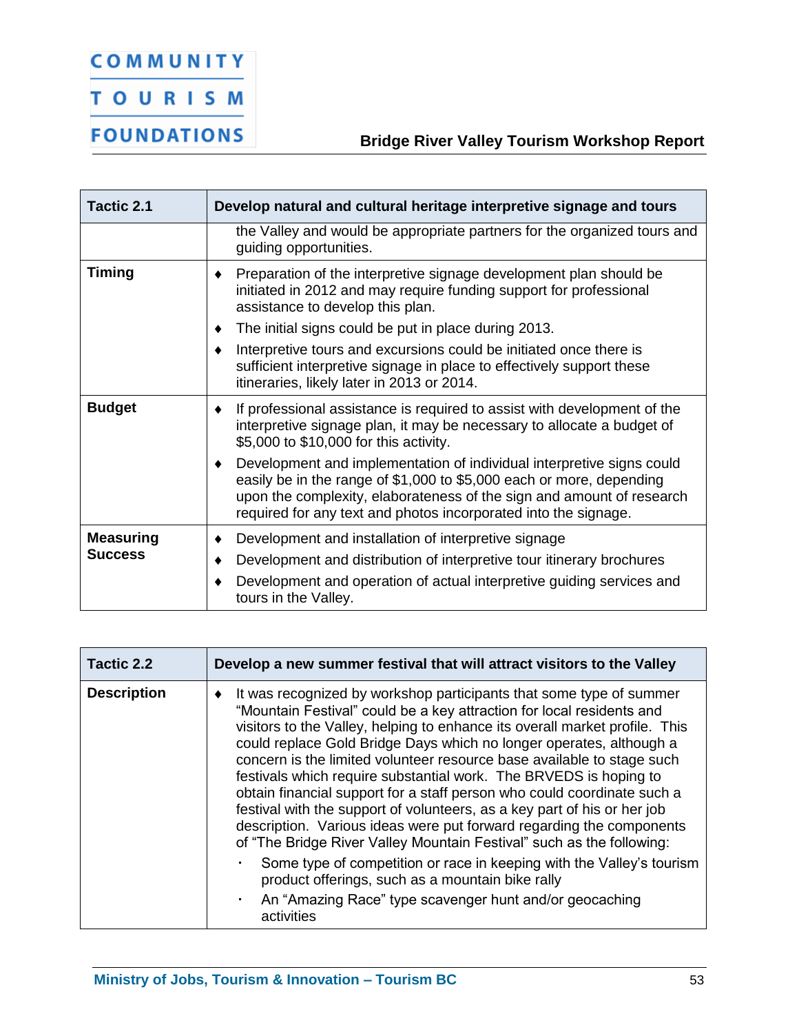| Tactic 2.1 | Develop natural and cultural heritage interpretive signage and tours |
|---|---|
| | the Valley and would be appropriate partners for the organized tours and guiding opportunities. |
| **Timing** | ♦ Preparation of the interpretive signage development plan should be initiated in 2012 and may require funding support for professional assistance to develop this plan.<br>♦ The initial signs could be put in place during 2013.<br>♦ Interpretive tours and excursions could be initiated once there is sufficient interpretive signage in place to effectively support these itineraries, likely later in 2013 or 2014. |
| **Budget** | ♦ If professional assistance is required to assist with development of the interpretive signage plan, it may be necessary to allocate a budget of $5,000 to $10,000 for this activity.<br>♦ Development and implementation of individual interpretive signs could easily be in the range of $1,000 to $5,000 each or more, depending upon the complexity, elaborateness of the sign and amount of research required for any text and photos incorporated into the signage. |
| **Measuring Success** | ♦ Development and installation of interpretive signage<br>♦ Development and distribution of interpretive tour itinerary brochures<br>♦ Development and operation of actual interpretive guiding services and tours in the Valley. |

| Tactic 2.2 | Develop a new summer festival that will attract visitors to the Valley |
|---|---|
| **Description** | ♦ It was recognized by workshop participants that some type of summer "Mountain Festival" could be a key attraction for local residents and visitors to the Valley, helping to enhance its overall market profile. This could replace Gold Bridge Days which no longer operates, although a concern is the limited volunteer resource base available to stage such festivals which require substantial work. The BRVEDS is hoping to obtain financial support for a staff person who could coordinate such a festival with the support of volunteers, as a key part of his or her job description. Various ideas were put forward regarding the components of "The Bridge River Valley Mountain Festival" such as the following:<br>▪ Some type of competition or race in keeping with the Valley's tourism product offerings, such as a mountain bike rally<br>▪ An "Amazing Race" type scavenger hunt and/or geocaching activities |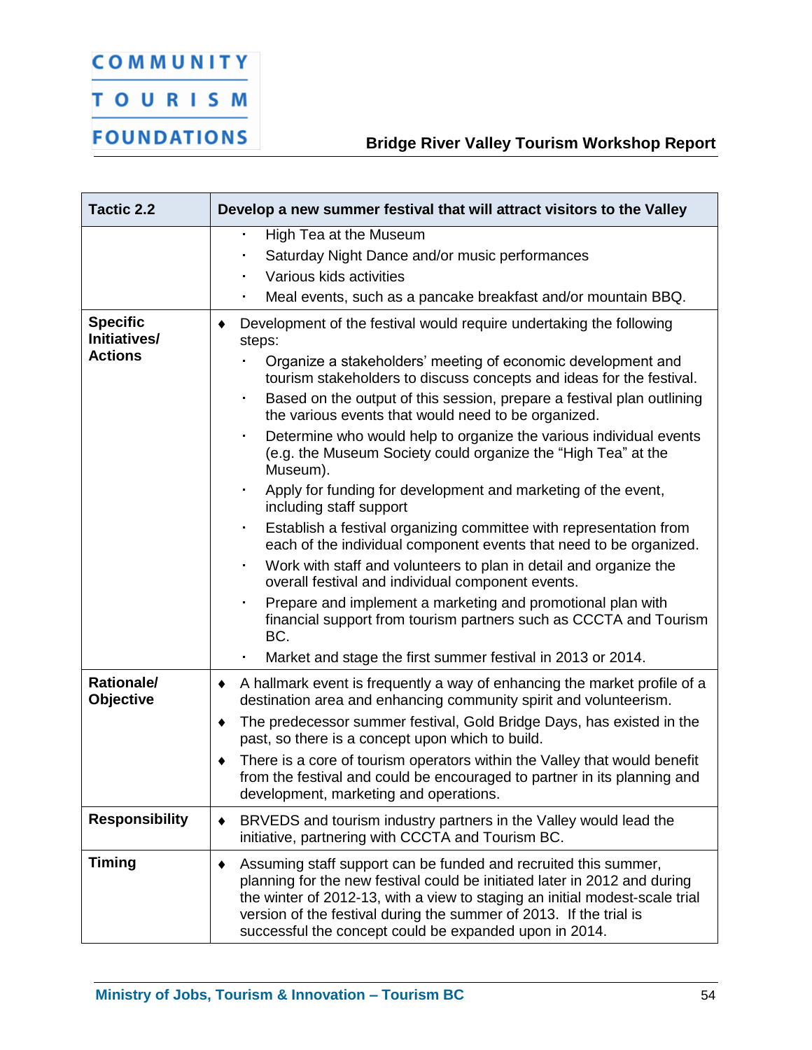| Tactic 2.2 | Develop a new summer festival that will attract visitors to the Valley |
|---|---|
| | ▪ High Tea at the Museum<br>▪ Saturday Night Dance and/or music performances<br>▪ Various kids activities<br>▪ Meal events, such as a pancake breakfast and/or mountain BBQ. |
| **Specific Initiatives/ Actions** | ♦ Development of the festival would require undertaking the following steps:<br>▪ Organize a stakeholders' meeting of economic development and tourism stakeholders to discuss concepts and ideas for the festival.<br>▪ Based on the output of this session, prepare a festival plan outlining the various events that would need to be organized.<br>▪ Determine who would help to organize the various individual events (e.g. the Museum Society could organize the "High Tea" at the Museum).<br>▪ Apply for funding for development and marketing of the event, including staff support<br>▪ Establish a festival organizing committee with representation from each of the individual component events that need to be organized.<br>▪ Work with staff and volunteers to plan in detail and organize the overall festival and individual component events.<br>▪ Prepare and implement a marketing and promotional plan with financial support from tourism partners such as CCCTA and Tourism BC.<br>▪ Market and stage the first summer festival in 2013 or 2014. |
| **Rationale/ Objective** | ♦ A hallmark event is frequently a way of enhancing the market profile of a destination area and enhancing community spirit and volunteerism.<br>♦ The predecessor summer festival, Gold Bridge Days, has existed in the past, so there is a concept upon which to build.<br>♦ There is a core of tourism operators within the Valley that would benefit from the festival and could be encouraged to partner in its planning and development, marketing and operations. |
| **Responsibility** | ♦ BRVEDS and tourism industry partners in the Valley would lead the initiative, partnering with CCCTA and Tourism BC. |
| **Timing** | ♦ Assuming staff support can be funded and recruited this summer, planning for the new festival could be initiated later in 2012 and during the winter of 2012-13, with a view to staging an initial modest-scale trial version of the festival during the summer of 2013. If the trial is successful the concept could be expanded upon in 2014. |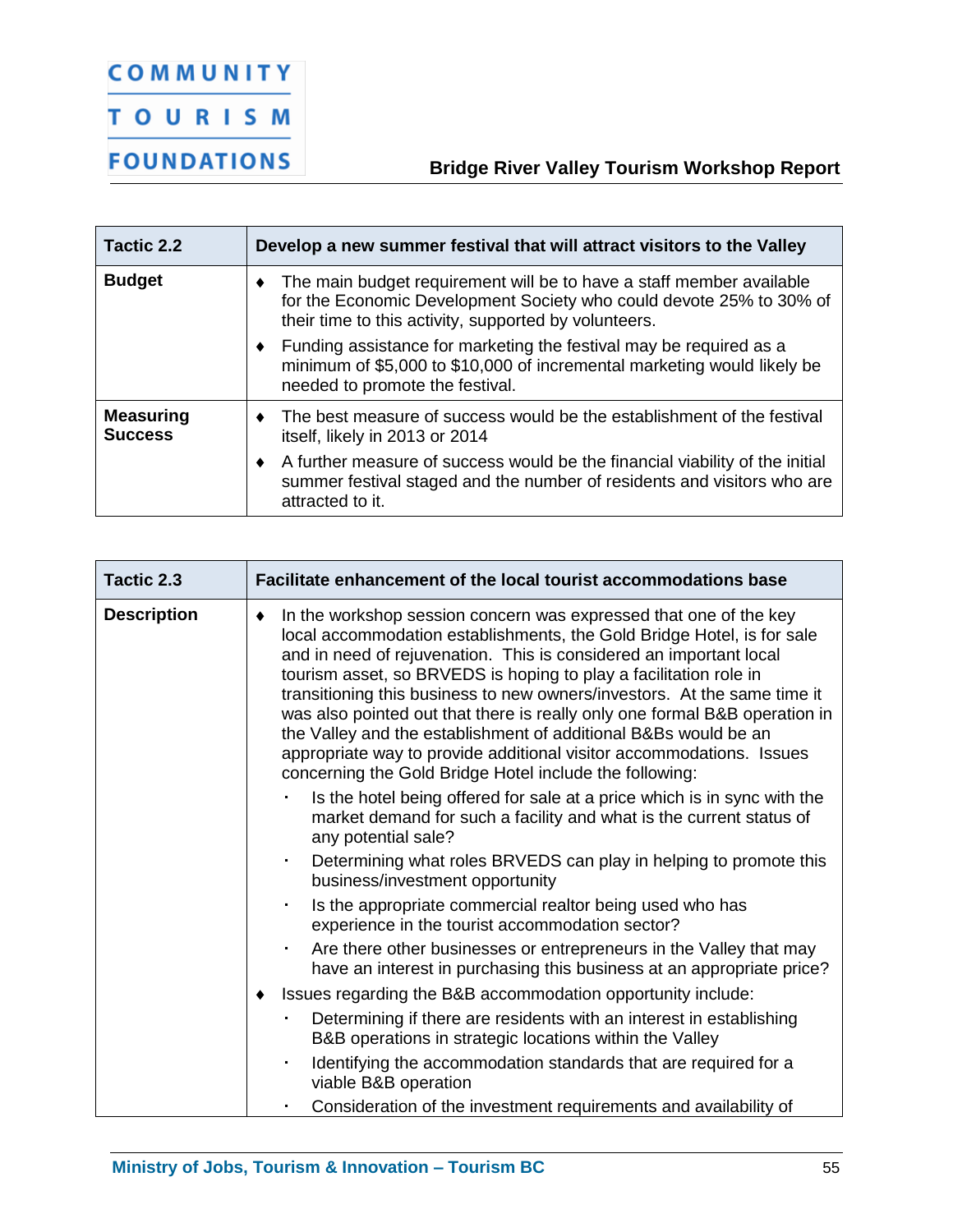| Tactic 2.2 | Develop a new summer festival that will attract visitors to the Valley |
|---|---|
| **Budget** | ♦ The main budget requirement will be to have a staff member available for the Economic Development Society who could devote 25% to 30% of their time to this activity, supported by volunteers.<br>♦ Funding assistance for marketing the festival may be required as a minimum of \$5,000 to \$10,000 of incremental marketing would likely be needed to promote the festival. |
| **Measuring Success** | ♦ The best measure of success would be the establishment of the festival itself, likely in 2013 or 2014<br>♦ A further measure of success would be the financial viability of the initial summer festival staged and the number of residents and visitors who are attracted to it. |

| Tactic 2.3 | Facilitate enhancement of the local tourist accommodations base |
|---|---|
| **Description** | ♦ In the workshop session concern was expressed that one of the key local accommodation establishments, the Gold Bridge Hotel, is for sale and in need of rejuvenation. This is considered an important local tourism asset, so BRVEDS is hoping to play a facilitation role in transitioning this business to new owners/investors. At the same time it was also pointed out that there is really only one formal B&B operation in the Valley and the establishment of additional B&Bs would be an appropriate way to provide additional visitor accommodations. Issues concerning the Gold Bridge Hotel include the following:<br>▪ Is the hotel being offered for sale at a price which is in sync with the market demand for such a facility and what is the current status of any potential sale?<br>▪ Determining what roles BRVEDS can play in helping to promote this business/investment opportunity<br>▪ Is the appropriate commercial realtor being used who has experience in the tourist accommodation sector?<br>▪ Are there other businesses or entrepreneurs in the Valley that may have an interest in purchasing this business at an appropriate price?<br>♦ Issues regarding the B&B accommodation opportunity include:<br>▪ Determining if there are residents with an interest in establishing B&B operations in strategic locations within the Valley<br>▪ Identifying the accommodation standards that are required for a viable B&B operation<br>▪ Consideration of the investment requirements and availability of |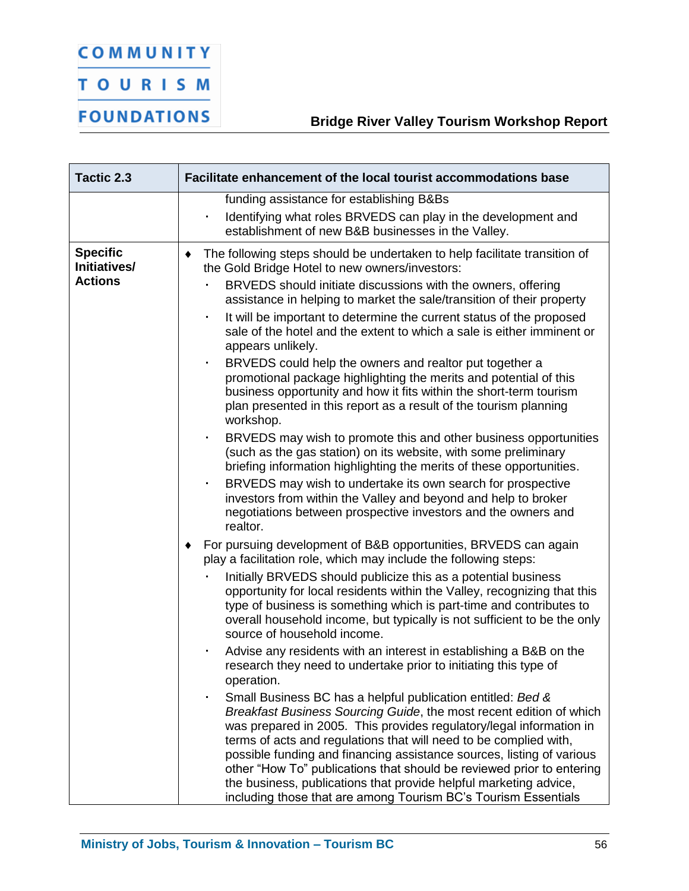| Tactic 2.3 | Facilitate enhancement of the local tourist accommodations base |
|---|---|
| | funding assistance for establishing B&Bs<br>▪ Identifying what roles BRVEDS can play in the development and establishment of new B&B businesses in the Valley. |
| **Specific Initiatives/ Actions** | ♦ The following steps should be undertaken to help facilitate transition of the Gold Bridge Hotel to new owners/investors:<br>▪ BRVEDS should initiate discussions with the owners, offering assistance in helping to market the sale/transition of their property<br>▪ It will be important to determine the current status of the proposed sale of the hotel and the extent to which a sale is either imminent or appears unlikely.<br>▪ BRVEDS could help the owners and realtor put together a promotional package highlighting the merits and potential of this business opportunity and how it fits within the short-term tourism plan presented in this report as a result of the tourism planning workshop.<br>▪ BRVEDS may wish to promote this and other business opportunities (such as the gas station) on its website, with some preliminary briefing information highlighting the merits of these opportunities.<br>▪ BRVEDS may wish to undertake its own search for prospective investors from within the Valley and beyond and help to broker negotiations between prospective investors and the owners and realtor.<br>♦ For pursuing development of B&B opportunities, BRVEDS can again play a facilitation role, which may include the following steps:<br>▪ Initially BRVEDS should publicize this as a potential business opportunity for local residents within the Valley, recognizing that this type of business is something which is part-time and contributes to overall household income, but typically is not sufficient to be the only source of household income.<br>▪ Advise any residents with an interest in establishing a B&B on the research they need to undertake prior to initiating this type of operation.<br>▪ Small Business BC has a helpful publication entitled: *Bed & Breakfast Business Sourcing Guide*, the most recent edition of which was prepared in 2005. This provides regulatory/legal information in terms of acts and regulations that will need to be complied with, possible funding and financing assistance sources, listing of various other "How To" publications that should be reviewed prior to entering the business, publications that provide helpful marketing advice, including those that are among Tourism BC's Tourism Essentials |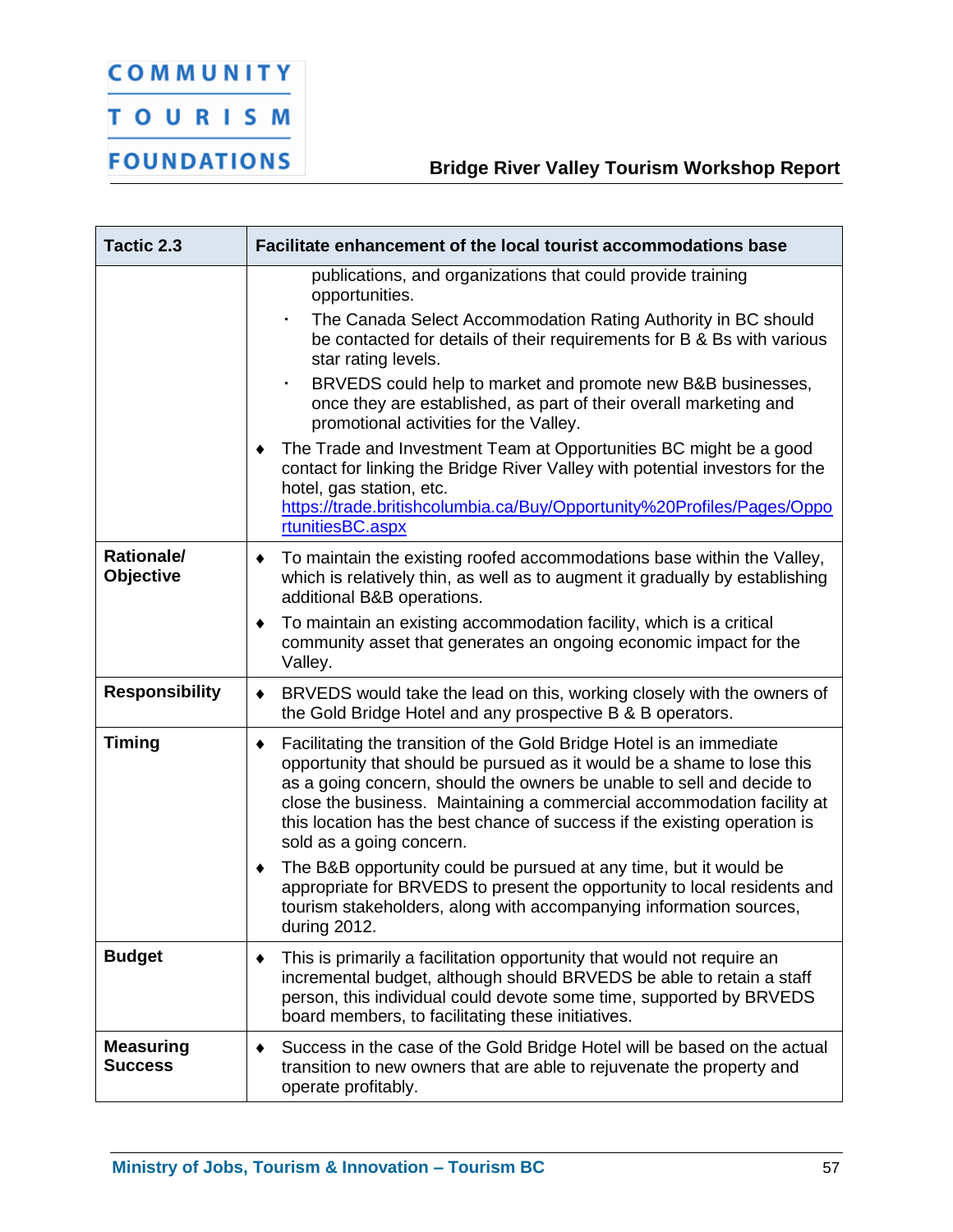| Tactic 2.3 | Facilitate enhancement of the local tourist accommodations base |
|---|---|
| | publications, and organizations that could provide training opportunities.<br>▪ The Canada Select Accommodation Rating Authority in BC should be contacted for details of their requirements for B & Bs with various star rating levels.<br>▪ BRVEDS could help to market and promote new B&B businesses, once they are established, as part of their overall marketing and promotional activities for the Valley.<br>♦ The Trade and Investment Team at Opportunities BC might be a good contact for linking the Bridge River Valley with potential investors for the hotel, gas station, etc. https://trade.britishcolumbia.ca/Buy/Opportunity%20Profiles/Pages/OpportunitiesBC.aspx |
| **Rationale/ Objective** | ♦ To maintain the existing roofed accommodations base within the Valley, which is relatively thin, as well as to augment it gradually by establishing additional B&B operations.<br>♦ To maintain an existing accommodation facility, which is a critical community asset that generates an ongoing economic impact for the Valley. |
| **Responsibility** | ♦ BRVEDS would take the lead on this, working closely with the owners of the Gold Bridge Hotel and any prospective B & B operators. |
| **Timing** | ♦ Facilitating the transition of the Gold Bridge Hotel is an immediate opportunity that should be pursued as it would be a shame to lose this as a going concern, should the owners be unable to sell and decide to close the business. Maintaining a commercial accommodation facility at this location has the best chance of success if the existing operation is sold as a going concern.<br>♦ The B&B opportunity could be pursued at any time, but it would be appropriate for BRVEDS to present the opportunity to local residents and tourism stakeholders, along with accompanying information sources, during 2012. |
| **Budget** | ♦ This is primarily a facilitation opportunity that would not require an incremental budget, although should BRVEDS be able to retain a staff person, this individual could devote some time, supported by BRVEDS board members, to facilitating these initiatives. |
| **Measuring Success** | ♦ Success in the case of the Gold Bridge Hotel will be based on the actual transition to new owners that are able to rejuvenate the property and operate profitably. |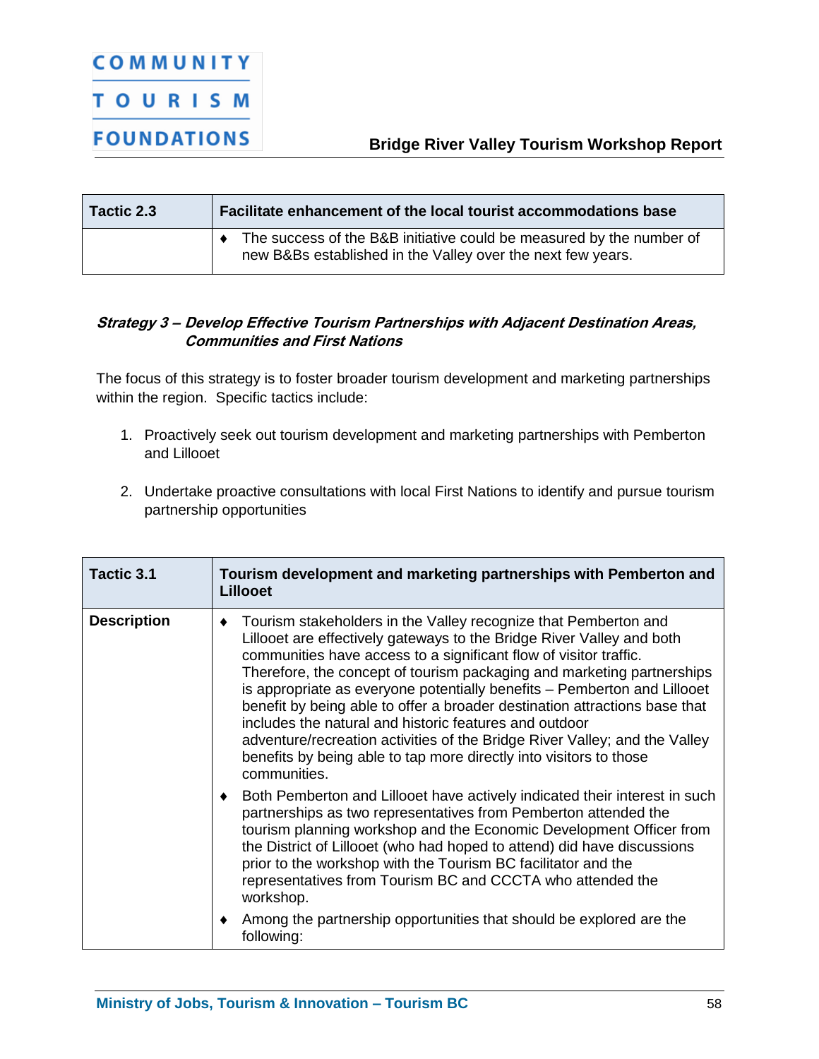| Tactic 2.3 | Facilitate enhancement of the local tourist accommodations base |
|---|---|
| | ♦ The success of the B&B initiative could be measured by the number of new B&Bs established in the Valley over the next few years. |

***Strategy 3 – Develop Effective Tourism Partnerships with Adjacent Destination Areas, Communities and First Nations***

The focus of this strategy is to foster broader tourism development and marketing partnerships within the region. Specific tactics include:

1. Proactively seek out tourism development and marketing partnerships with Pemberton and Lillooet

2. Undertake proactive consultations with local First Nations to identify and pursue tourism partnership opportunities

| Tactic 3.1 | Tourism development and marketing partnerships with Pemberton and Lillooet |
|---|---|
| **Description** | ♦ Tourism stakeholders in the Valley recognize that Pemberton and Lillooet are effectively gateways to the Bridge River Valley and both communities have access to a significant flow of visitor traffic. Therefore, the concept of tourism packaging and marketing partnerships is appropriate as everyone potentially benefits – Pemberton and Lillooet benefit by being able to offer a broader destination attractions base that includes the natural and historic features and outdoor adventure/recreation activities of the Bridge River Valley; and the Valley benefits by being able to tap more directly into visitors to those communities.<br>♦ Both Pemberton and Lillooet have actively indicated their interest in such partnerships as two representatives from Pemberton attended the tourism planning workshop and the Economic Development Officer from the District of Lillooet (who had hoped to attend) did have discussions prior to the workshop with the Tourism BC facilitator and the representatives from Tourism BC and CCCTA who attended the workshop.<br>♦ Among the partnership opportunities that should be explored are the following: |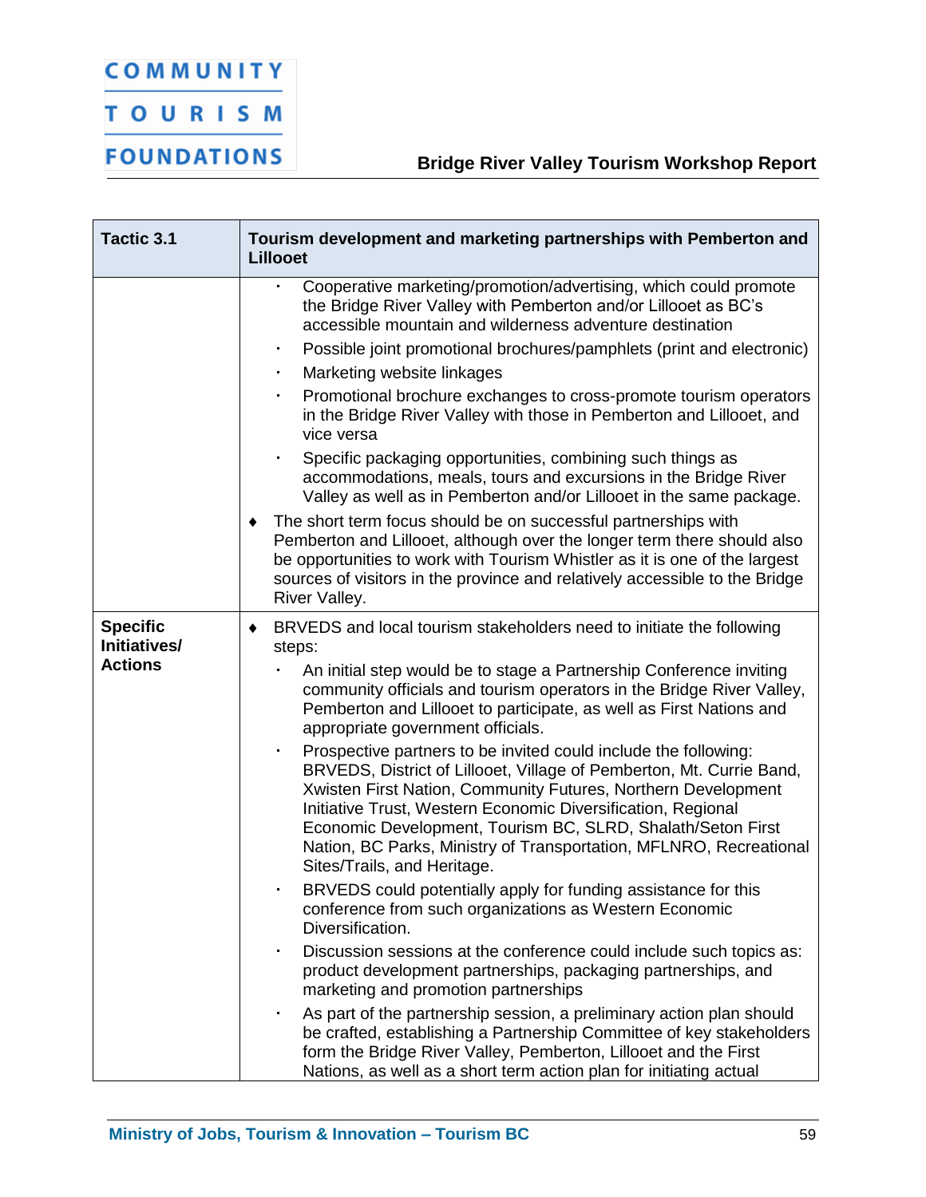| Tactic 3.1 | Tourism development and marketing partnerships with Pemberton and Lillooet |
|---|---|
| | ▪ Cooperative marketing/promotion/advertising, which could promote the Bridge River Valley with Pemberton and/or Lillooet as BC's accessible mountain and wilderness adventure destination<br>▪ Possible joint promotional brochures/pamphlets (print and electronic)<br>▪ Marketing website linkages<br>▪ Promotional brochure exchanges to cross-promote tourism operators in the Bridge River Valley with those in Pemberton and Lillooet, and vice versa<br>▪ Specific packaging opportunities, combining such things as accommodations, meals, tours and excursions in the Bridge River Valley as well as in Pemberton and/or Lillooet in the same package.<br>♦ The short term focus should be on successful partnerships with Pemberton and Lillooet, although over the longer term there should also be opportunities to work with Tourism Whistler as it is one of the largest sources of visitors in the province and relatively accessible to the Bridge River Valley. |
| **Specific Initiatives/ Actions** | ♦ BRVEDS and local tourism stakeholders need to initiate the following steps:<br>▪ An initial step would be to stage a Partnership Conference inviting community officials and tourism operators in the Bridge River Valley, Pemberton and Lillooet to participate, as well as First Nations and appropriate government officials.<br>▪ Prospective partners to be invited could include the following: BRVEDS, District of Lillooet, Village of Pemberton, Mt. Currie Band, Xwisten First Nation, Community Futures, Northern Development Initiative Trust, Western Economic Diversification, Regional Economic Development, Tourism BC, SLRD, Shalath/Seton First Nation, BC Parks, Ministry of Transportation, MFLNRO, Recreational Sites/Trails, and Heritage.<br>▪ BRVEDS could potentially apply for funding assistance for this conference from such organizations as Western Economic Diversification.<br>▪ Discussion sessions at the conference could include such topics as: product development partnerships, packaging partnerships, and marketing and promotion partnerships<br>▪ As part of the partnership session, a preliminary action plan should be crafted, establishing a Partnership Committee of key stakeholders form the Bridge River Valley, Pemberton, Lillooet and the First Nations, as well as a short term action plan for initiating actual |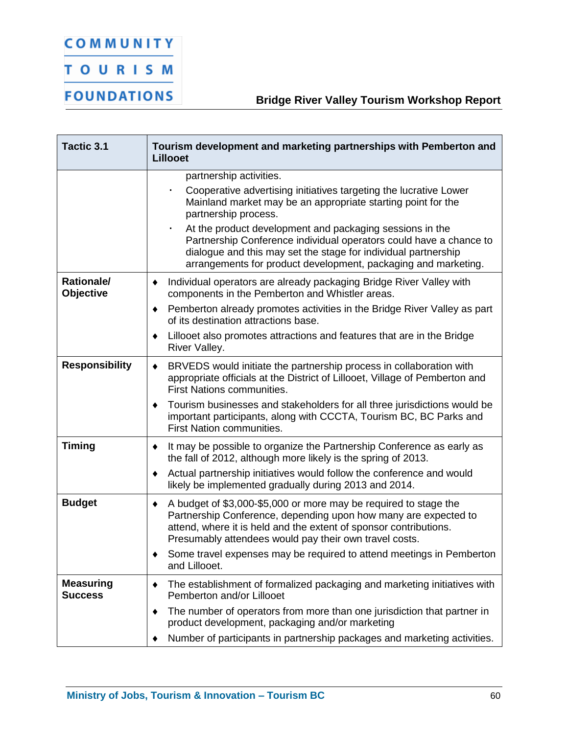| Tactic 3.1 | Tourism development and marketing partnerships with Pemberton and Lillooet |
|---|---|
| | partnership activities.<br>▪ Cooperative advertising initiatives targeting the lucrative Lower Mainland market may be an appropriate starting point for the partnership process.<br>▪ At the product development and packaging sessions in the Partnership Conference individual operators could have a chance to dialogue and this may set the stage for individual partnership arrangements for product development, packaging and marketing. |
| **Rationale/ Objective** | ♦ Individual operators are already packaging Bridge River Valley with components in the Pemberton and Whistler areas.<br>♦ Pemberton already promotes activities in the Bridge River Valley as part of its destination attractions base.<br>♦ Lillooet also promotes attractions and features that are in the Bridge River Valley. |
| **Responsibility** | ♦ BRVEDS would initiate the partnership process in collaboration with appropriate officials at the District of Lillooet, Village of Pemberton and First Nations communities.<br>♦ Tourism businesses and stakeholders for all three jurisdictions would be important participants, along with CCCTA, Tourism BC, BC Parks and First Nation communities. |
| **Timing** | ♦ It may be possible to organize the Partnership Conference as early as the fall of 2012, although more likely is the spring of 2013.<br>♦ Actual partnership initiatives would follow the conference and would likely be implemented gradually during 2013 and 2014. |
| **Budget** | ♦ A budget of $3,000-$5,000 or more may be required to stage the Partnership Conference, depending upon how many are expected to attend, where it is held and the extent of sponsor contributions. Presumably attendees would pay their own travel costs.<br>♦ Some travel expenses may be required to attend meetings in Pemberton and Lillooet. |
| **Measuring Success** | ♦ The establishment of formalized packaging and marketing initiatives with Pemberton and/or Lillooet<br>♦ The number of operators from more than one jurisdiction that partner in product development, packaging and/or marketing<br>♦ Number of participants in partnership packages and marketing activities. |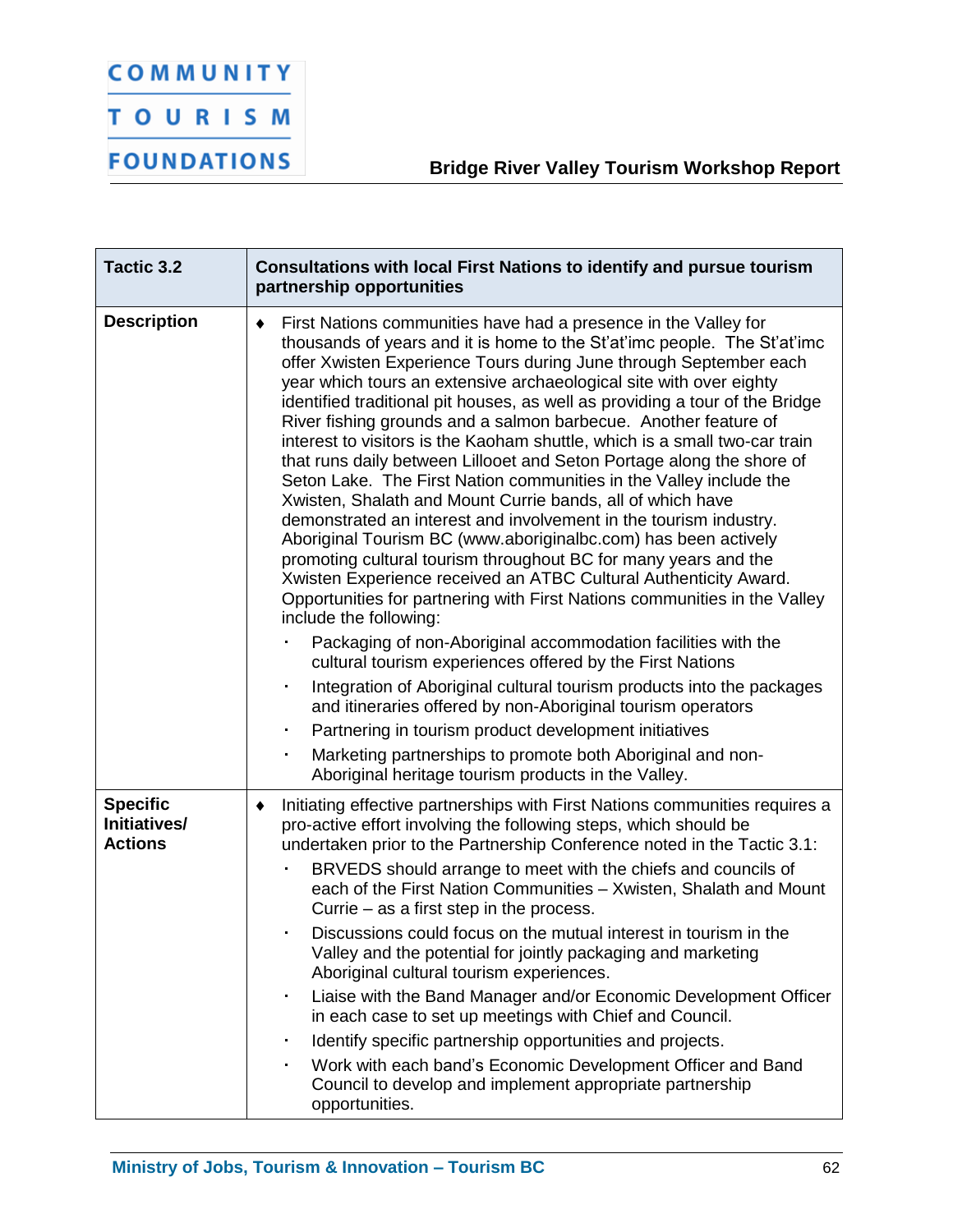| Tactic 3.2 | Consultations with local First Nations to identify and pursue tourism partnership opportunities |
| --- | --- |
| **Description** | ♦ First Nations communities have had a presence in the Valley for thousands of years and it is home to the St'at'imc people. The St'at'imc offer Xwisten Experience Tours during June through September each year which tours an extensive archaeological site with over eighty identified traditional pit houses, as well as providing a tour of the Bridge River fishing grounds and a salmon barbecue. Another feature of interest to visitors is the Kaoham shuttle, which is a small two-car train that runs daily between Lillooet and Seton Portage along the shore of Seton Lake. The First Nation communities in the Valley include the Xwisten, Shalath and Mount Currie bands, all of which have demonstrated an interest and involvement in the tourism industry. Aboriginal Tourism BC (www.aboriginalbc.com) has been actively promoting cultural tourism throughout BC for many years and the Xwisten Experience received an ATBC Cultural Authenticity Award. Opportunities for partnering with First Nations communities in the Valley include the following:<br>▪ Packaging of non-Aboriginal accommodation facilities with the cultural tourism experiences offered by the First Nations<br>▪ Integration of Aboriginal cultural tourism products into the packages and itineraries offered by non-Aboriginal tourism operators<br>▪ Partnering in tourism product development initiatives<br>▪ Marketing partnerships to promote both Aboriginal and non-Aboriginal heritage tourism products in the Valley. |
| **Specific Initiatives/ Actions** | ♦ Initiating effective partnerships with First Nations communities requires a pro-active effort involving the following steps, which should be undertaken prior to the Partnership Conference noted in the Tactic 3.1:<br>▪ BRVEDS should arrange to meet with the chiefs and councils of each of the First Nation Communities – Xwisten, Shalath and Mount Currie – as a first step in the process.<br>▪ Discussions could focus on the mutual interest in tourism in the Valley and the potential for jointly packaging and marketing Aboriginal cultural tourism experiences.<br>▪ Liaise with the Band Manager and/or Economic Development Officer in each case to set up meetings with Chief and Council.<br>▪ Identify specific partnership opportunities and projects.<br>▪ Work with each band's Economic Development Officer and Band Council to develop and implement appropriate partnership opportunities. |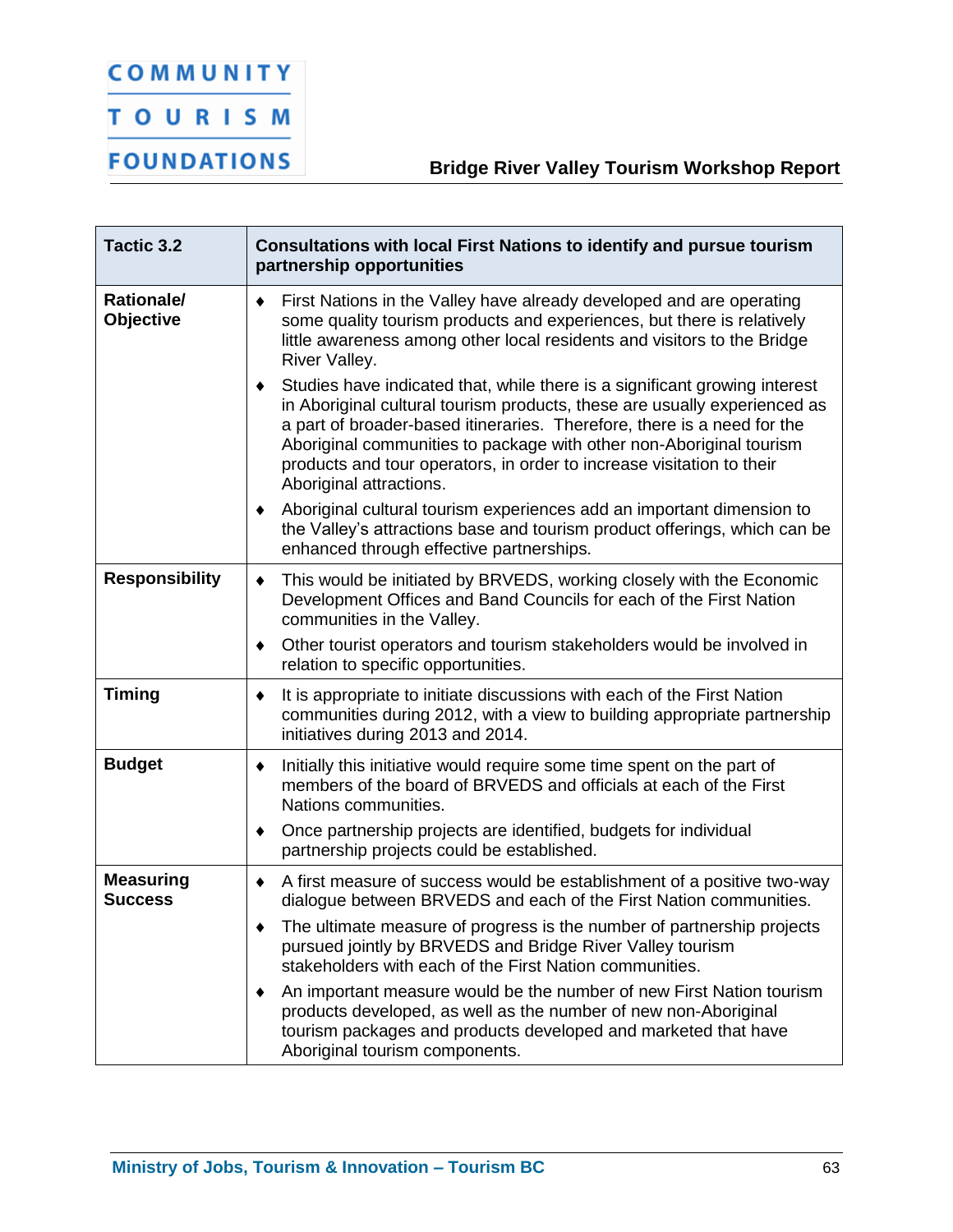| Tactic 3.2 | Consultations with local First Nations to identify and pursue tourism partnership opportunities |
| --- | --- |
| Rationale/ Objective | ♦ First Nations in the Valley have already developed and are operating some quality tourism products and experiences, but there is relatively little awareness among other local residents and visitors to the Bridge River Valley.<br>♦ Studies have indicated that, while there is a significant growing interest in Aboriginal cultural tourism products, these are usually experienced as a part of broader-based itineraries. Therefore, there is a need for the Aboriginal communities to package with other non-Aboriginal tourism products and tour operators, in order to increase visitation to their Aboriginal attractions.<br>♦ Aboriginal cultural tourism experiences add an important dimension to the Valley's attractions base and tourism product offerings, which can be enhanced through effective partnerships. |
| Responsibility | ♦ This would be initiated by BRVEDS, working closely with the Economic Development Offices and Band Councils for each of the First Nation communities in the Valley.<br>♦ Other tourist operators and tourism stakeholders would be involved in relation to specific opportunities. |
| Timing | ♦ It is appropriate to initiate discussions with each of the First Nation communities during 2012, with a view to building appropriate partnership initiatives during 2013 and 2014. |
| Budget | ♦ Initially this initiative would require some time spent on the part of members of the board of BRVEDS and officials at each of the First Nations communities.<br>♦ Once partnership projects are identified, budgets for individual partnership projects could be established. |
| Measuring Success | ♦ A first measure of success would be establishment of a positive two-way dialogue between BRVEDS and each of the First Nation communities.<br>♦ The ultimate measure of progress is the number of partnership projects pursued jointly by BRVEDS and Bridge River Valley tourism stakeholders with each of the First Nation communities.<br>♦ An important measure would be the number of new First Nation tourism products developed, as well as the number of new non-Aboriginal tourism packages and products developed and marketed that have Aboriginal tourism components. |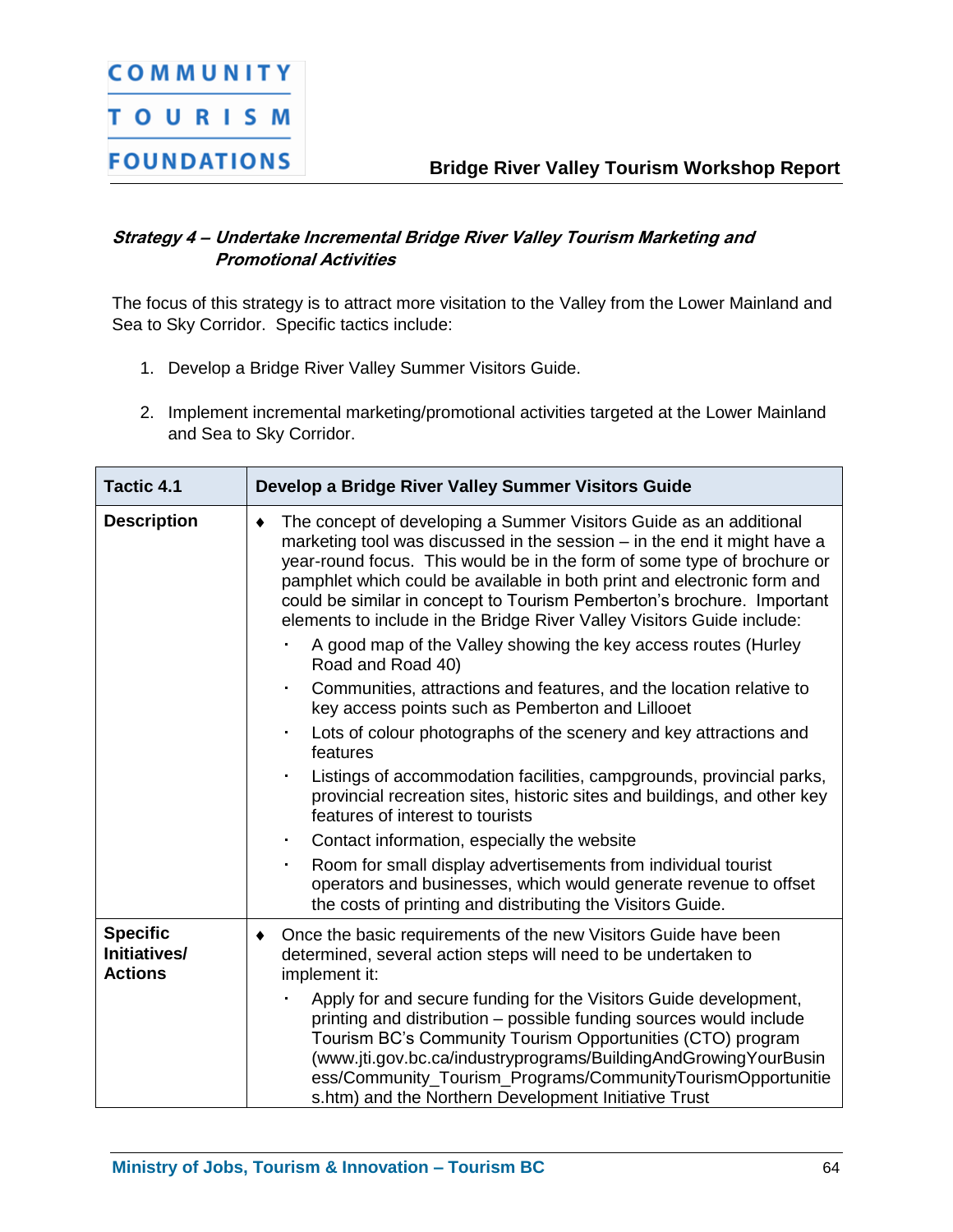***Strategy 4 – Undertake Incremental Bridge River Valley Tourism Marketing and Promotional Activities***

The focus of this strategy is to attract more visitation to the Valley from the Lower Mainland and Sea to Sky Corridor. Specific tactics include:

1. Develop a Bridge River Valley Summer Visitors Guide.
2. Implement incremental marketing/promotional activities targeted at the Lower Mainland and Sea to Sky Corridor.

| **Tactic 4.1** | **Develop a Bridge River Valley Summer Visitors Guide** |
|---|---|
| **Description** | ♦ The concept of developing a Summer Visitors Guide as an additional marketing tool was discussed in the session – in the end it might have a year-round focus. This would be in the form of some type of brochure or pamphlet which could be available in both print and electronic form and could be similar in concept to Tourism Pemberton's brochure. Important elements to include in the Bridge River Valley Visitors Guide include:<br>▪ A good map of the Valley showing the key access routes (Hurley Road and Road 40)<br>▪ Communities, attractions and features, and the location relative to key access points such as Pemberton and Lillooet<br>▪ Lots of colour photographs of the scenery and key attractions and features<br>▪ Listings of accommodation facilities, campgrounds, provincial parks, provincial recreation sites, historic sites and buildings, and other key features of interest to tourists<br>▪ Contact information, especially the website<br>▪ Room for small display advertisements from individual tourist operators and businesses, which would generate revenue to offset the costs of printing and distributing the Visitors Guide. |
| **Specific Initiatives/ Actions** | ♦ Once the basic requirements of the new Visitors Guide have been determined, several action steps will need to be undertaken to implement it:<br>▪ Apply for and secure funding for the Visitors Guide development, printing and distribution – possible funding sources would include Tourism BC's Community Tourism Opportunities (CTO) program (www.jti.gov.bc.ca/industryprograms/BuildingAndGrowingYourBusiness/Community_Tourism_Programs/CommunityTourismOpportunities.htm) and the Northern Development Initiative Trust |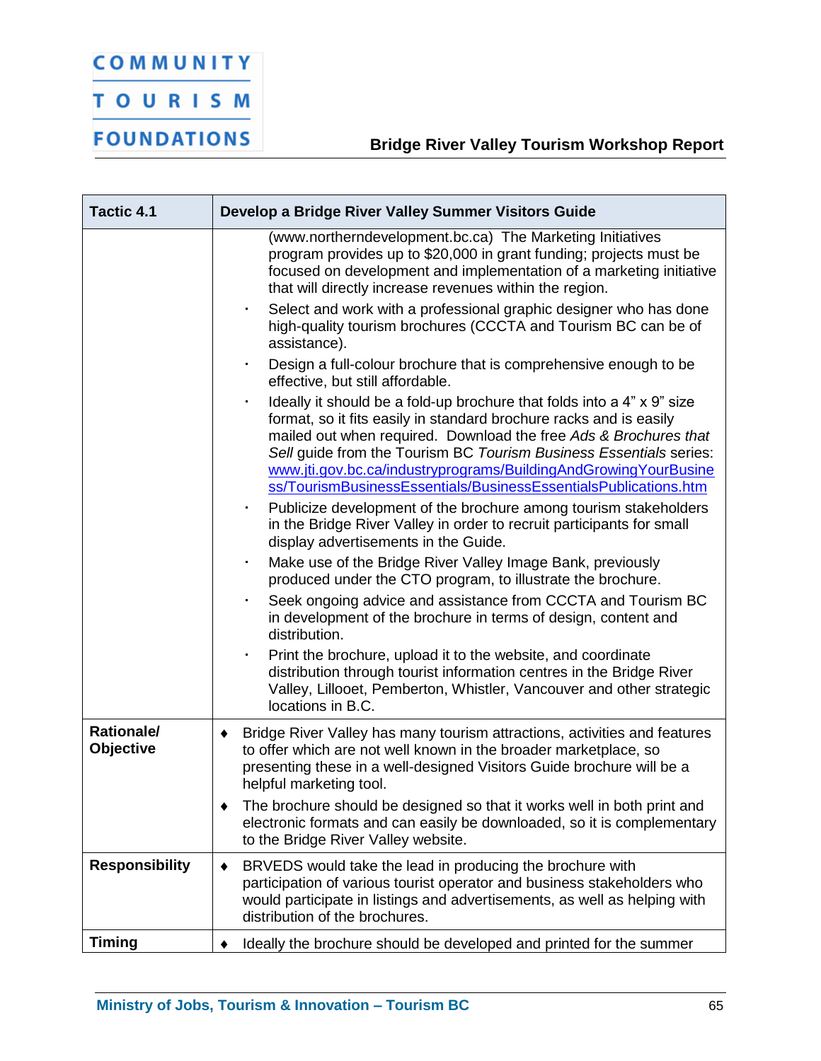| Tactic 4.1 | Develop a Bridge River Valley Summer Visitors Guide |
|---|---|
| | (www.northerndevelopment.bc.ca) The Marketing Initiatives program provides up to $20,000 in grant funding; projects must be focused on development and implementation of a marketing initiative that will directly increase revenues within the region.<br>▪ Select and work with a professional graphic designer who has done high-quality tourism brochures (CCCTA and Tourism BC can be of assistance).<br>▪ Design a full-colour brochure that is comprehensive enough to be effective, but still affordable.<br>▪ Ideally it should be a fold-up brochure that folds into a 4" x 9" size format, so it fits easily in standard brochure racks and is easily mailed out when required. Download the free *Ads & Brochures that Sell* guide from the Tourism BC *Tourism Business Essentials* series: www.jti.gov.bc.ca/industryprograms/BuildingAndGrowingYourBusiness/TourismBusinessEssentials/BusinessEssentialsPublications.htm<br>▪ Publicize development of the brochure among tourism stakeholders in the Bridge River Valley in order to recruit participants for small display advertisements in the Guide.<br>▪ Make use of the Bridge River Valley Image Bank, previously produced under the CTO program, to illustrate the brochure.<br>▪ Seek ongoing advice and assistance from CCCTA and Tourism BC in development of the brochure in terms of design, content and distribution.<br>▪ Print the brochure, upload it to the website, and coordinate distribution through tourist information centres in the Bridge River Valley, Lillooet, Pemberton, Whistler, Vancouver and other strategic locations in B.C. |
| **Rationale/ Objective** | ♦ Bridge River Valley has many tourism attractions, activities and features to offer which are not well known in the broader marketplace, so presenting these in a well-designed Visitors Guide brochure will be a helpful marketing tool.<br>♦ The brochure should be designed so that it works well in both print and electronic formats and can easily be downloaded, so it is complementary to the Bridge River Valley website. |
| **Responsibility** | ♦ BRVEDS would take the lead in producing the brochure with participation of various tourist operator and business stakeholders who would participate in listings and advertisements, as well as helping with distribution of the brochures. |
| **Timing** | ♦ Ideally the brochure should be developed and printed for the summer |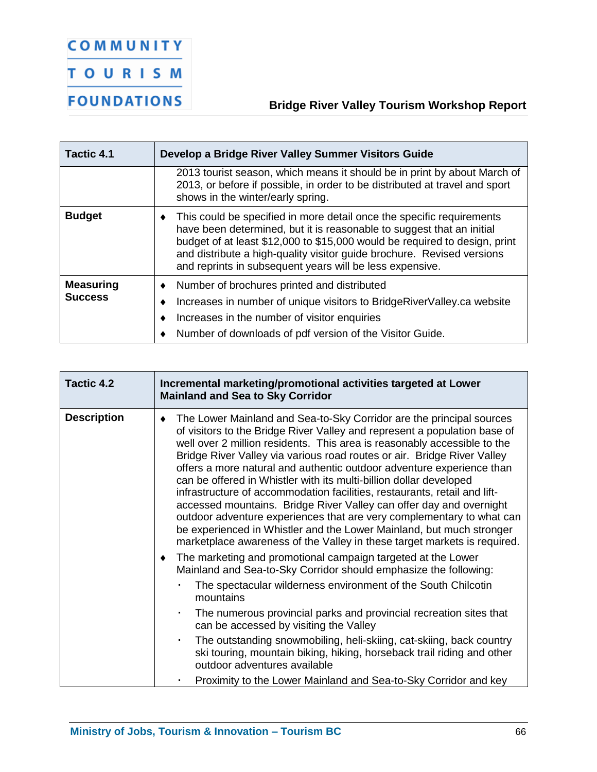| Tactic 4.1 | Develop a Bridge River Valley Summer Visitors Guide |
|---|---|
| | 2013 tourist season, which means it should be in print by about March of 2013, or before if possible, in order to be distributed at travel and sport shows in the winter/early spring. |
| **Budget** | ♦ This could be specified in more detail once the specific requirements have been determined, but it is reasonable to suggest that an initial budget of at least $12,000 to $15,000 would be required to design, print and distribute a high-quality visitor guide brochure. Revised versions and reprints in subsequent years will be less expensive. |
| **Measuring Success** | ♦ Number of brochures printed and distributed<br>♦ Increases in number of unique visitors to BridgeRiverValley.ca website<br>♦ Increases in the number of visitor enquiries<br>♦ Number of downloads of pdf version of the Visitor Guide. |

| Tactic 4.2 | Incremental marketing/promotional activities targeted at Lower Mainland and Sea to Sky Corridor |
|---|---|
| **Description** | ♦ The Lower Mainland and Sea-to-Sky Corridor are the principal sources of visitors to the Bridge River Valley and represent a population base of well over 2 million residents. This area is reasonably accessible to the Bridge River Valley via various road routes or air. Bridge River Valley offers a more natural and authentic outdoor adventure experience than can be offered in Whistler with its multi-billion dollar developed infrastructure of accommodation facilities, restaurants, retail and lift-accessed mountains. Bridge River Valley can offer day and overnight outdoor adventure experiences that are very complementary to what can be experienced in Whistler and the Lower Mainland, but much stronger marketplace awareness of the Valley in these target markets is required.<br>♦ The marketing and promotional campaign targeted at the Lower Mainland and Sea-to-Sky Corridor should emphasize the following:<br>▪ The spectacular wilderness environment of the South Chilcotin mountains<br>▪ The numerous provincial parks and provincial recreation sites that can be accessed by visiting the Valley<br>▪ The outstanding snowmobiling, heli-skiing, cat-skiing, back country ski touring, mountain biking, hiking, horseback trail riding and other outdoor adventures available<br>▪ Proximity to the Lower Mainland and Sea-to-Sky Corridor and key |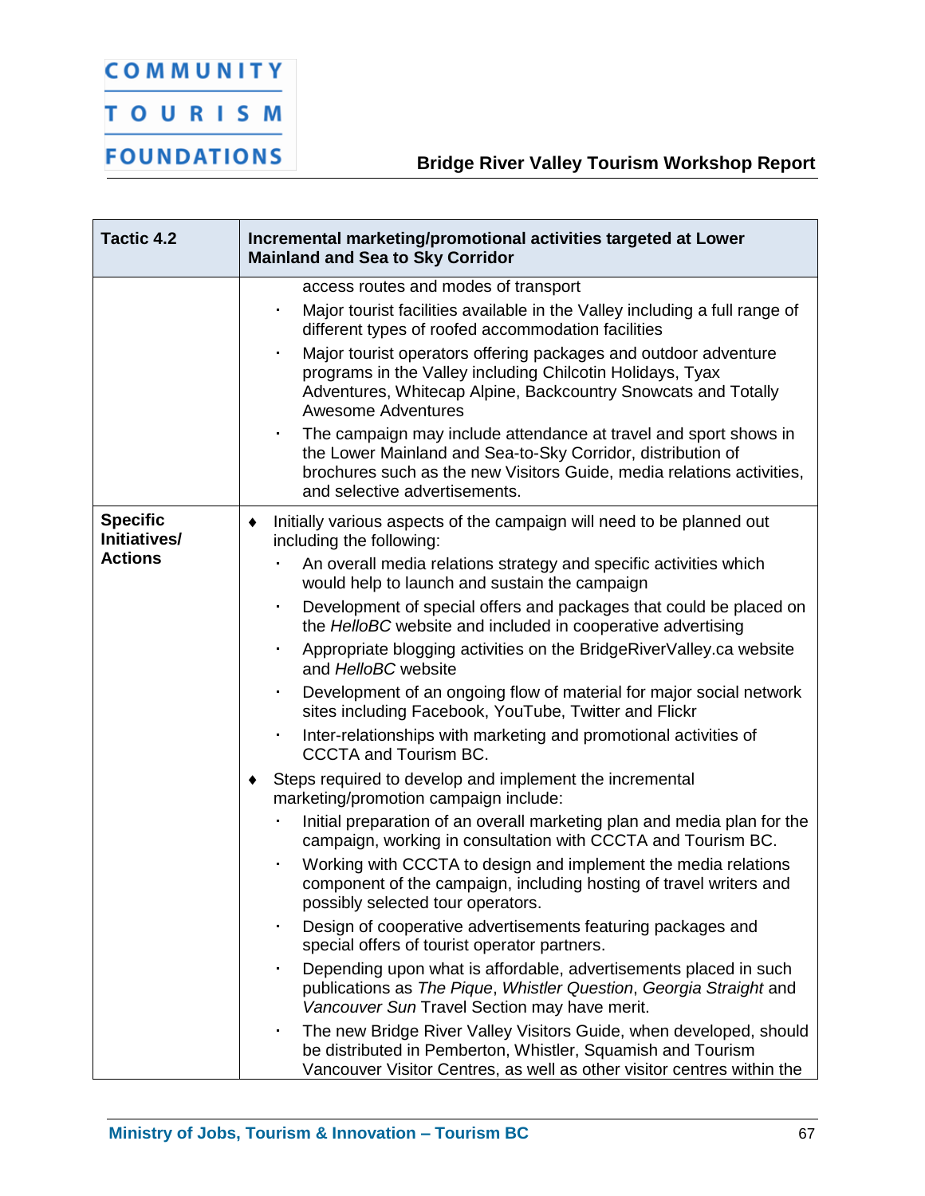| Tactic 4.2 | Incremental marketing/promotional activities targeted at Lower Mainland and Sea to Sky Corridor |
|---|---|
| | access routes and modes of transport<br>▪ Major tourist facilities available in the Valley including a full range of different types of roofed accommodation facilities<br>▪ Major tourist operators offering packages and outdoor adventure programs in the Valley including Chilcotin Holidays, Tyax Adventures, Whitecap Alpine, Backcountry Snowcats and Totally Awesome Adventures<br>▪ The campaign may include attendance at travel and sport shows in the Lower Mainland and Sea-to-Sky Corridor, distribution of brochures such as the new Visitors Guide, media relations activities, and selective advertisements. |
| **Specific Initiatives/ Actions** | ♦ Initially various aspects of the campaign will need to be planned out including the following:<br>▪ An overall media relations strategy and specific activities which would help to launch and sustain the campaign<br>▪ Development of special offers and packages that could be placed on the *HelloBC* website and included in cooperative advertising<br>▪ Appropriate blogging activities on the BridgeRiverValley.ca website and *HelloBC* website<br>▪ Development of an ongoing flow of material for major social network sites including Facebook, YouTube, Twitter and Flickr<br>▪ Inter-relationships with marketing and promotional activities of CCCTA and Tourism BC.<br>♦ Steps required to develop and implement the incremental marketing/promotion campaign include:<br>▪ Initial preparation of an overall marketing plan and media plan for the campaign, working in consultation with CCCTA and Tourism BC.<br>▪ Working with CCCTA to design and implement the media relations component of the campaign, including hosting of travel writers and possibly selected tour operators.<br>▪ Design of cooperative advertisements featuring packages and special offers of tourist operator partners.<br>▪ Depending upon what is affordable, advertisements placed in such publications as *The Pique*, *Whistler Question*, *Georgia Straight* and *Vancouver Sun* Travel Section may have merit.<br>▪ The new Bridge River Valley Visitors Guide, when developed, should be distributed in Pemberton, Whistler, Squamish and Tourism Vancouver Visitor Centres, as well as other visitor centres within the |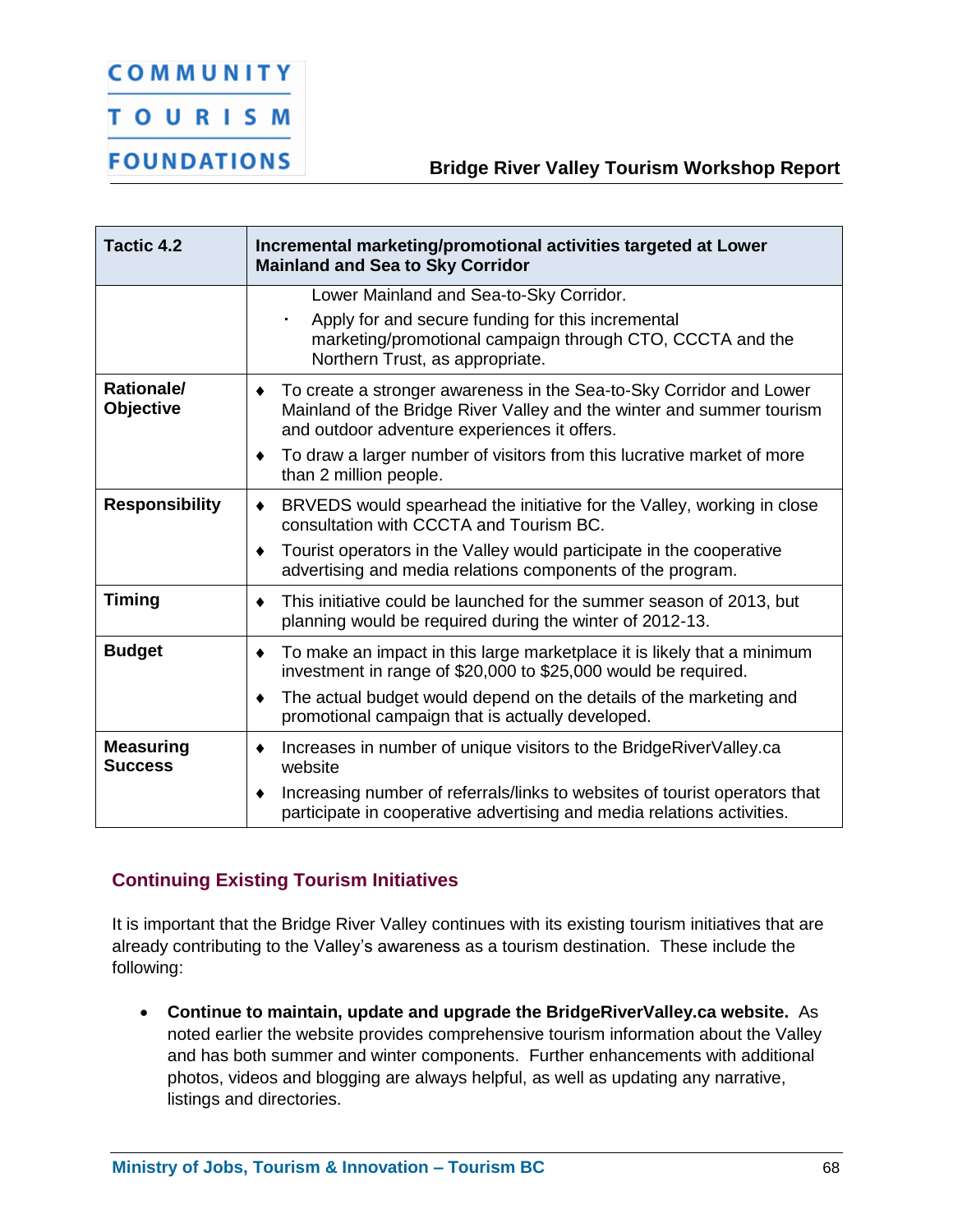| Tactic 4.2 | Incremental marketing/promotional activities targeted at Lower Mainland and Sea to Sky Corridor |
|---|---|
| | Lower Mainland and Sea-to-Sky Corridor.<br>▪ Apply for and secure funding for this incremental marketing/promotional campaign through CTO, CCCTA and the Northern Trust, as appropriate. |
| **Rationale/ Objective** | ♦ To create a stronger awareness in the Sea-to-Sky Corridor and Lower Mainland of the Bridge River Valley and the winter and summer tourism and outdoor adventure experiences it offers.<br>♦ To draw a larger number of visitors from this lucrative market of more than 2 million people. |
| **Responsibility** | ♦ BRVEDS would spearhead the initiative for the Valley, working in close consultation with CCCTA and Tourism BC.<br>♦ Tourist operators in the Valley would participate in the cooperative advertising and media relations components of the program. |
| **Timing** | ♦ This initiative could be launched for the summer season of 2013, but planning would be required during the winter of 2012-13. |
| **Budget** | ♦ To make an impact in this large marketplace it is likely that a minimum investment in range of $20,000 to $25,000 would be required.<br>♦ The actual budget would depend on the details of the marketing and promotional campaign that is actually developed. |
| **Measuring Success** | ♦ Increases in number of unique visitors to the BridgeRiverValley.ca website<br>♦ Increasing number of referrals/links to websites of tourist operators that participate in cooperative advertising and media relations activities. |

### Continuing Existing Tourism Initiatives

It is important that the Bridge River Valley continues with its existing tourism initiatives that are already contributing to the Valley's awareness as a tourism destination. These include the following:

- **Continue to maintain, update and upgrade the BridgeRiverValley.ca website.** As noted earlier the website provides comprehensive tourism information about the Valley and has both summer and winter components. Further enhancements with additional photos, videos and blogging are always helpful, as well as updating any narrative, listings and directories.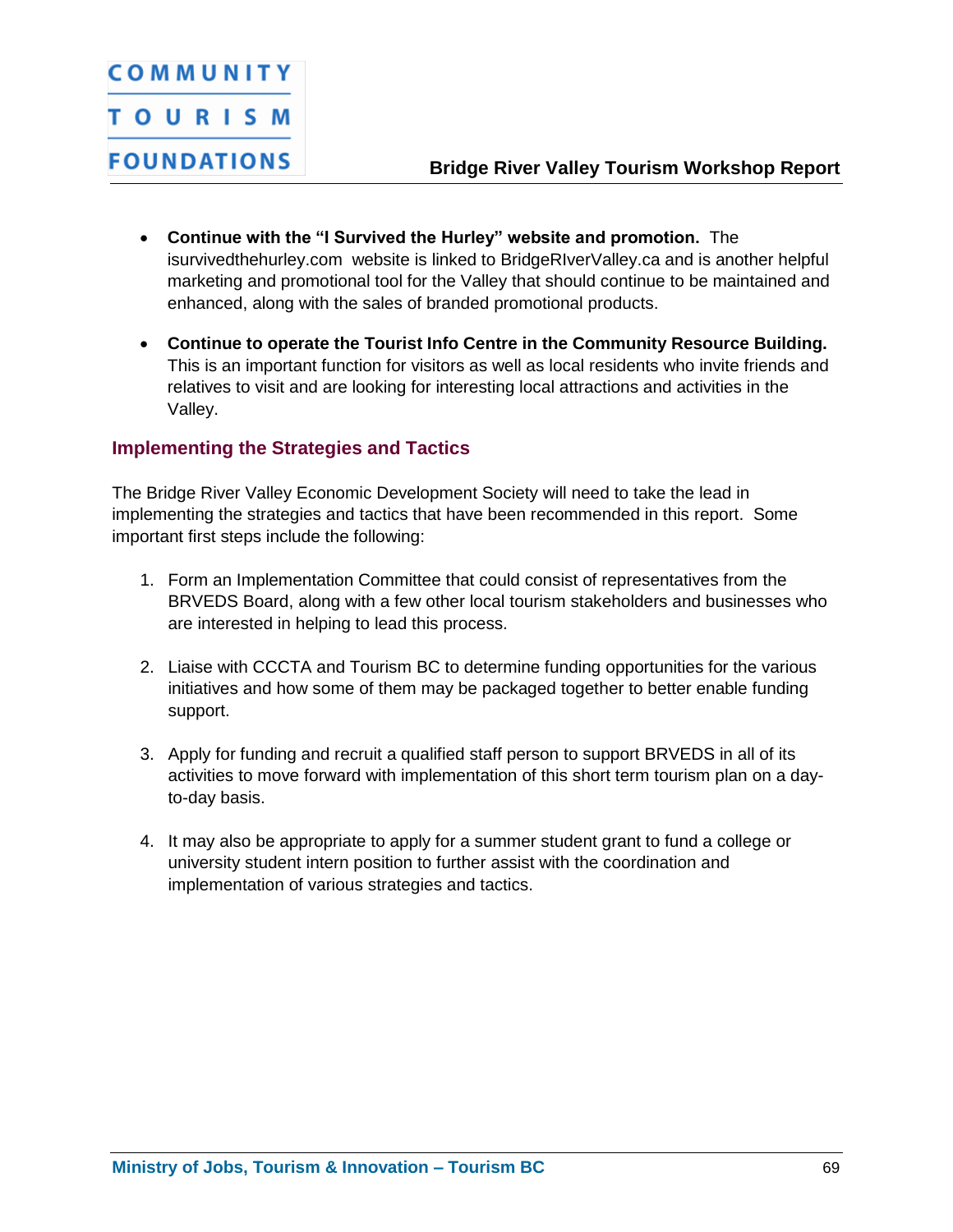- **Continue with the "I Survived the Hurley" website and promotion.** The isurvivedthehurley.com website is linked to BridgeRIverValley.ca and is another helpful marketing and promotional tool for the Valley that should continue to be maintained and enhanced, along with the sales of branded promotional products.

- **Continue to operate the Tourist Info Centre in the Community Resource Building.** This is an important function for visitors as well as local residents who invite friends and relatives to visit and are looking for interesting local attractions and activities in the Valley.

## Implementing the Strategies and Tactics

The Bridge River Valley Economic Development Society will need to take the lead in implementing the strategies and tactics that have been recommended in this report. Some important first steps include the following:

1. Form an Implementation Committee that could consist of representatives from the BRVEDS Board, along with a few other local tourism stakeholders and businesses who are interested in helping to lead this process.

2. Liaise with CCCTA and Tourism BC to determine funding opportunities for the various initiatives and how some of them may be packaged together to better enable funding support.

3. Apply for funding and recruit a qualified staff person to support BRVEDS in all of its activities to move forward with implementation of this short term tourism plan on a day-to-day basis.

4. It may also be appropriate to apply for a summer student grant to fund a college or university student intern position to further assist with the coordination and implementation of various strategies and tactics.